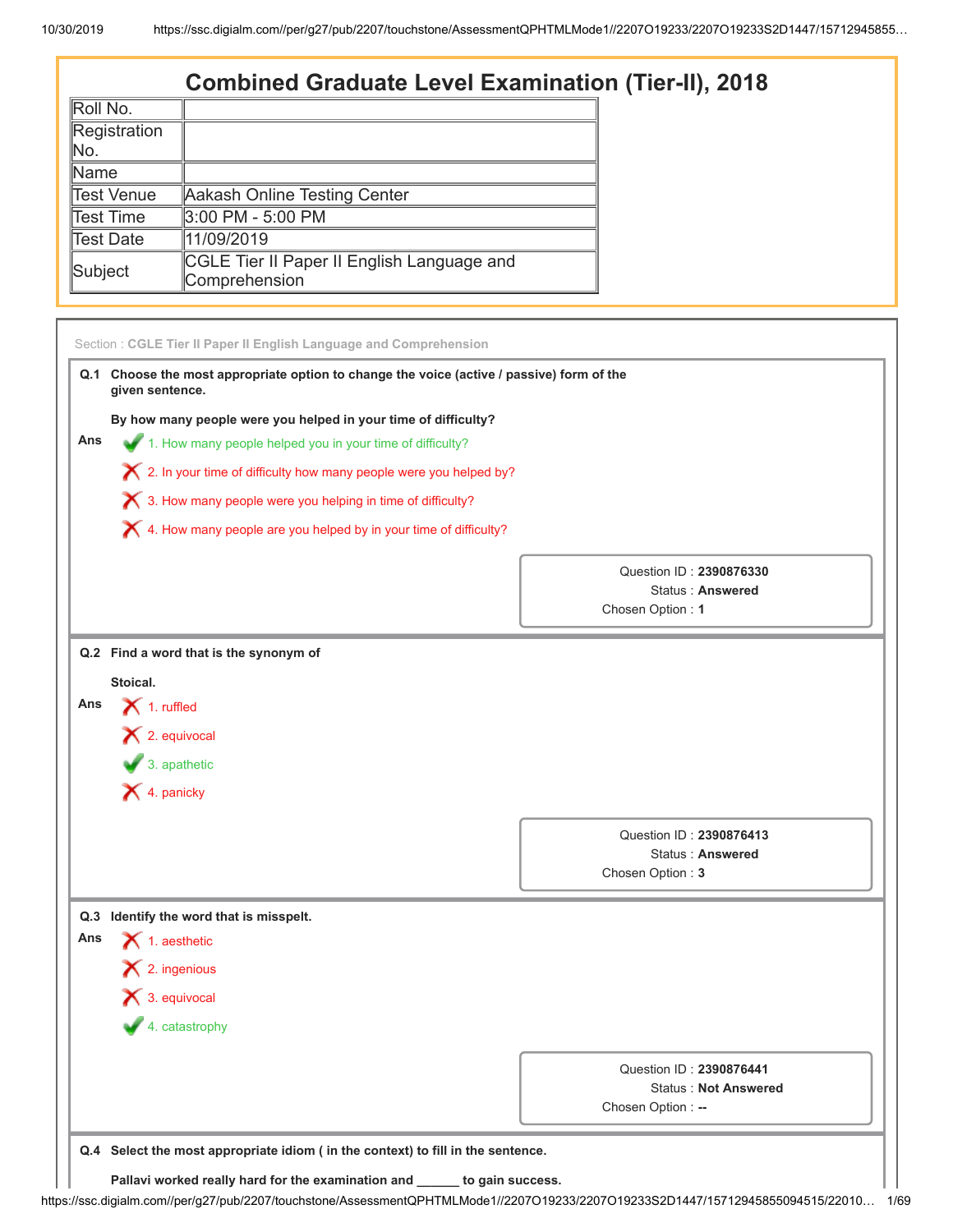# Combined Graduate Level Examination (Tier-II), 2018

| Roll No. | |
|---|---|
| Registration No. | |
| Name | |
| Test Venue | Aakash Online Testing Center |
| Test Time | 3:00 PM - 5:00 PM |
| Test Date | 11/09/2019 |
| Subject | CGLE Tier II Paper II English Language and Comprehension |

Section : **CGLE Tier II Paper II English Language and Comprehension**

**Q.1 Choose the most appropriate option to change the voice (active / passive) form of the given sentence.**

**By how many people were you helped in your time of difficulty?**

Ans
1. How many people helped you in your time of difficulty? ✔
2. In your time of difficulty how many people were you helped by? ✘
3. How many people were you helping in time of difficulty? ✘
4. How many people are you helped by in your time of difficulty? ✘

Question ID : **2390876330**
Status : **Answered**
Chosen Option : **1**

**Q.2 Find a word that is the synonym of**

**Stoical.**

Ans
1. ruffled ✘
2. equivocal ✘
3. apathetic ✔
4. panicky ✘

Question ID : **2390876413**
Status : **Answered**
Chosen Option : **3**

**Q.3 Identify the word that is misspelt.**

Ans
1. aesthetic ✘
2. ingenious ✘
3. equivocal ✘
4. catastrophy ✔

Question ID : **2390876441**
Status : **Not Answered**
Chosen Option : **--**

**Q.4 Select the most appropriate idiom ( in the context) to fill in the sentence.**

**Pallavi worked really hard for the examination and ______ to gain success.**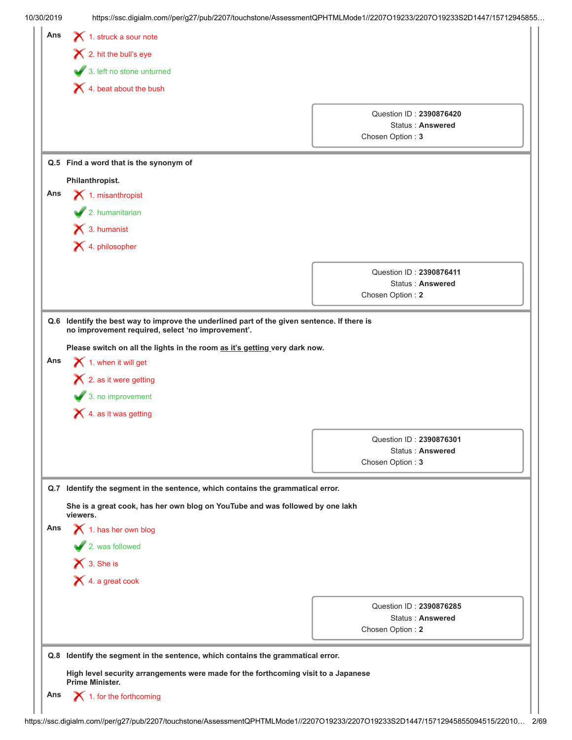Ans
1. struck a sour note
2. hit the bull's eye
3. left no stone unturned ✔
4. beat about the bush

Question ID : **2390876420**
Status : **Answered**
Chosen Option : **3**

---

**Q.5 Find a word that is the synonym of**

**Philanthropist.**

Ans
1. misanthropist
2. humanitarian ✔
3. humanist
4. philosopher

Question ID : **2390876411**
Status : **Answered**
Chosen Option : **2**

---

**Q.6 Identify the best way to improve the underlined part of the given sentence. If there is no improvement required, select 'no improvement'.**

**Please switch on all the lights in the room <u>as it's getting</u> very dark now.**

Ans
1. when it will get
2. as it were getting
3. no improvement ✔
4. as it was getting

Question ID : **2390876301**
Status : **Answered**
Chosen Option : **3**

---

**Q.7 Identify the segment in the sentence, which contains the grammatical error.**

**She is a great cook, has her own blog on YouTube and was followed by one lakh viewers.**

Ans
1. has her own blog
2. was followed ✔
3. She is
4. a great cook

Question ID : **2390876285**
Status : **Answered**
Chosen Option : **2**

---

**Q.8 Identify the segment in the sentence, which contains the grammatical error.**

**High level security arrangements were made for the forthcoming visit to a Japanese Prime Minister.**

Ans
1. for the forthcoming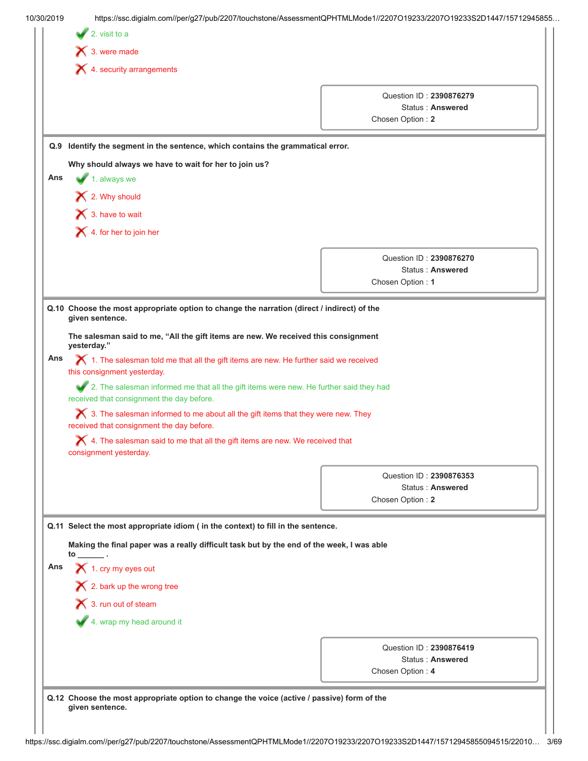✔ 2. visit to a

✘ 3. were made

✘ 4. security arrangements

Question ID : **2390876279**
Status : **Answered**
Chosen Option : **2**

---

**Q.9 Identify the segment in the sentence, which contains the grammatical error.**

**Why should always we have to wait for her to join us?**

**Ans**

✔ 1. always we

✘ 2. Why should

✘ 3. have to wait

✘ 4. for her to join her

Question ID : **2390876270**
Status : **Answered**
Chosen Option : **1**

---

**Q.10 Choose the most appropriate option to change the narration (direct / indirect) of the given sentence.**

**The salesman said to me, "All the gift items are new. We received this consignment yesterday."**

**Ans**

✘ 1. The salesman told me that all the gift items are new. He further said we received this consignment yesterday.

✔ 2. The salesman informed me that all the gift items were new. He further said they had received that consignment the day before.

✘ 3. The salesman informed to me about all the gift items that they were new. They received that consignment the day before.

✘ 4. The salesman said to me that all the gift items are new. We received that consignment yesterday.

Question ID : **2390876353**
Status : **Answered**
Chosen Option : **2**

---

**Q.11 Select the most appropriate idiom ( in the context) to fill in the sentence.**

**Making the final paper was a really difficult task but by the end of the week, I was able to ______ .**

**Ans**

✘ 1. cry my eyes out

✘ 2. bark up the wrong tree

✘ 3. run out of steam

✔ 4. wrap my head around it

Question ID : **2390876419**
Status : **Answered**
Chosen Option : **4**

---

**Q.12 Choose the most appropriate option to change the voice (active / passive) form of the given sentence.**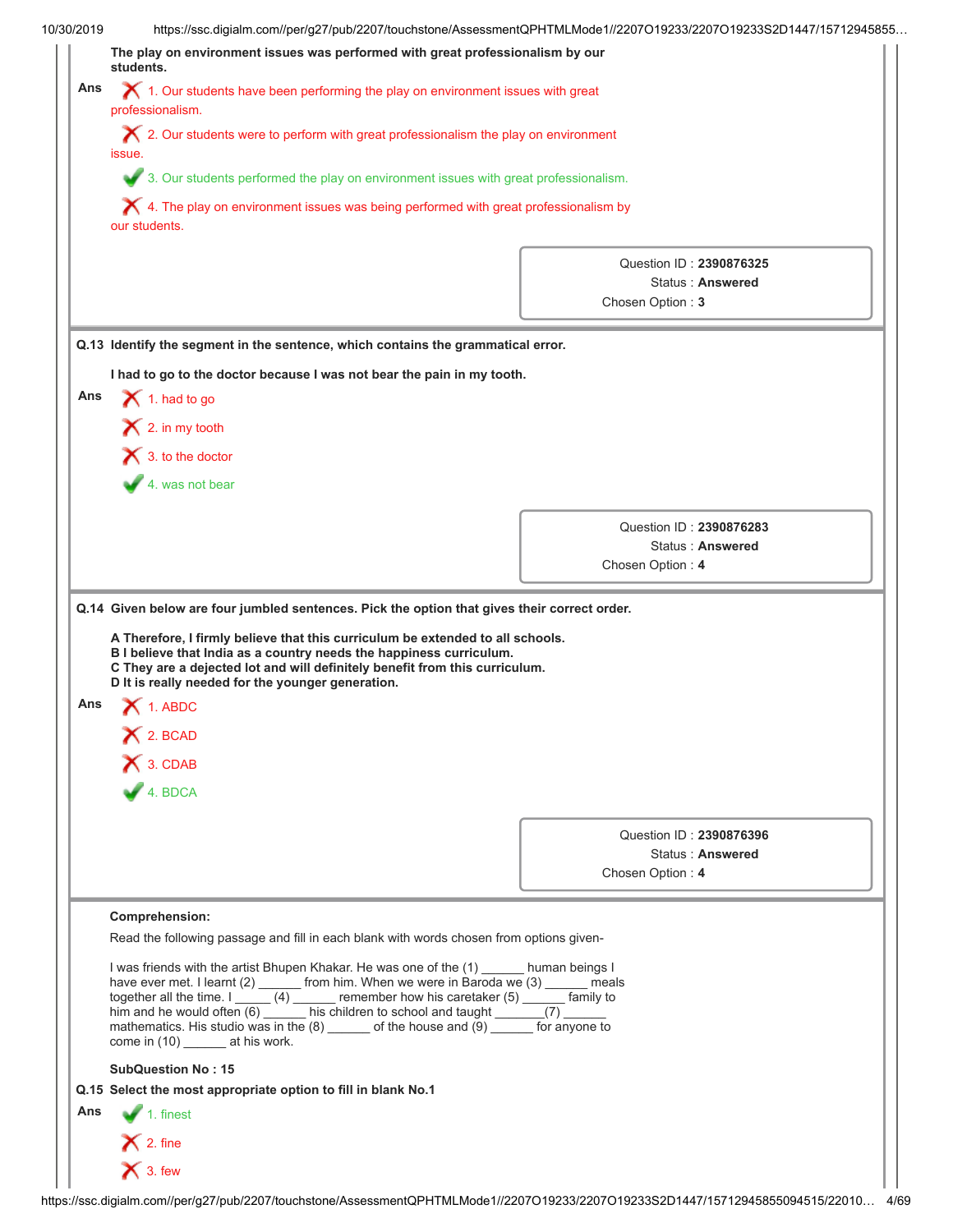**The play on environment issues was performed with great professionalism by our students.**

Ans

✗ 1. Our students have been performing the play on environment issues with great professionalism.

✗ 2. Our students were to perform with great professionalism the play on environment issue.

✓ 3. Our students performed the play on environment issues with great professionalism.

✗ 4. The play on environment issues was being performed with great professionalism by our students.

Question ID : **2390876325**
Status : **Answered**
Chosen Option : **3**

---

**Q.13 Identify the segment in the sentence, which contains the grammatical error.**

**I had to go to the doctor because I was not bear the pain in my tooth.**

Ans

✗ 1. had to go

✗ 2. in my tooth

✗ 3. to the doctor

✓ 4. was not bear

Question ID : **2390876283**
Status : **Answered**
Chosen Option : **4**

---

**Q.14 Given below are four jumbled sentences. Pick the option that gives their correct order.**

**A Therefore, I firmly believe that this curriculum be extended to all schools.**
**B I believe that India as a country needs the happiness curriculum.**
**C They are a dejected lot and will definitely benefit from this curriculum.**
**D It is really needed for the younger generation.**

Ans

✗ 1. ABDC

✗ 2. BCAD

✗ 3. CDAB

✓ 4. BDCA

Question ID : **2390876396**
Status : **Answered**
Chosen Option : **4**

---

**Comprehension:**

Read the following passage and fill in each blank with words chosen from options given-

I was friends with the artist Bhupen Khakar. He was one of the (1) ______ human beings I have ever met. I learnt (2) ______ from him. When we were in Baroda we (3) ______ meals together all the time. I _____ (4) ______ remember how his caretaker (5) ______ family to him and he would often (6) ______ his children to school and taught _______(7) ______ mathematics. His studio was in the (8) ______ of the house and (9) ______ for anyone to come in (10) ______ at his work.

**SubQuestion No : 15**

**Q.15 Select the most appropriate option to fill in blank No.1**

Ans

✓ 1. finest

✗ 2. fine

✗ 3. few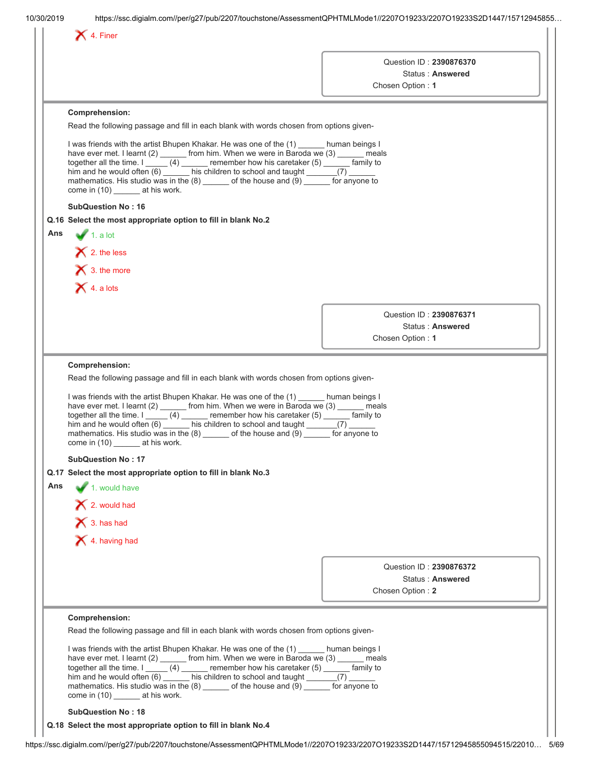4. Finer

Question ID : **2390876370**
Status : **Answered**
Chosen Option : **1**

---

**Comprehension:**

Read the following passage and fill in each blank with words chosen from options given-

I was friends with the artist Bhupen Khakar. He was one of the (1) ______ human beings I have ever met. I learnt (2) ______ from him. When we were in Baroda we (3) ______ meals together all the time. I _____ (4) ______ remember how his caretaker (5) ______ family to him and he would often (6) ______ his children to school and taught _______(7) ______ mathematics. His studio was in the (8) ______ of the house and (9) ______ for anyone to come in (10) ______ at his work.

**SubQuestion No : 16**

**Q.16 Select the most appropriate option to fill in blank No.2**

**Ans**

1. a lot ✔
2. the less ✘
3. the more ✘
4. a lots ✘

Question ID : **2390876371**
Status : **Answered**
Chosen Option : **1**

---

**Comprehension:**

Read the following passage and fill in each blank with words chosen from options given-

I was friends with the artist Bhupen Khakar. He was one of the (1) ______ human beings I have ever met. I learnt (2) ______ from him. When we were in Baroda we (3) ______ meals together all the time. I _____ (4) ______ remember how his caretaker (5) ______ family to him and he would often (6) ______ his children to school and taught _______(7) ______ mathematics. His studio was in the (8) ______ of the house and (9) ______ for anyone to come in (10) ______ at his work.

**SubQuestion No : 17**

**Q.17 Select the most appropriate option to fill in blank No.3**

**Ans**

1. would have ✔
2. would had ✘
3. has had ✘
4. having had ✘

Question ID : **2390876372**
Status : **Answered**
Chosen Option : **2**

---

**Comprehension:**

Read the following passage and fill in each blank with words chosen from options given-

I was friends with the artist Bhupen Khakar. He was one of the (1) ______ human beings I have ever met. I learnt (2) ______ from him. When we were in Baroda we (3) ______ meals together all the time. I _____ (4) ______ remember how his caretaker (5) ______ family to him and he would often (6) ______ his children to school and taught _______(7) ______ mathematics. His studio was in the (8) ______ of the house and (9) ______ for anyone to come in (10) ______ at his work.

**SubQuestion No : 18**

**Q.18 Select the most appropriate option to fill in blank No.4**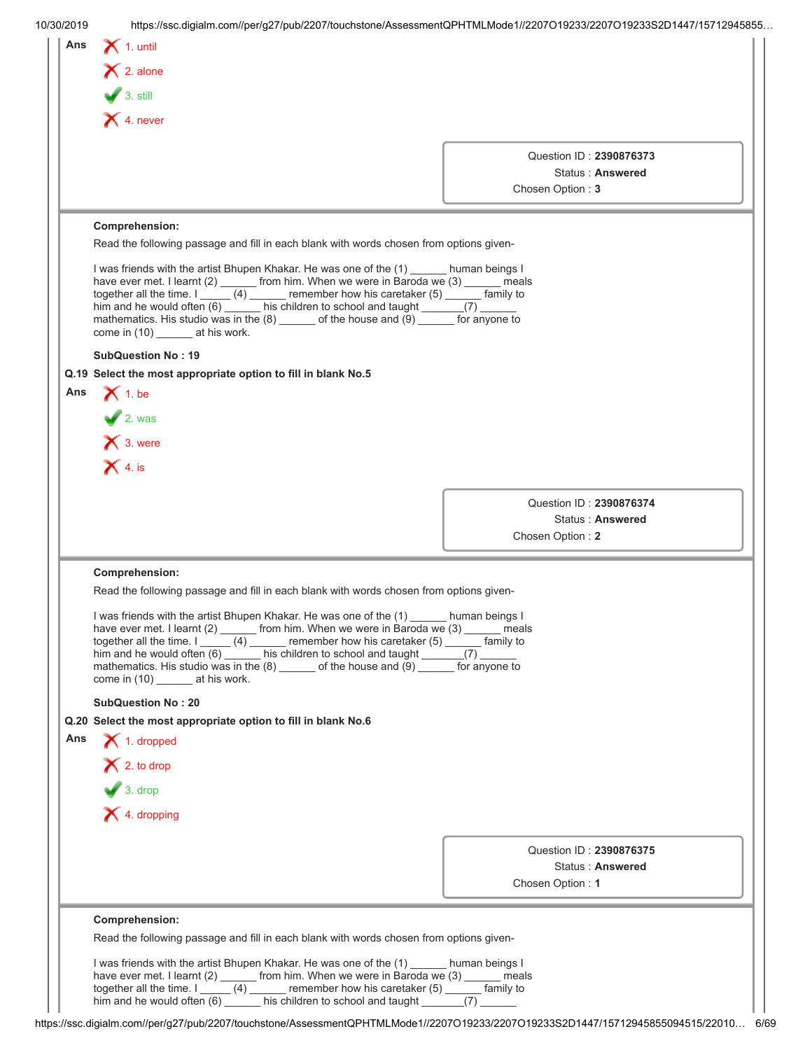**Ans**

1. until ✗
2. alone ✗
3. still ✓
4. never ✗

Question ID : **2390876373**
Status : **Answered**
Chosen Option : **3**

---

**Comprehension:**

Read the following passage and fill in each blank with words chosen from options given-

I was friends with the artist Bhupen Khakar. He was one of the (1) ______ human beings I have ever met. I learnt (2) ______ from him. When we were in Baroda we (3) ______ meals together all the time. I ______ (4) ______ remember how his caretaker (5) ______ family to him and he would often (6) ______ his children to school and taught _______(7) ______ mathematics. His studio was in the (8) ______ of the house and (9) ______ for anyone to come in (10) ______ at his work.

**SubQuestion No : 19**

**Q.19 Select the most appropriate option to fill in blank No.5**

**Ans**

1. be ✗
2. was ✓
3. were ✗
4. is ✗

Question ID : **2390876374**
Status : **Answered**
Chosen Option : **2**

---

**Comprehension:**

Read the following passage and fill in each blank with words chosen from options given-

I was friends with the artist Bhupen Khakar. He was one of the (1) ______ human beings I have ever met. I learnt (2) ______ from him. When we were in Baroda we (3) ______ meals together all the time. I ______ (4) ______ remember how his caretaker (5) ______ family to him and he would often (6) ______ his children to school and taught _______(7) ______ mathematics. His studio was in the (8) ______ of the house and (9) ______ for anyone to come in (10) ______ at his work.

**SubQuestion No : 20**

**Q.20 Select the most appropriate option to fill in blank No.6**

**Ans**

1. dropped ✗
2. to drop ✗
3. drop ✓
4. dropping ✗

Question ID : **2390876375**
Status : **Answered**
Chosen Option : **1**

---

**Comprehension:**

Read the following passage and fill in each blank with words chosen from options given-

I was friends with the artist Bhupen Khakar. He was one of the (1) ______ human beings I have ever met. I learnt (2) ______ from him. When we were in Baroda we (3) ______ meals together all the time. I ______ (4) ______ remember how his caretaker (5) ______ family to him and he would often (6) ______ his children to school and taught _______(7) ______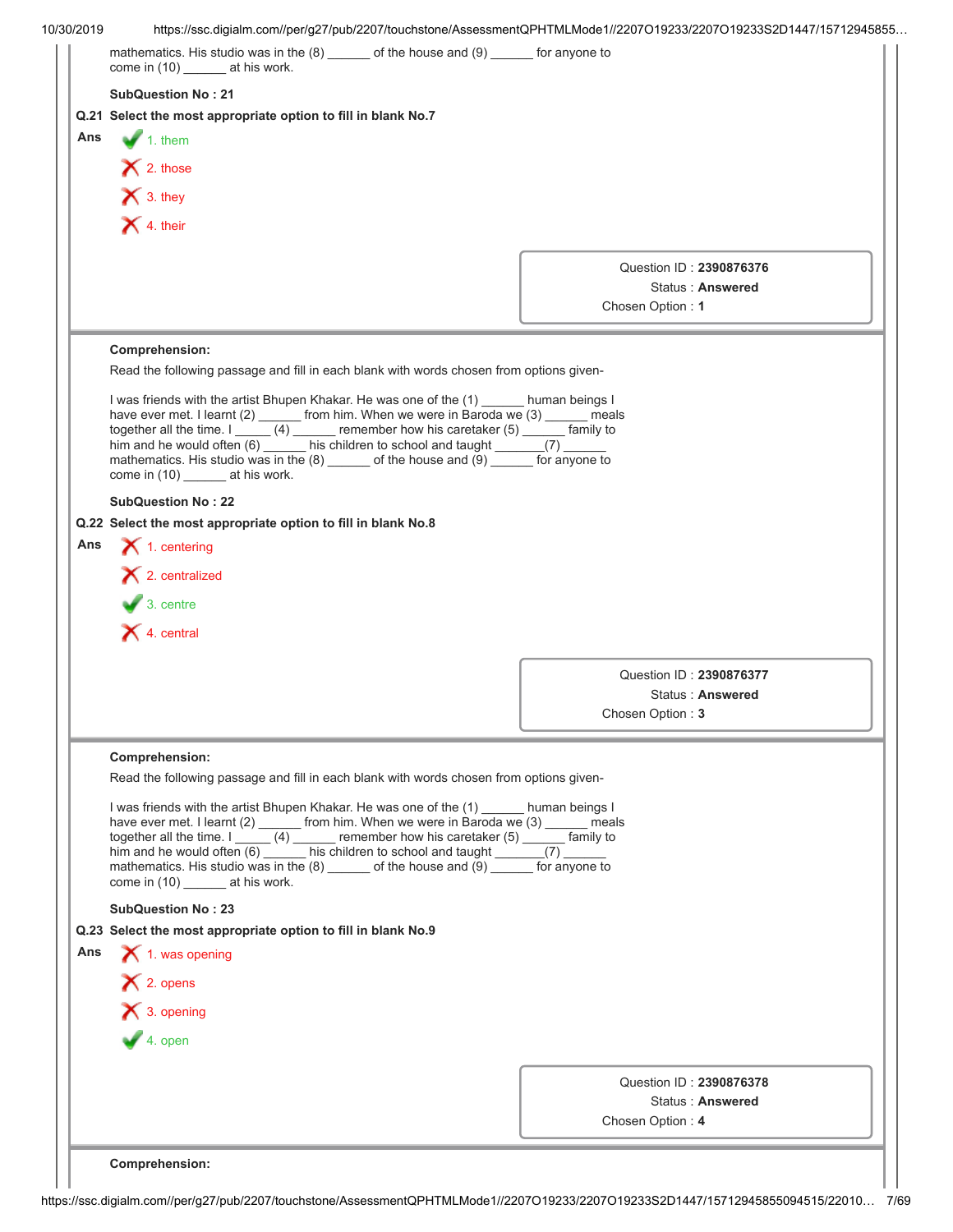mathematics. His studio was in the (8) ______ of the house and (9) ______ for anyone to come in (10) ______ at his work.

**SubQuestion No : 21**

**Q.21 Select the most appropriate option to fill in blank No.7**

**Ans**

✔ 1. them

✘ 2. those

✘ 3. they

✘ 4. their

Question ID : **2390876376**
Status : **Answered**
Chosen Option : **1**

---

**Comprehension:**

Read the following passage and fill in each blank with words chosen from options given-

I was friends with the artist Bhupen Khakar. He was one of the (1) ______ human beings I have ever met. I learnt (2) ______ from him. When we were in Baroda we (3) ______ meals together all the time. I ______ (4) ______ remember how his caretaker (5) ______ family to him and he would often (6) ______ his children to school and taught _______(7) ______ mathematics. His studio was in the (8) ______ of the house and (9) ______ for anyone to come in (10) ______ at his work.

**SubQuestion No : 22**

**Q.22 Select the most appropriate option to fill in blank No.8**

**Ans**

✘ 1. centering

✘ 2. centralized

✔ 3. centre

✘ 4. central

Question ID : **2390876377**
Status : **Answered**
Chosen Option : **3**

---

**Comprehension:**

Read the following passage and fill in each blank with words chosen from options given-

I was friends with the artist Bhupen Khakar. He was one of the (1) ______ human beings I have ever met. I learnt (2) ______ from him. When we were in Baroda we (3) ______ meals together all the time. I ______ (4) ______ remember how his caretaker (5) ______ family to him and he would often (6) ______ his children to school and taught _______(7) ______ mathematics. His studio was in the (8) ______ of the house and (9) ______ for anyone to come in (10) ______ at his work.

**SubQuestion No : 23**

**Q.23 Select the most appropriate option to fill in blank No.9**

**Ans**

✘ 1. was opening

✘ 2. opens

✘ 3. opening

✔ 4. open

Question ID : **2390876378**
Status : **Answered**
Chosen Option : **4**

---

**Comprehension:**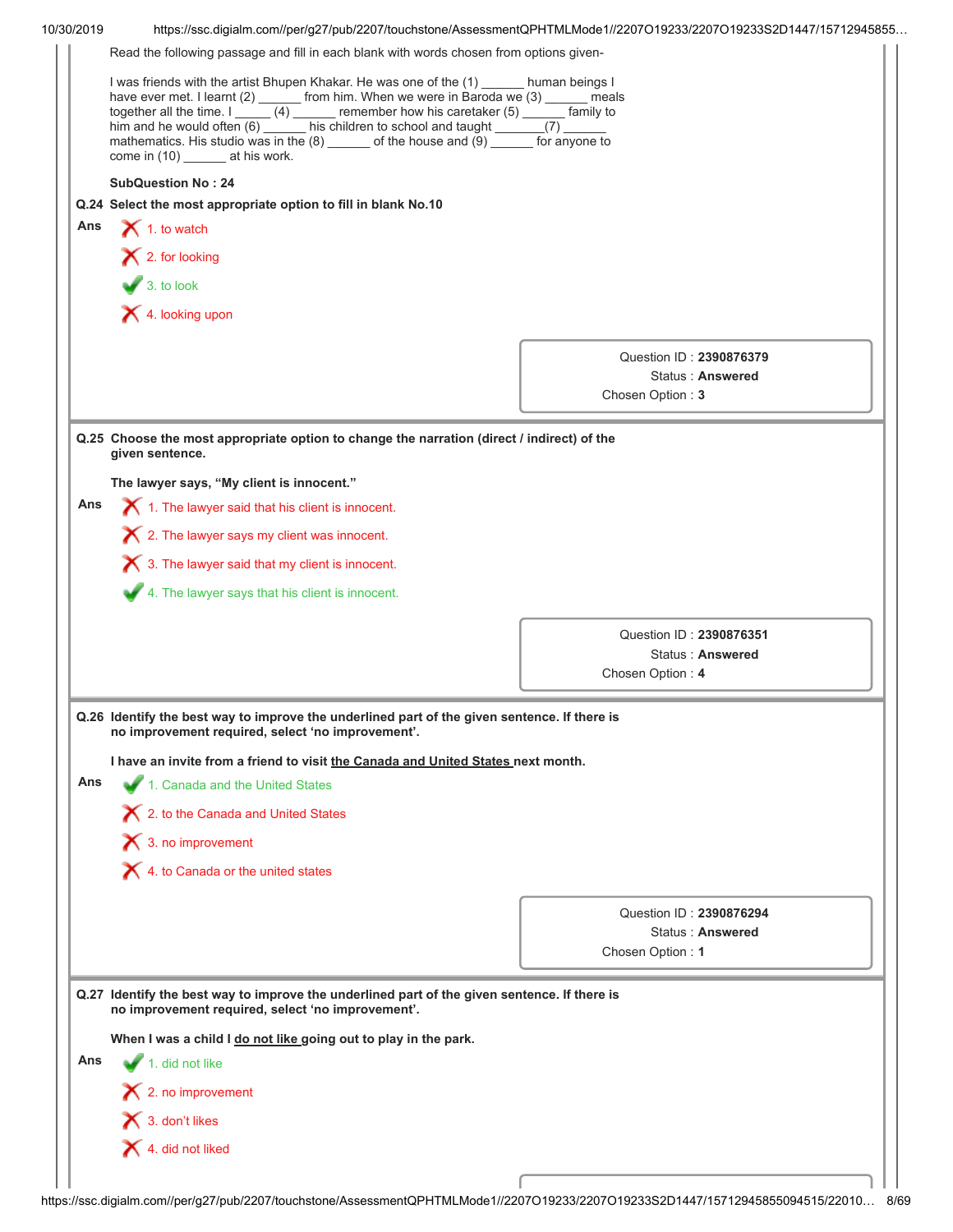Read the following passage and fill in each blank with words chosen from options given-

I was friends with the artist Bhupen Khakar. He was one of the (1) ______ human beings I have ever met. I learnt (2) ______ from him. When we were in Baroda we (3) ______ meals together all the time. I ______ (4) ______ remember how his caretaker (5) ______ family to him and he would often (6) ______ his children to school and taught _______(7) ______ mathematics. His studio was in the (8) ______ of the house and (9) ______ for anyone to come in (10) ______ at his work.

**SubQuestion No : 24**

**Q.24 Select the most appropriate option to fill in blank No.10**

**Ans**

1. to watch ✗
2. for looking ✗
3. to look ✓
4. looking upon ✗

Question ID : **2390876379**
Status : **Answered**
Chosen Option : **3**

---

**Q.25 Choose the most appropriate option to change the narration (direct / indirect) of the given sentence.**

**The lawyer says, "My client is innocent."**

**Ans**

1. The lawyer said that his client is innocent. ✗
2. The lawyer says my client was innocent. ✗
3. The lawyer said that my client is innocent. ✗
4. The lawyer says that his client is innocent. ✓

Question ID : **2390876351**
Status : **Answered**
Chosen Option : **4**

---

**Q.26 Identify the best way to improve the underlined part of the given sentence. If there is no improvement required, select 'no improvement'.**

**I have an invite from a friend to visit <u>the Canada and United States</u> next month.**

**Ans**

1. Canada and the United States ✓
2. to the Canada and United States ✗
3. no improvement ✗
4. to Canada or the united states ✗

Question ID : **2390876294**
Status : **Answered**
Chosen Option : **1**

---

**Q.27 Identify the best way to improve the underlined part of the given sentence. If there is no improvement required, select 'no improvement'.**

**When I was a child I <u>do not like</u> going out to play in the park.**

**Ans**

1. did not like ✓
2. no improvement ✗
3. don't likes ✗
4. did not liked ✗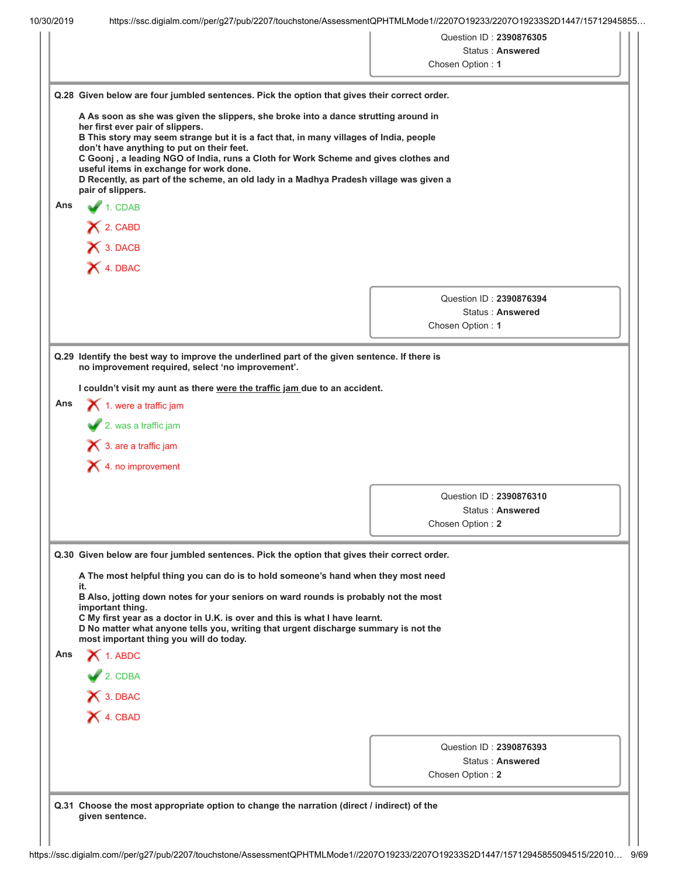Question ID : **2390876305**
Status : **Answered**
Chosen Option : **1**

**Q.28 Given below are four jumbled sentences. Pick the option that gives their correct order.**

**A As soon as she was given the slippers, she broke into a dance strutting around in her first ever pair of slippers.**
**B This story may seem strange but it is a fact that, in many villages of India, people don't have anything to put on their feet.**
**C Goonj , a leading NGO of India, runs a Cloth for Work Scheme and gives clothes and useful items in exchange for work done.**
**D Recently, as part of the scheme, an old lady in a Madhya Pradesh village was given a pair of slippers.**

**Ans**

✔ 1. CDAB

✘ 2. CABD

✘ 3. DACB

✘ 4. DBAC

Question ID : **2390876394**
Status : **Answered**
Chosen Option : **1**

**Q.29 Identify the best way to improve the underlined part of the given sentence. If there is no improvement required, select 'no improvement'.**

**I couldn't visit my aunt as there <u>were the traffic jam</u> due to an accident.**

**Ans**

✘ 1. were a traffic jam

✔ 2. was a traffic jam

✘ 3. are a traffic jam

✘ 4. no improvement

Question ID : **2390876310**
Status : **Answered**
Chosen Option : **2**

**Q.30 Given below are four jumbled sentences. Pick the option that gives their correct order.**

**A The most helpful thing you can do is to hold someone's hand when they most need it.**
**B Also, jotting down notes for your seniors on ward rounds is probably not the most important thing.**
**C My first year as a doctor in U.K. is over and this is what I have learnt.**
**D No matter what anyone tells you, writing that urgent discharge summary is not the most important thing you will do today.**

**Ans**

✘ 1. ABDC

✔ 2. CDBA

✘ 3. DBAC

✘ 4. CBAD

Question ID : **2390876393**
Status : **Answered**
Chosen Option : **2**

**Q.31 Choose the most appropriate option to change the narration (direct / indirect) of the given sentence.**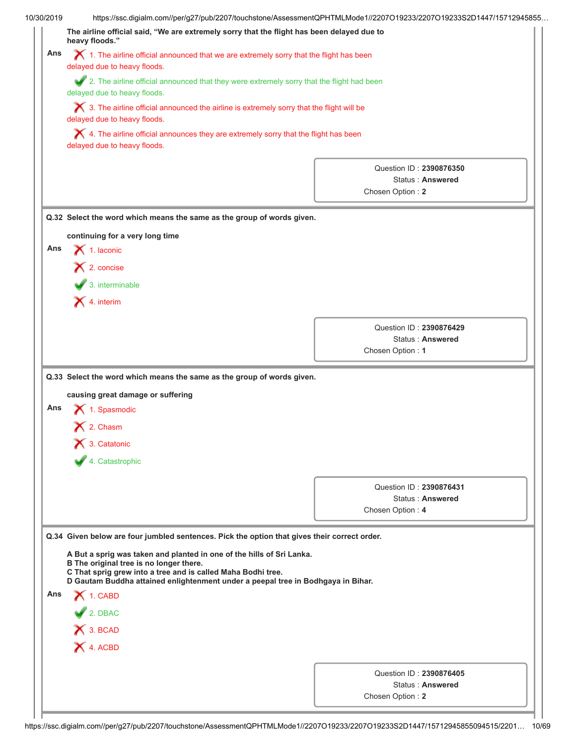The airline official said, “We are extremely sorry that the flight has been delayed due to heavy floods.”

**Ans**

✗ 1. The airline official announced that we are extremely sorry that the flight has been delayed due to heavy floods.

✓ 2. The airline official announced that they were extremely sorry that the flight had been delayed due to heavy floods.

✗ 3. The airline official announced the airline is extremely sorry that the flight will be delayed due to heavy floods.

✗ 4. The airline official announces they are extremely sorry that the flight has been delayed due to heavy floods.

Question ID : **2390876350**
Status : **Answered**
Chosen Option : **2**

---

**Q.32 Select the word which means the same as the group of words given.**

**continuing for a very long time**

**Ans**

✗ 1. laconic

✗ 2. concise

✓ 3. interminable

✗ 4. interim

Question ID : **2390876429**
Status : **Answered**
Chosen Option : **1**

---

**Q.33 Select the word which means the same as the group of words given.**

**causing great damage or suffering**

**Ans**

✗ 1. Spasmodic

✗ 2. Chasm

✗ 3. Catatonic

✓ 4. Catastrophic

Question ID : **2390876431**
Status : **Answered**
Chosen Option : **4**

---

**Q.34 Given below are four jumbled sentences. Pick the option that gives their correct order.**

**A But a sprig was taken and planted in one of the hills of Sri Lanka.**
**B The original tree is no longer there.**
**C That sprig grew into a tree and is called Maha Bodhi tree.**
**D Gautam Buddha attained enlightenment under a peepal tree in Bodhgaya in Bihar.**

**Ans**

✗ 1. CABD

✓ 2. DBAC

✗ 3. BCAD

✗ 4. ACBD

Question ID : **2390876405**
Status : **Answered**
Chosen Option : **2**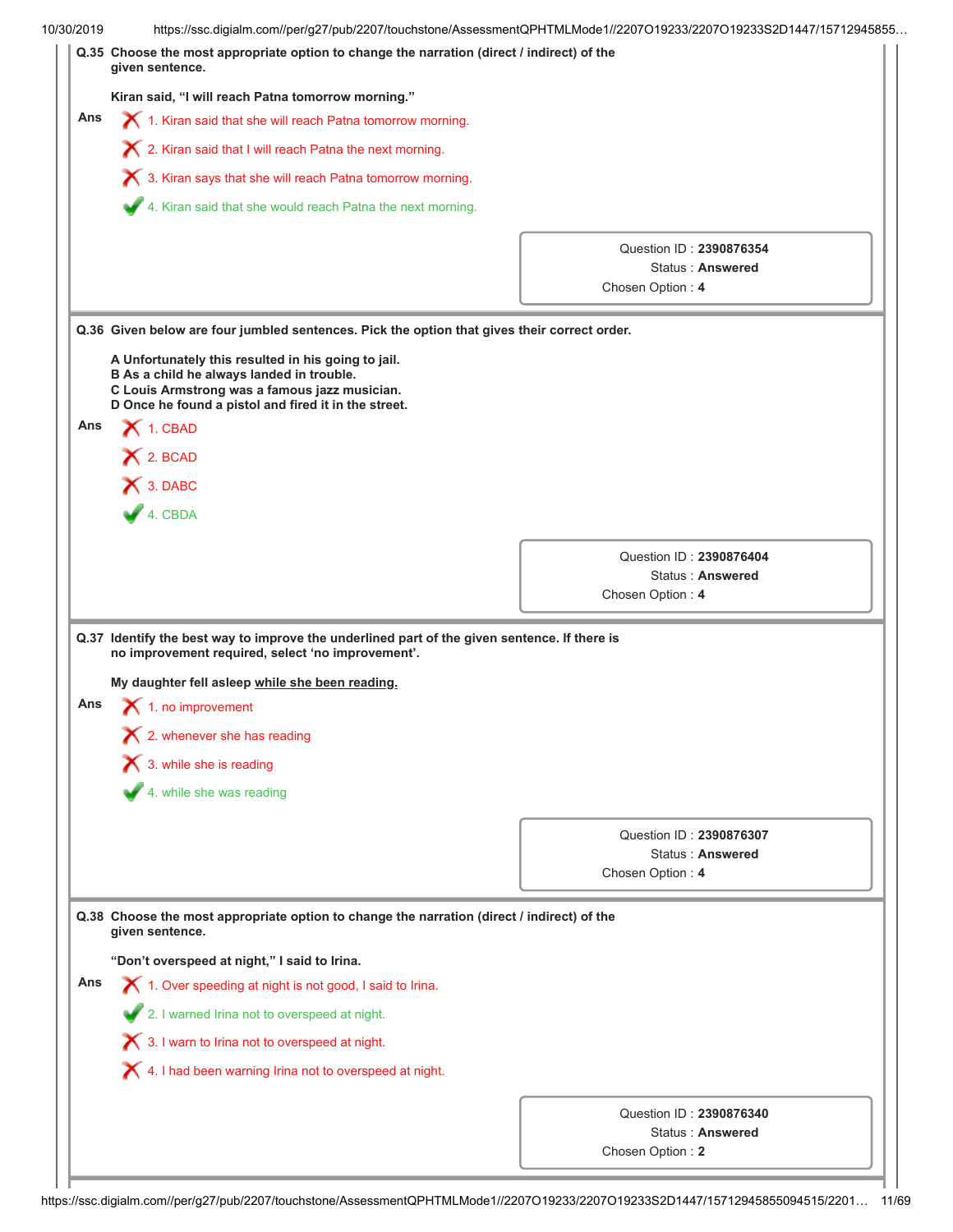**Q.35** Choose the most appropriate option to change the narration (direct / indirect) of the given sentence.

Kiran said, "I will reach Patna tomorrow morning."

**Ans**

✗ 1. Kiran said that she will reach Patna tomorrow morning.

✗ 2. Kiran said that I will reach Patna the next morning.

✗ 3. Kiran says that she will reach Patna tomorrow morning.

✓ 4. Kiran said that she would reach Patna the next morning.

Question ID : **2390876354**
Status : **Answered**
Chosen Option : **4**

---

**Q.36** Given below are four jumbled sentences. Pick the option that gives their correct order.

A Unfortunately this resulted in his going to jail.
B As a child he always landed in trouble.
C Louis Armstrong was a famous jazz musician.
D Once he found a pistol and fired it in the street.

**Ans**

✗ 1. CBAD

✗ 2. BCAD

✗ 3. DABC

✓ 4. CBDA

Question ID : **2390876404**
Status : **Answered**
Chosen Option : **4**

---

**Q.37** Identify the best way to improve the underlined part of the given sentence. If there is no improvement required, select 'no improvement'.

My daughter fell asleep <u>while she been reading.</u>

**Ans**

✗ 1. no improvement

✗ 2. whenever she has reading

✗ 3. while she is reading

✓ 4. while she was reading

Question ID : **2390876307**
Status : **Answered**
Chosen Option : **4**

---

**Q.38** Choose the most appropriate option to change the narration (direct / indirect) of the given sentence.

"Don't overspeed at night," I said to Irina.

**Ans**

✗ 1. Over speeding at night is not good, I said to Irina.

✓ 2. I warned Irina not to overspeed at night.

✗ 3. I warn to Irina not to overspeed at night.

✗ 4. I had been warning Irina not to overspeed at night.

Question ID : **2390876340**
Status : **Answered**
Chosen Option : **2**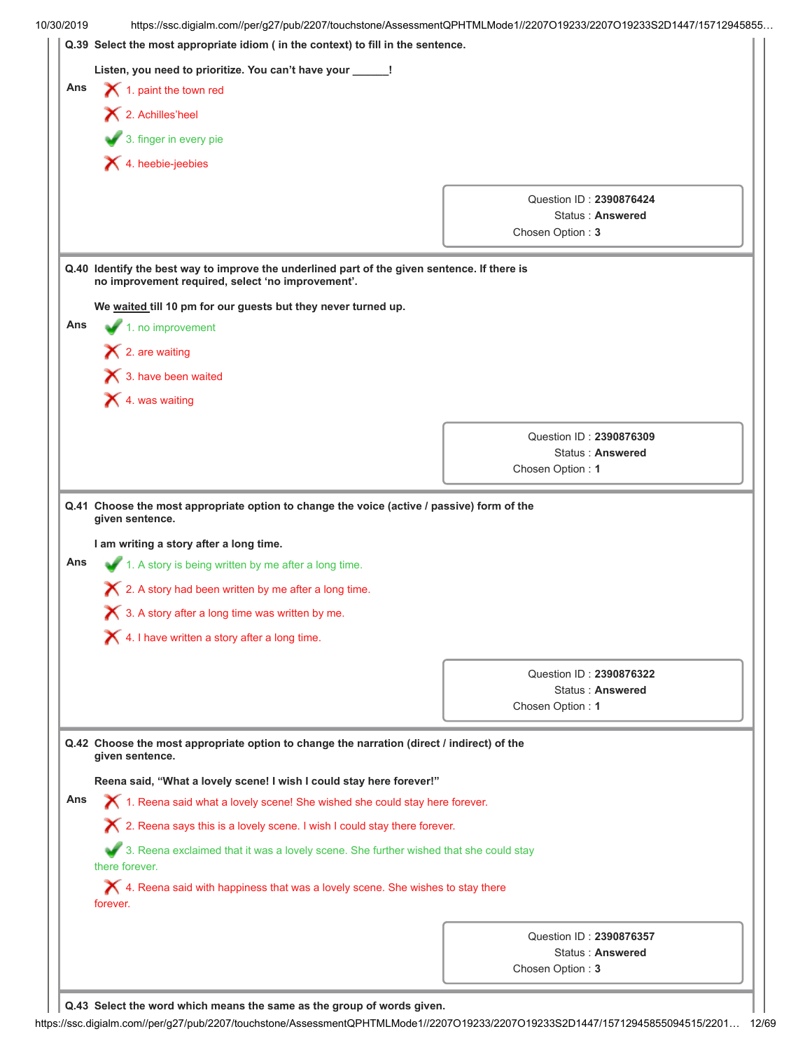**Q.39 Select the most appropriate idiom ( in the context) to fill in the sentence.**

**Listen, you need to prioritize. You can't have your ______!**

**Ans**

✗ 1. paint the town red

✗ 2. Achilles'heel

✓ 3. finger in every pie

✗ 4. heebie-jeebies

Question ID : **2390876424**
Status : **Answered**
Chosen Option : **3**

---

**Q.40 Identify the best way to improve the underlined part of the given sentence. If there is no improvement required, select 'no improvement'.**

**We <u>waited</u> till 10 pm for our guests but they never turned up.**

**Ans**

✓ 1. no improvement

✗ 2. are waiting

✗ 3. have been waited

✗ 4. was waiting

Question ID : **2390876309**
Status : **Answered**
Chosen Option : **1**

---

**Q.41 Choose the most appropriate option to change the voice (active / passive) form of the given sentence.**

**I am writing a story after a long time.**

**Ans**

✓ 1. A story is being written by me after a long time.

✗ 2. A story had been written by me after a long time.

✗ 3. A story after a long time was written by me.

✗ 4. I have written a story after a long time.

Question ID : **2390876322**
Status : **Answered**
Chosen Option : **1**

---

**Q.42 Choose the most appropriate option to change the narration (direct / indirect) of the given sentence.**

**Reena said, "What a lovely scene! I wish I could stay here forever!"**

**Ans**

✗ 1. Reena said what a lovely scene! She wished she could stay here forever.

✗ 2. Reena says this is a lovely scene. I wish I could stay there forever.

✓ 3. Reena exclaimed that it was a lovely scene. She further wished that she could stay there forever.

✗ 4. Reena said with happiness that was a lovely scene. She wishes to stay there forever.

Question ID : **2390876357**
Status : **Answered**
Chosen Option : **3**

---

**Q.43 Select the word which means the same as the group of words given.**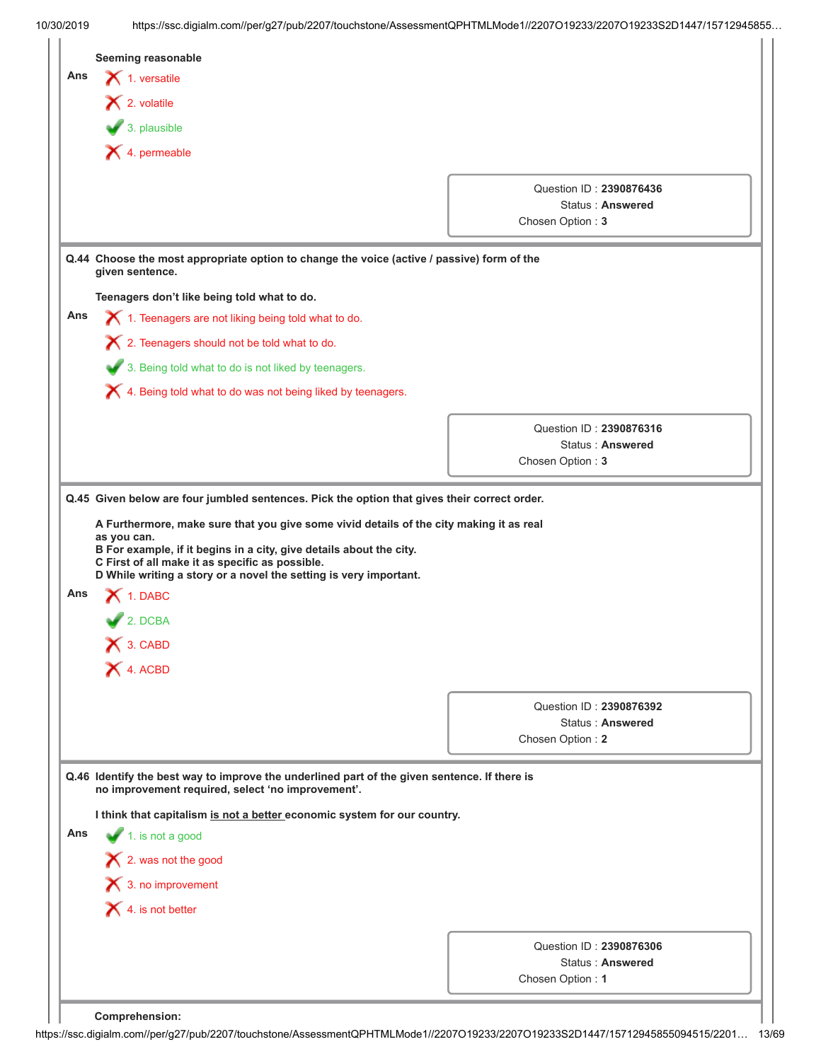Seeming reasonable

Ans
1. versatile
2. volatile
3. plausible ✔
4. permeable

Question ID : **2390876436**
Status : **Answered**
Chosen Option : **3**

---

**Q.44 Choose the most appropriate option to change the voice (active / passive) form of the given sentence.**

**Teenagers don't like being told what to do.**

Ans
1. Teenagers are not liking being told what to do.
2. Teenagers should not be told what to do.
3. Being told what to do is not liked by teenagers. ✔
4. Being told what to do was not being liked by teenagers.

Question ID : **2390876316**
Status : **Answered**
Chosen Option : **3**

---

**Q.45 Given below are four jumbled sentences. Pick the option that gives their correct order.**

**A Furthermore, make sure that you give some vivid details of the city making it as real as you can.**
**B For example, if it begins in a city, give details about the city.**
**C First of all make it as specific as possible.**
**D While writing a story or a novel the setting is very important.**

Ans
1. DABC
2. DCBA ✔
3. CABD
4. ACBD

Question ID : **2390876392**
Status : **Answered**
Chosen Option : **2**

---

**Q.46 Identify the best way to improve the underlined part of the given sentence. If there is no improvement required, select 'no improvement'.**

**I think that capitalism <u>is not a better</u> economic system for our country.**

Ans
1. is not a good ✔
2. was not the good
3. no improvement
4. is not better

Question ID : **2390876306**
Status : **Answered**
Chosen Option : **1**

---

**Comprehension:**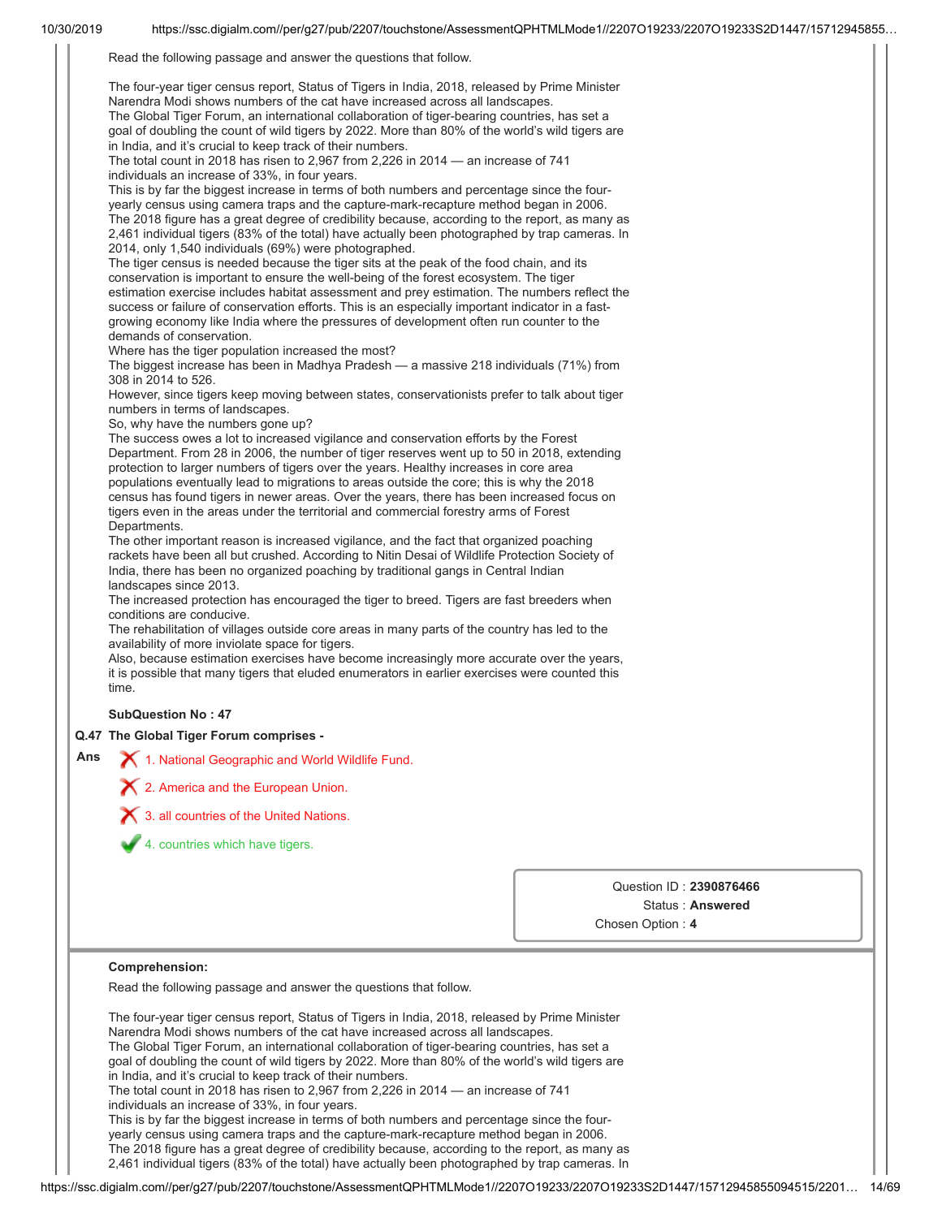Read the following passage and answer the questions that follow.

The four-year tiger census report, Status of Tigers in India, 2018, released by Prime Minister Narendra Modi shows numbers of the cat have increased across all landscapes.
The Global Tiger Forum, an international collaboration of tiger-bearing countries, has set a goal of doubling the count of wild tigers by 2022. More than 80% of the world's wild tigers are in India, and it's crucial to keep track of their numbers.
The total count in 2018 has risen to 2,967 from 2,226 in 2014 — an increase of 741 individuals an increase of 33%, in four years.
This is by far the biggest increase in terms of both numbers and percentage since the four-yearly census using camera traps and the capture-mark-recapture method began in 2006.
The 2018 figure has a great degree of credibility because, according to the report, as many as 2,461 individual tigers (83% of the total) have actually been photographed by trap cameras. In 2014, only 1,540 individuals (69%) were photographed.
The tiger census is needed because the tiger sits at the peak of the food chain, and its conservation is important to ensure the well-being of the forest ecosystem. The tiger estimation exercise includes habitat assessment and prey estimation. The numbers reflect the success or failure of conservation efforts. This is an especially important indicator in a fast-growing economy like India where the pressures of development often run counter to the demands of conservation.
Where has the tiger population increased the most?
The biggest increase has been in Madhya Pradesh — a massive 218 individuals (71%) from 308 in 2014 to 526.
However, since tigers keep moving between states, conservationists prefer to talk about tiger numbers in terms of landscapes.
So, why have the numbers gone up?
The success owes a lot to increased vigilance and conservation efforts by the Forest Department. From 28 in 2006, the number of tiger reserves went up to 50 in 2018, extending protection to larger numbers of tigers over the years. Healthy increases in core area populations eventually lead to migrations to areas outside the core; this is why the 2018 census has found tigers in newer areas. Over the years, there has been increased focus on tigers even in the areas under the territorial and commercial forestry arms of Forest Departments.
The other important reason is increased vigilance, and the fact that organized poaching rackets have been all but crushed. According to Nitin Desai of Wildlife Protection Society of India, there has been no organized poaching by traditional gangs in Central Indian landscapes since 2013.
The increased protection has encouraged the tiger to breed. Tigers are fast breeders when conditions are conducive.
The rehabilitation of villages outside core areas in many parts of the country has led to the availability of more inviolate space for tigers.
Also, because estimation exercises have become increasingly more accurate over the years, it is possible that many tigers that eluded enumerators in earlier exercises were counted this time.

**SubQuestion No : 47**

**Q.47 The Global Tiger Forum comprises -**

Ans
✗ 1. National Geographic and World Wildlife Fund.
✗ 2. America and the European Union.
✗ 3. all countries of the United Nations.
✓ 4. countries which have tigers.

Question ID : **2390876466**
Status : **Answered**
Chosen Option : **4**

**Comprehension:**

Read the following passage and answer the questions that follow.

The four-year tiger census report, Status of Tigers in India, 2018, released by Prime Minister Narendra Modi shows numbers of the cat have increased across all landscapes.
The Global Tiger Forum, an international collaboration of tiger-bearing countries, has set a goal of doubling the count of wild tigers by 2022. More than 80% of the world's wild tigers are in India, and it's crucial to keep track of their numbers.
The total count in 2018 has risen to 2,967 from 2,226 in 2014 — an increase of 741 individuals an increase of 33%, in four years.
This is by far the biggest increase in terms of both numbers and percentage since the four-yearly census using camera traps and the capture-mark-recapture method began in 2006.
The 2018 figure has a great degree of credibility because, according to the report, as many as 2,461 individual tigers (83% of the total) have actually been photographed by trap cameras. In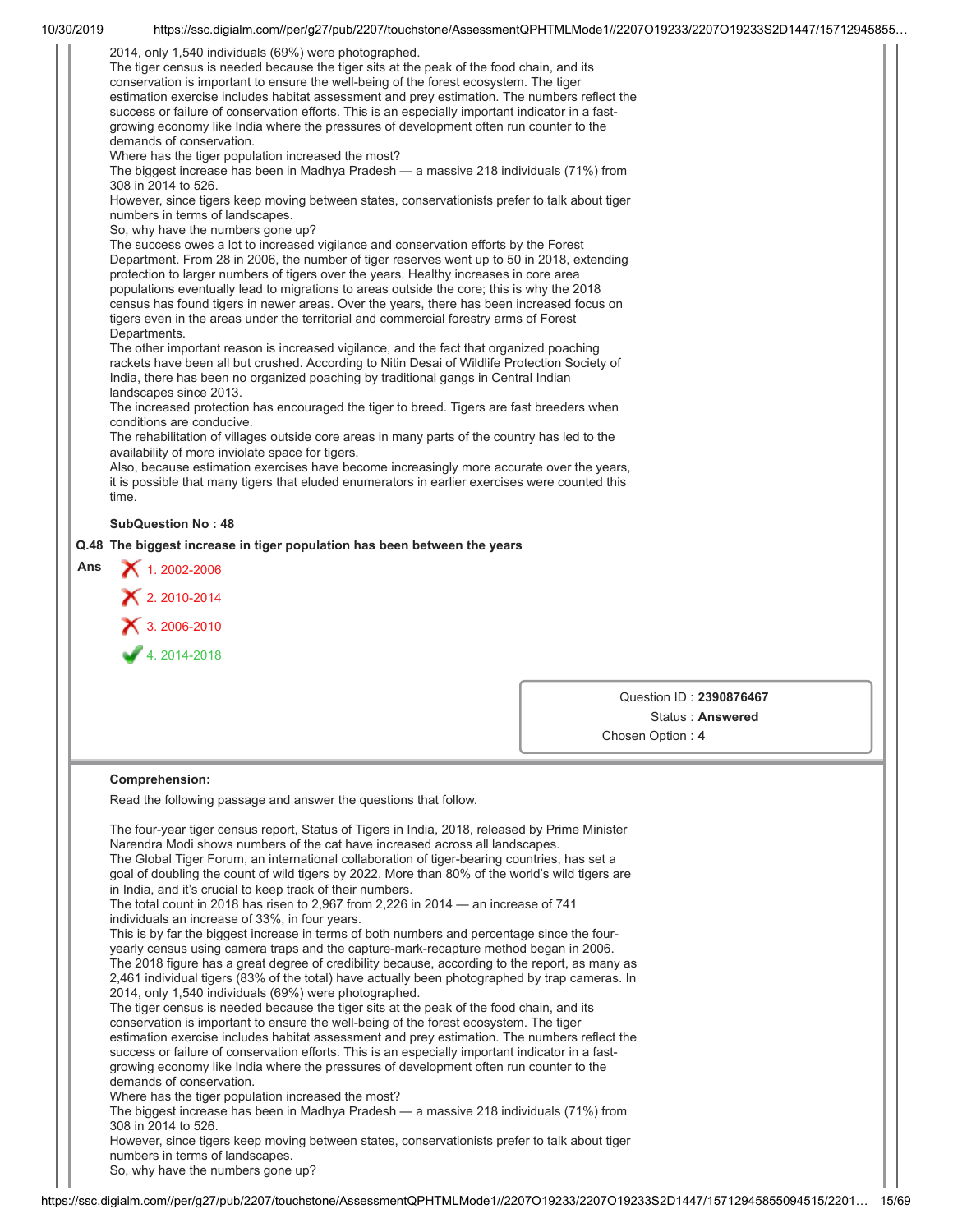2014, only 1,540 individuals (69%) were photographed.
The tiger census is needed because the tiger sits at the peak of the food chain, and its conservation is important to ensure the well-being of the forest ecosystem. The tiger estimation exercise includes habitat assessment and prey estimation. The numbers reflect the success or failure of conservation efforts. This is an especially important indicator in a fast-growing economy like India where the pressures of development often run counter to the demands of conservation.
Where has the tiger population increased the most?
The biggest increase has been in Madhya Pradesh — a massive 218 individuals (71%) from 308 in 2014 to 526.
However, since tigers keep moving between states, conservationists prefer to talk about tiger numbers in terms of landscapes.
So, why have the numbers gone up?
The success owes a lot to increased vigilance and conservation efforts by the Forest Department. From 28 in 2006, the number of tiger reserves went up to 50 in 2018, extending protection to larger numbers of tigers over the years. Healthy increases in core area populations eventually lead to migrations to areas outside the core; this is why the 2018 census has found tigers in newer areas. Over the years, there has been increased focus on tigers even in the areas under the territorial and commercial forestry arms of Forest Departments.
The other important reason is increased vigilance, and the fact that organized poaching rackets have been all but crushed. According to Nitin Desai of Wildlife Protection Society of India, there has been no organized poaching by traditional gangs in Central Indian landscapes since 2013.
The increased protection has encouraged the tiger to breed. Tigers are fast breeders when conditions are conducive.
The rehabilitation of villages outside core areas in many parts of the country has led to the availability of more inviolate space for tigers.
Also, because estimation exercises have become increasingly more accurate over the years, it is possible that many tigers that eluded enumerators in earlier exercises were counted this time.

**SubQuestion No : 48**

**Q.48 The biggest increase in tiger population has been between the years**

**Ans**

1. 2002-2006 ✗
2. 2010-2014 ✗
3. 2006-2010 ✗
4. 2014-2018 ✓

Question ID : **2390876467**
Status : **Answered**
Chosen Option : **4**

**Comprehension:**

Read the following passage and answer the questions that follow.

The four-year tiger census report, Status of Tigers in India, 2018, released by Prime Minister Narendra Modi shows numbers of the cat have increased across all landscapes.
The Global Tiger Forum, an international collaboration of tiger-bearing countries, has set a goal of doubling the count of wild tigers by 2022. More than 80% of the world's wild tigers are in India, and it's crucial to keep track of their numbers.
The total count in 2018 has risen to 2,967 from 2,226 in 2014 — an increase of 741 individuals an increase of 33%, in four years.
This is by far the biggest increase in terms of both numbers and percentage since the four-yearly census using camera traps and the capture-mark-recapture method began in 2006.
The 2018 figure has a great degree of credibility because, according to the report, as many as 2,461 individual tigers (83% of the total) have actually been photographed by trap cameras. In 2014, only 1,540 individuals (69%) were photographed.
The tiger census is needed because the tiger sits at the peak of the food chain, and its conservation is important to ensure the well-being of the forest ecosystem. The tiger estimation exercise includes habitat assessment and prey estimation. The numbers reflect the success or failure of conservation efforts. This is an especially important indicator in a fast-growing economy like India where the pressures of development often run counter to the demands of conservation.
Where has the tiger population increased the most?
The biggest increase has been in Madhya Pradesh — a massive 218 individuals (71%) from 308 in 2014 to 526.
However, since tigers keep moving between states, conservationists prefer to talk about tiger numbers in terms of landscapes.
So, why have the numbers gone up?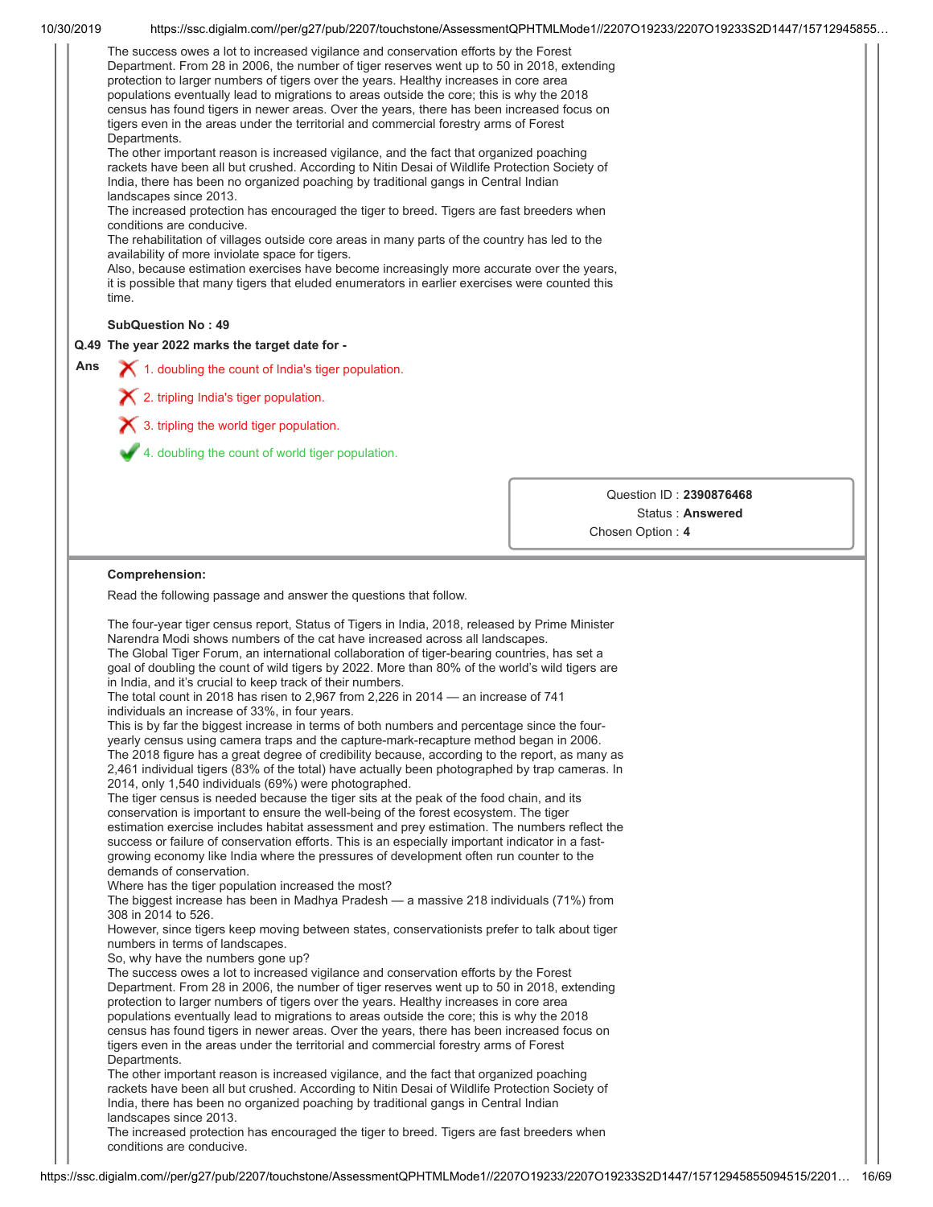The success owes a lot to increased vigilance and conservation efforts by the Forest Department. From 28 in 2006, the number of tiger reserves went up to 50 in 2018, extending protection to larger numbers of tigers over the years. Healthy increases in core area populations eventually lead to migrations to areas outside the core; this is why the 2018 census has found tigers in newer areas. Over the years, there has been increased focus on tigers even in the areas under the territorial and commercial forestry arms of Forest Departments.
The other important reason is increased vigilance, and the fact that organized poaching rackets have been all but crushed. According to Nitin Desai of Wildlife Protection Society of India, there has been no organized poaching by traditional gangs in Central Indian landscapes since 2013.
The increased protection has encouraged the tiger to breed. Tigers are fast breeders when conditions are conducive.
The rehabilitation of villages outside core areas in many parts of the country has led to the availability of more inviolate space for tigers.
Also, because estimation exercises have become increasingly more accurate over the years, it is possible that many tigers that eluded enumerators in earlier exercises were counted this time.

**SubQuestion No : 49**

**Q.49 The year 2022 marks the target date for -**

**Ans**

❌ 1. doubling the count of India's tiger population.

❌ 2. tripling India's tiger population.

❌ 3. tripling the world tiger population.

✅ 4. doubling the count of world tiger population.

Question ID : **2390876468**
Status : **Answered**
Chosen Option : **4**

---

**Comprehension:**

Read the following passage and answer the questions that follow.

The four-year tiger census report, Status of Tigers in India, 2018, released by Prime Minister Narendra Modi shows numbers of the cat have increased across all landscapes.
The Global Tiger Forum, an international collaboration of tiger-bearing countries, has set a goal of doubling the count of wild tigers by 2022. More than 80% of the world's wild tigers are in India, and it's crucial to keep track of their numbers.
The total count in 2018 has risen to 2,967 from 2,226 in 2014 — an increase of 741 individuals an increase of 33%, in four years.
This is by far the biggest increase in terms of both numbers and percentage since the four-yearly census using camera traps and the capture-mark-recapture method began in 2006.
The 2018 figure has a great degree of credibility because, according to the report, as many as 2,461 individual tigers (83% of the total) have actually been photographed by trap cameras. In 2014, only 1,540 individuals (69%) were photographed.
The tiger census is needed because the tiger sits at the peak of the food chain, and its conservation is important to ensure the well-being of the forest ecosystem. The tiger estimation exercise includes habitat assessment and prey estimation. The numbers reflect the success or failure of conservation efforts. This is an especially important indicator in a fast-growing economy like India where the pressures of development often run counter to the demands of conservation.
Where has the tiger population increased the most?
The biggest increase has been in Madhya Pradesh — a massive 218 individuals (71%) from 308 in 2014 to 526.
However, since tigers keep moving between states, conservationists prefer to talk about tiger numbers in terms of landscapes.
So, why have the numbers gone up?
The success owes a lot to increased vigilance and conservation efforts by the Forest Department. From 28 in 2006, the number of tiger reserves went up to 50 in 2018, extending protection to larger numbers of tigers over the years. Healthy increases in core area populations eventually lead to migrations to areas outside the core; this is why the 2018 census has found tigers in newer areas. Over the years, there has been increased focus on tigers even in the areas under the territorial and commercial forestry arms of Forest Departments.
The other important reason is increased vigilance, and the fact that organized poaching rackets have been all but crushed. According to Nitin Desai of Wildlife Protection Society of India, there has been no organized poaching by traditional gangs in Central Indian landscapes since 2013.
The increased protection has encouraged the tiger to breed. Tigers are fast breeders when conditions are conducive.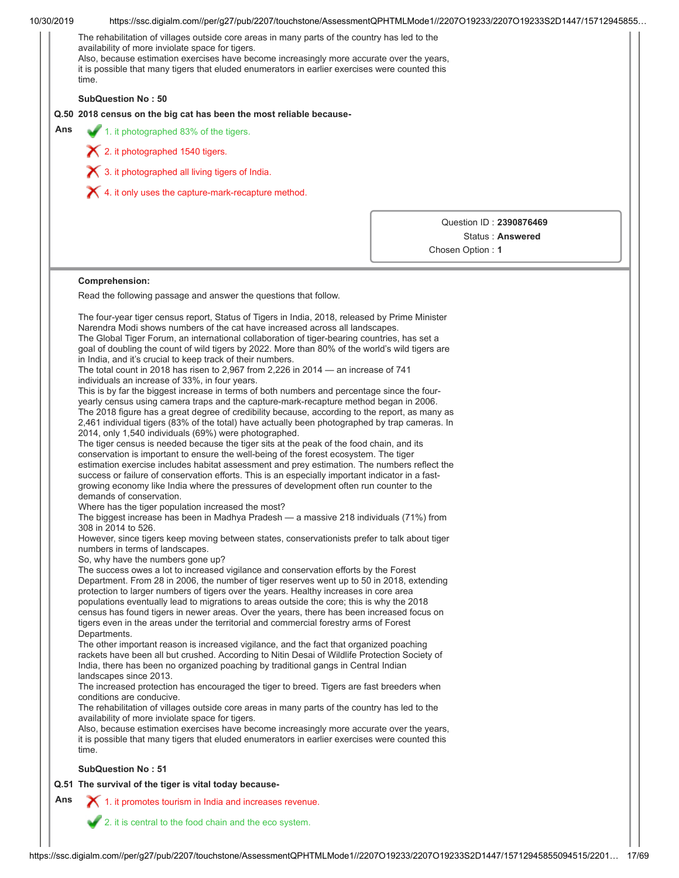The rehabilitation of villages outside core areas in many parts of the country has led to the availability of more inviolate space for tigers.
Also, because estimation exercises have become increasingly more accurate over the years, it is possible that many tigers that eluded enumerators in earlier exercises were counted this time.

**SubQuestion No : 50**

**Q.50 2018 census on the big cat has been the most reliable because-**

**Ans**

✔ 1. it photographed 83% of the tigers.

✘ 2. it photographed 1540 tigers.

✘ 3. it photographed all living tigers of India.

✘ 4. it only uses the capture-mark-recapture method.

Question ID : **2390876469**
Status : **Answered**
Chosen Option : **1**

---

**Comprehension:**

Read the following passage and answer the questions that follow.

The four-year tiger census report, Status of Tigers in India, 2018, released by Prime Minister Narendra Modi shows numbers of the cat have increased across all landscapes.
The Global Tiger Forum, an international collaboration of tiger-bearing countries, has set a goal of doubling the count of wild tigers by 2022. More than 80% of the world's wild tigers are in India, and it's crucial to keep track of their numbers.
The total count in 2018 has risen to 2,967 from 2,226 in 2014 — an increase of 741 individuals an increase of 33%, in four years.
This is by far the biggest increase in terms of both numbers and percentage since the four-yearly census using camera traps and the capture-mark-recapture method began in 2006.
The 2018 figure has a great degree of credibility because, according to the report, as many as 2,461 individual tigers (83% of the total) have actually been photographed by trap cameras. In 2014, only 1,540 individuals (69%) were photographed.
The tiger census is needed because the tiger sits at the peak of the food chain, and its conservation is important to ensure the well-being of the forest ecosystem. The tiger estimation exercise includes habitat assessment and prey estimation. The numbers reflect the success or failure of conservation efforts. This is an especially important indicator in a fast-growing economy like India where the pressures of development often run counter to the demands of conservation.
Where has the tiger population increased the most?
The biggest increase has been in Madhya Pradesh — a massive 218 individuals (71%) from 308 in 2014 to 526.
However, since tigers keep moving between states, conservationists prefer to talk about tiger numbers in terms of landscapes.
So, why have the numbers gone up?
The success owes a lot to increased vigilance and conservation efforts by the Forest Department. From 28 in 2006, the number of tiger reserves went up to 50 in 2018, extending protection to larger numbers of tigers over the years. Healthy increases in core area populations eventually lead to migrations to areas outside the core; this is why the 2018 census has found tigers in newer areas. Over the years, there has been increased focus on tigers even in the areas under the territorial and commercial forestry arms of Forest Departments.
The other important reason is increased vigilance, and the fact that organized poaching rackets have been all but crushed. According to Nitin Desai of Wildlife Protection Society of India, there has been no organized poaching by traditional gangs in Central Indian landscapes since 2013.
The increased protection has encouraged the tiger to breed. Tigers are fast breeders when conditions are conducive.
The rehabilitation of villages outside core areas in many parts of the country has led to the availability of more inviolate space for tigers.
Also, because estimation exercises have become increasingly more accurate over the years, it is possible that many tigers that eluded enumerators in earlier exercises were counted this time.

**SubQuestion No : 51**

**Q.51 The survival of the tiger is vital today because-**

**Ans**

✘ 1. it promotes tourism in India and increases revenue.

✔ 2. it is central to the food chain and the eco system.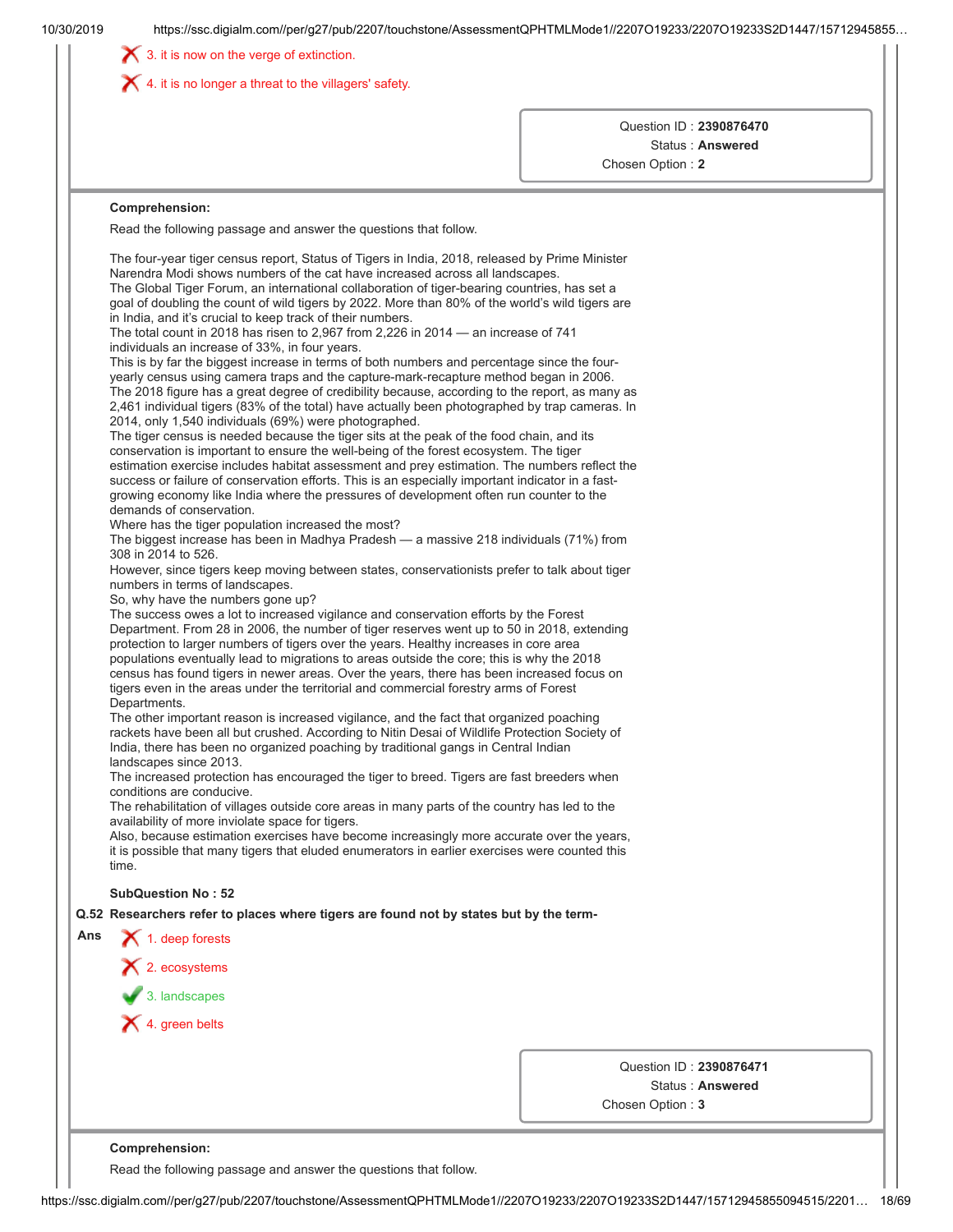✗ 3. it is now on the verge of extinction.

✗ 4. it is no longer a threat to the villagers' safety.

Question ID : **2390876470**
Status : **Answered**
Chosen Option : **2**

**Comprehension:**

Read the following passage and answer the questions that follow.

The four-year tiger census report, Status of Tigers in India, 2018, released by Prime Minister Narendra Modi shows numbers of the cat have increased across all landscapes.
The Global Tiger Forum, an international collaboration of tiger-bearing countries, has set a goal of doubling the count of wild tigers by 2022. More than 80% of the world's wild tigers are in India, and it's crucial to keep track of their numbers.
The total count in 2018 has risen to 2,967 from 2,226 in 2014 — an increase of 741 individuals an increase of 33%, in four years.
This is by far the biggest increase in terms of both numbers and percentage since the four-yearly census using camera traps and the capture-mark-recapture method began in 2006.
The 2018 figure has a great degree of credibility because, according to the report, as many as 2,461 individual tigers (83% of the total) have actually been photographed by trap cameras. In 2014, only 1,540 individuals (69%) were photographed.
The tiger census is needed because the tiger sits at the peak of the food chain, and its conservation is important to ensure the well-being of the forest ecosystem. The tiger estimation exercise includes habitat assessment and prey estimation. The numbers reflect the success or failure of conservation efforts. This is an especially important indicator in a fast-growing economy like India where the pressures of development often run counter to the demands of conservation.
Where has the tiger population increased the most?
The biggest increase has been in Madhya Pradesh — a massive 218 individuals (71%) from 308 in 2014 to 526.
However, since tigers keep moving between states, conservationists prefer to talk about tiger numbers in terms of landscapes.
So, why have the numbers gone up?
The success owes a lot to increased vigilance and conservation efforts by the Forest Department. From 28 in 2006, the number of tiger reserves went up to 50 in 2018, extending protection to larger numbers of tigers over the years. Healthy increases in core area populations eventually lead to migrations to areas outside the core; this is why the 2018 census has found tigers in newer areas. Over the years, there has been increased focus on tigers even in the areas under the territorial and commercial forestry arms of Forest Departments.
The other important reason is increased vigilance, and the fact that organized poaching rackets have been all but crushed. According to Nitin Desai of Wildlife Protection Society of India, there has been no organized poaching by traditional gangs in Central Indian landscapes since 2013.
The increased protection has encouraged the tiger to breed. Tigers are fast breeders when conditions are conducive.
The rehabilitation of villages outside core areas in many parts of the country has led to the availability of more inviolate space for tigers.
Also, because estimation exercises have become increasingly more accurate over the years, it is possible that many tigers that eluded enumerators in earlier exercises were counted this time.

**SubQuestion No : 52**

**Q.52 Researchers refer to places where tigers are found not by states but by the term-**

**Ans**

✗ 1. deep forests

✗ 2. ecosystems

✓ 3. landscapes

✗ 4. green belts

Question ID : **2390876471**
Status : **Answered**
Chosen Option : **3**

**Comprehension:**

Read the following passage and answer the questions that follow.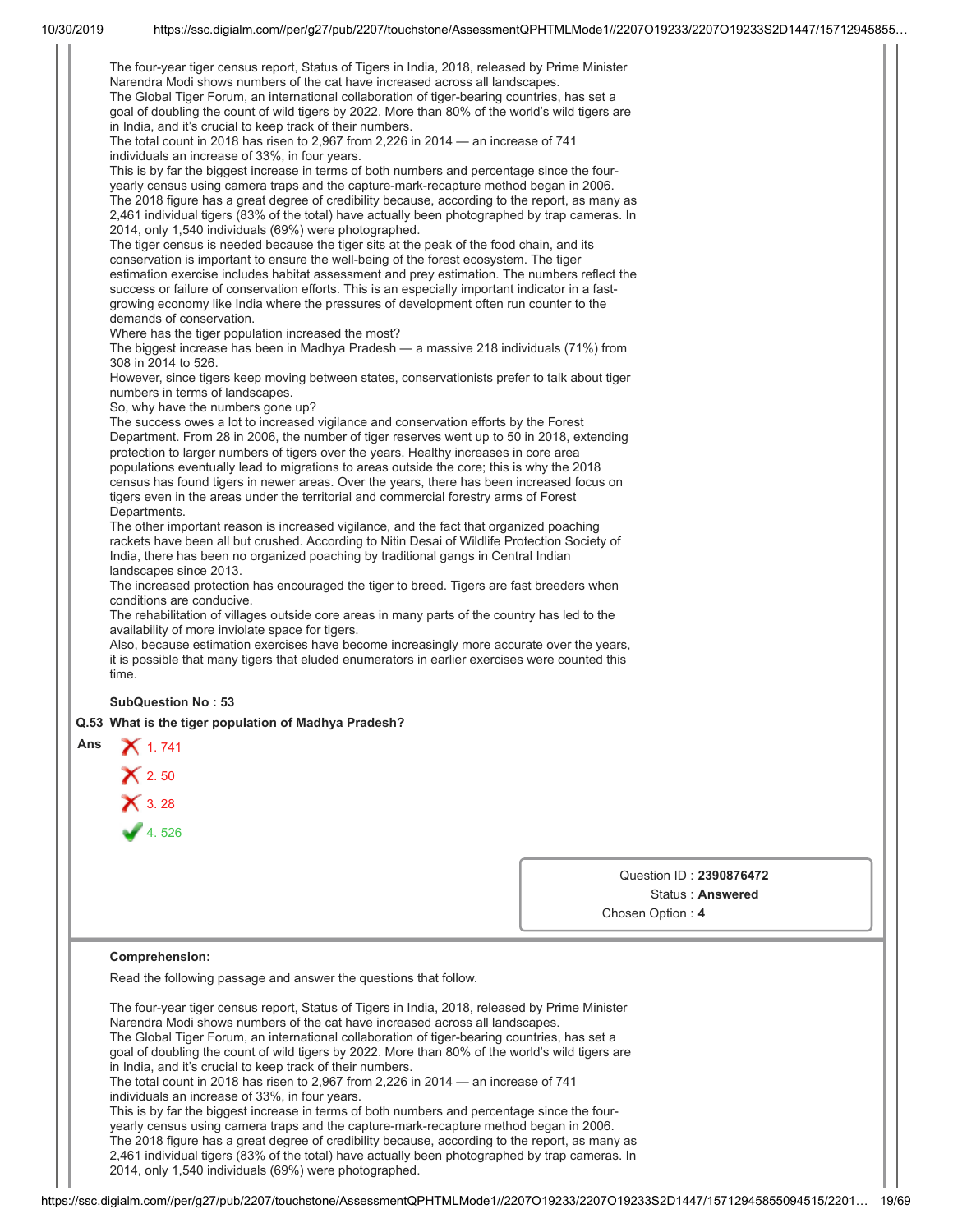The four-year tiger census report, Status of Tigers in India, 2018, released by Prime Minister Narendra Modi shows numbers of the cat have increased across all landscapes.
The Global Tiger Forum, an international collaboration of tiger-bearing countries, has set a goal of doubling the count of wild tigers by 2022. More than 80% of the world's wild tigers are in India, and it's crucial to keep track of their numbers.
The total count in 2018 has risen to 2,967 from 2,226 in 2014 — an increase of 741 individuals an increase of 33%, in four years.
This is by far the biggest increase in terms of both numbers and percentage since the four-yearly census using camera traps and the capture-mark-recapture method began in 2006.
The 2018 figure has a great degree of credibility because, according to the report, as many as 2,461 individual tigers (83% of the total) have actually been photographed by trap cameras. In 2014, only 1,540 individuals (69%) were photographed.
The tiger census is needed because the tiger sits at the peak of the food chain, and its conservation is important to ensure the well-being of the forest ecosystem. The tiger estimation exercise includes habitat assessment and prey estimation. The numbers reflect the success or failure of conservation efforts. This is an especially important indicator in a fast-growing economy like India where the pressures of development often run counter to the demands of conservation.
Where has the tiger population increased the most?
The biggest increase has been in Madhya Pradesh — a massive 218 individuals (71%) from 308 in 2014 to 526.
However, since tigers keep moving between states, conservationists prefer to talk about tiger numbers in terms of landscapes.
So, why have the numbers gone up?
The success owes a lot to increased vigilance and conservation efforts by the Forest Department. From 28 in 2006, the number of tiger reserves went up to 50 in 2018, extending protection to larger numbers of tigers over the years. Healthy increases in core area populations eventually lead to migrations to areas outside the core; this is why the 2018 census has found tigers in newer areas. Over the years, there has been increased focus on tigers even in the areas under the territorial and commercial forestry arms of Forest Departments.
The other important reason is increased vigilance, and the fact that organized poaching rackets have been all but crushed. According to Nitin Desai of Wildlife Protection Society of India, there has been no organized poaching by traditional gangs in Central Indian landscapes since 2013.
The increased protection has encouraged the tiger to breed. Tigers are fast breeders when conditions are conducive.
The rehabilitation of villages outside core areas in many parts of the country has led to the availability of more inviolate space for tigers.
Also, because estimation exercises have become increasingly more accurate over the years, it is possible that many tigers that eluded enumerators in earlier exercises were counted this time.

**SubQuestion No : 53**

**Q.53 What is the tiger population of Madhya Pradesh?**

**Ans**
1. 741 ✗
2. 50 ✗
3. 28 ✗
4. 526 ✓

Question ID : **2390876472**
Status : **Answered**
Chosen Option : **4**

**Comprehension:**

Read the following passage and answer the questions that follow.

The four-year tiger census report, Status of Tigers in India, 2018, released by Prime Minister Narendra Modi shows numbers of the cat have increased across all landscapes.
The Global Tiger Forum, an international collaboration of tiger-bearing countries, has set a goal of doubling the count of wild tigers by 2022. More than 80% of the world's wild tigers are in India, and it's crucial to keep track of their numbers.
The total count in 2018 has risen to 2,967 from 2,226 in 2014 — an increase of 741 individuals an increase of 33%, in four years.
This is by far the biggest increase in terms of both numbers and percentage since the four-yearly census using camera traps and the capture-mark-recapture method began in 2006.
The 2018 figure has a great degree of credibility because, according to the report, as many as 2,461 individual tigers (83% of the total) have actually been photographed by trap cameras. In 2014, only 1,540 individuals (69%) were photographed.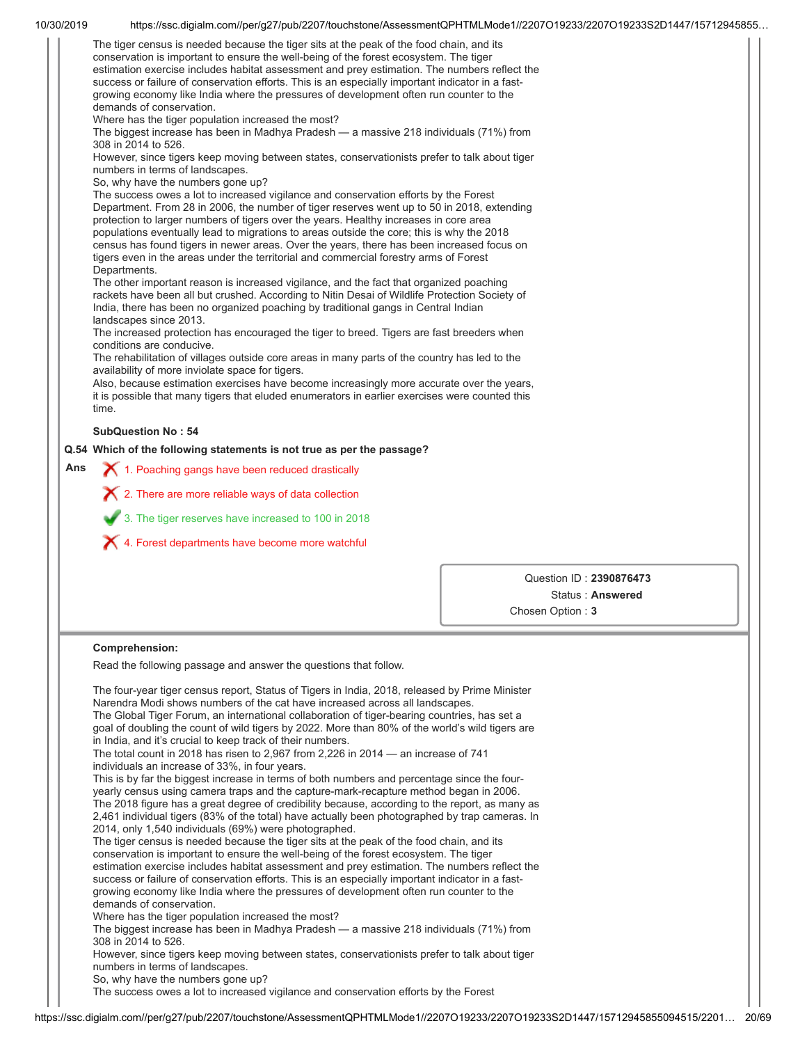The tiger census is needed because the tiger sits at the peak of the food chain, and its conservation is important to ensure the well-being of the forest ecosystem. The tiger estimation exercise includes habitat assessment and prey estimation. The numbers reflect the success or failure of conservation efforts. This is an especially important indicator in a fast-growing economy like India where the pressures of development often run counter to the demands of conservation.
Where has the tiger population increased the most?
The biggest increase has been in Madhya Pradesh — a massive 218 individuals (71%) from 308 in 2014 to 526.
However, since tigers keep moving between states, conservationists prefer to talk about tiger numbers in terms of landscapes.
So, why have the numbers gone up?
The success owes a lot to increased vigilance and conservation efforts by the Forest Department. From 28 in 2006, the number of tiger reserves went up to 50 in 2018, extending protection to larger numbers of tigers over the years. Healthy increases in core area populations eventually lead to migrations to areas outside the core; this is why the 2018 census has found tigers in newer areas. Over the years, there has been increased focus on tigers even in the areas under the territorial and commercial forestry arms of Forest Departments.
The other important reason is increased vigilance, and the fact that organized poaching rackets have been all but crushed. According to Nitin Desai of Wildlife Protection Society of India, there has been no organized poaching by traditional gangs in Central Indian landscapes since 2013.
The increased protection has encouraged the tiger to breed. Tigers are fast breeders when conditions are conducive.
The rehabilitation of villages outside core areas in many parts of the country has led to the availability of more inviolate space for tigers.
Also, because estimation exercises have become increasingly more accurate over the years, it is possible that many tigers that eluded enumerators in earlier exercises were counted this time.

**SubQuestion No : 54**

**Q.54 Which of the following statements is not true as per the passage?**

**Ans**

✗ 1. Poaching gangs have been reduced drastically

✗ 2. There are more reliable ways of data collection

✓ 3. The tiger reserves have increased to 100 in 2018

✗ 4. Forest departments have become more watchful

Question ID : **2390876473**
Status : **Answered**
Chosen Option : **3**

**Comprehension:**

Read the following passage and answer the questions that follow.

The four-year tiger census report, Status of Tigers in India, 2018, released by Prime Minister Narendra Modi shows numbers of the cat have increased across all landscapes.
The Global Tiger Forum, an international collaboration of tiger-bearing countries, has set a goal of doubling the count of wild tigers by 2022. More than 80% of the world's wild tigers are in India, and it's crucial to keep track of their numbers.
The total count in 2018 has risen to 2,967 from 2,226 in 2014 — an increase of 741 individuals an increase of 33%, in four years.
This is by far the biggest increase in terms of both numbers and percentage since the four-yearly census using camera traps and the capture-mark-recapture method began in 2006.
The 2018 figure has a great degree of credibility because, according to the report, as many as 2,461 individual tigers (83% of the total) have actually been photographed by trap cameras. In 2014, only 1,540 individuals (69%) were photographed.
The tiger census is needed because the tiger sits at the peak of the food chain, and its conservation is important to ensure the well-being of the forest ecosystem. The tiger estimation exercise includes habitat assessment and prey estimation. The numbers reflect the success or failure of conservation efforts. This is an especially important indicator in a fast-growing economy like India where the pressures of development often run counter to the demands of conservation.
Where has the tiger population increased the most?
The biggest increase has been in Madhya Pradesh — a massive 218 individuals (71%) from 308 in 2014 to 526.
However, since tigers keep moving between states, conservationists prefer to talk about tiger numbers in terms of landscapes.
So, why have the numbers gone up?
The success owes a lot to increased vigilance and conservation efforts by the Forest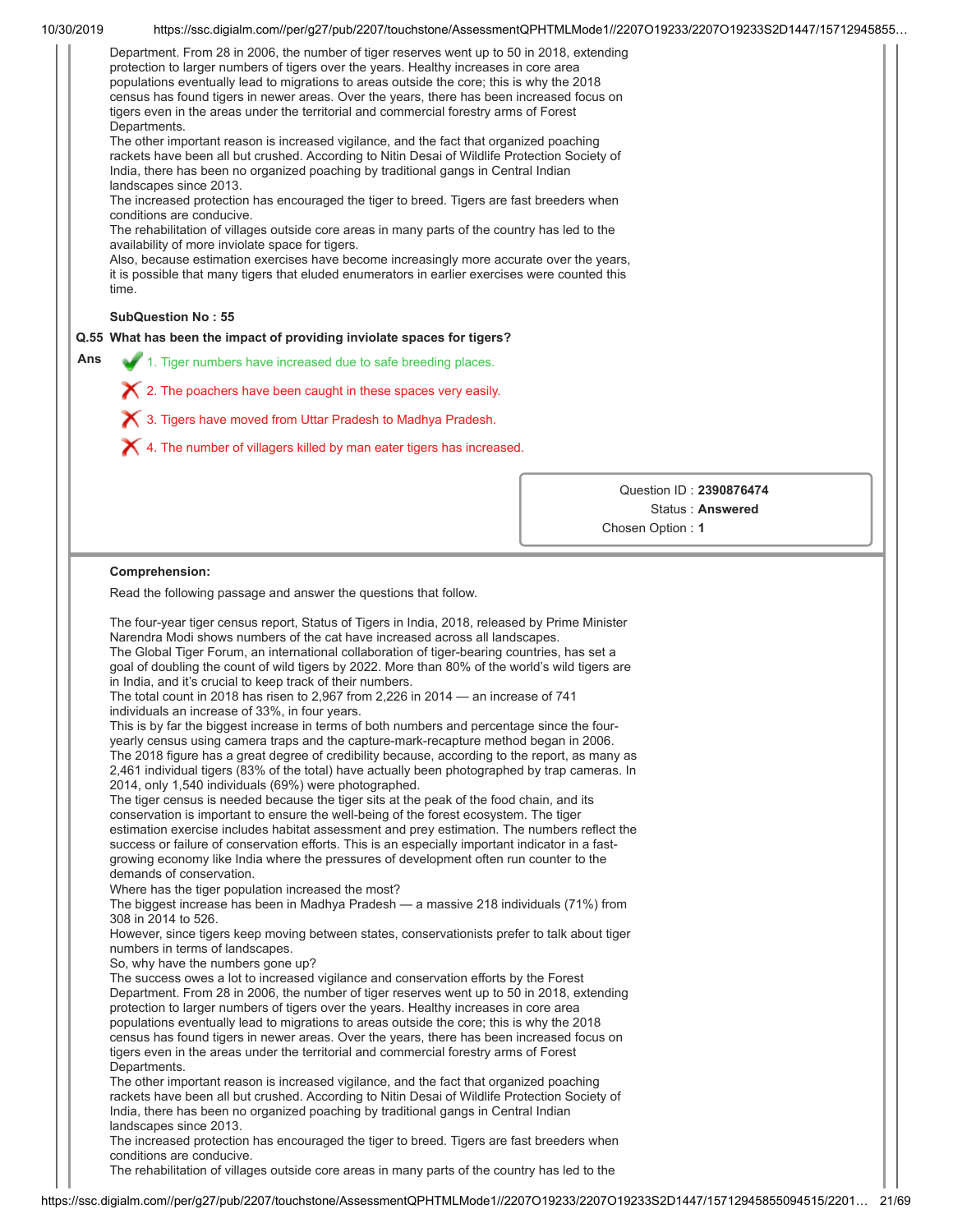Department. From 28 in 2006, the number of tiger reserves went up to 50 in 2018, extending protection to larger numbers of tigers over the years. Healthy increases in core area populations eventually lead to migrations to areas outside the core; this is why the 2018 census has found tigers in newer areas. Over the years, there has been increased focus on tigers even in the areas under the territorial and commercial forestry arms of Forest Departments.
The other important reason is increased vigilance, and the fact that organized poaching rackets have been all but crushed. According to Nitin Desai of Wildlife Protection Society of India, there has been no organized poaching by traditional gangs in Central Indian landscapes since 2013.
The increased protection has encouraged the tiger to breed. Tigers are fast breeders when conditions are conducive.
The rehabilitation of villages outside core areas in many parts of the country has led to the availability of more inviolate space for tigers.
Also, because estimation exercises have become increasingly more accurate over the years, it is possible that many tigers that eluded enumerators in earlier exercises were counted this time.

**SubQuestion No : 55**

**Q.55 What has been the impact of providing inviolate spaces for tigers?**

**Ans**

✔ 1. Tiger numbers have increased due to safe breeding places.

✘ 2. The poachers have been caught in these spaces very easily.

✘ 3. Tigers have moved from Uttar Pradesh to Madhya Pradesh.

✘ 4. The number of villagers killed by man eater tigers has increased.

Question ID : **2390876474**
Status : **Answered**
Chosen Option : **1**

**Comprehension:**

Read the following passage and answer the questions that follow.

The four-year tiger census report, Status of Tigers in India, 2018, released by Prime Minister Narendra Modi shows numbers of the cat have increased across all landscapes.
The Global Tiger Forum, an international collaboration of tiger-bearing countries, has set a goal of doubling the count of wild tigers by 2022. More than 80% of the world's wild tigers are in India, and it's crucial to keep track of their numbers.
The total count in 2018 has risen to 2,967 from 2,226 in 2014 — an increase of 741 individuals an increase of 33%, in four years.
This is by far the biggest increase in terms of both numbers and percentage since the four-yearly census using camera traps and the capture-mark-recapture method began in 2006.
The 2018 figure has a great degree of credibility because, according to the report, as many as 2,461 individual tigers (83% of the total) have actually been photographed by trap cameras. In 2014, only 1,540 individuals (69%) were photographed.
The tiger census is needed because the tiger sits at the peak of the food chain, and its conservation is important to ensure the well-being of the forest ecosystem. The tiger estimation exercise includes habitat assessment and prey estimation. The numbers reflect the success or failure of conservation efforts. This is an especially important indicator in a fast-growing economy like India where the pressures of development often run counter to the demands of conservation.
Where has the tiger population increased the most?
The biggest increase has been in Madhya Pradesh — a massive 218 individuals (71%) from 308 in 2014 to 526.
However, since tigers keep moving between states, conservationists prefer to talk about tiger numbers in terms of landscapes.
So, why have the numbers gone up?
The success owes a lot to increased vigilance and conservation efforts by the Forest Department. From 28 in 2006, the number of tiger reserves went up to 50 in 2018, extending protection to larger numbers of tigers over the years. Healthy increases in core area populations eventually lead to migrations to areas outside the core; this is why the 2018 census has found tigers in newer areas. Over the years, there has been increased focus on tigers even in the areas under the territorial and commercial forestry arms of Forest Departments.
The other important reason is increased vigilance, and the fact that organized poaching rackets have been all but crushed. According to Nitin Desai of Wildlife Protection Society of India, there has been no organized poaching by traditional gangs in Central Indian landscapes since 2013.
The increased protection has encouraged the tiger to breed. Tigers are fast breeders when conditions are conducive.
The rehabilitation of villages outside core areas in many parts of the country has led to the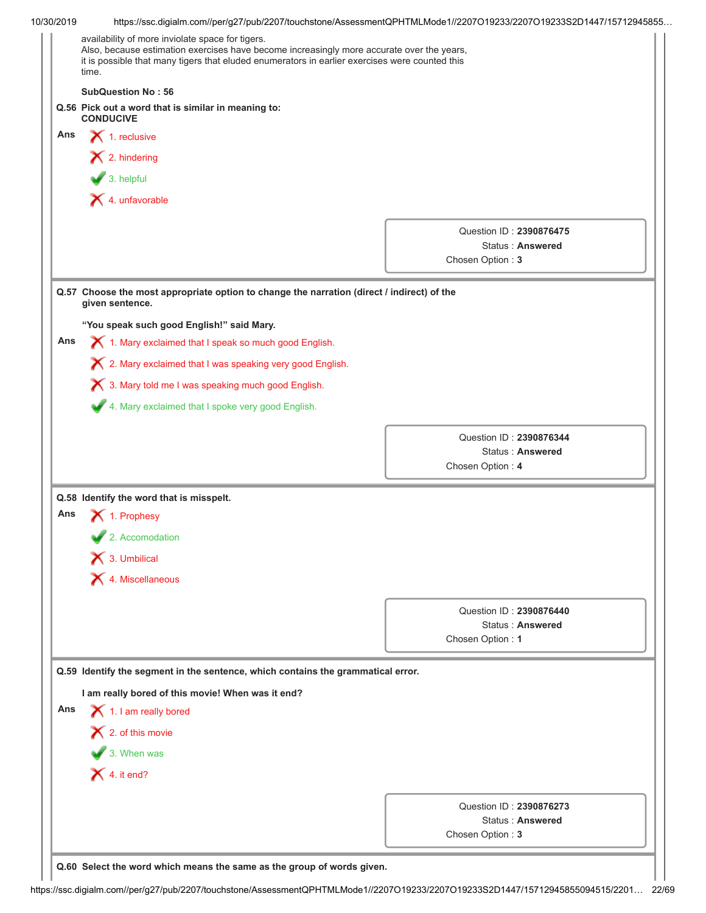availability of more inviolate space for tigers.
Also, because estimation exercises have become increasingly more accurate over the years, it is possible that many tigers that eluded enumerators in earlier exercises were counted this time.

**SubQuestion No : 56**

**Q.56 Pick out a word that is similar in meaning to: CONDUCIVE**

Ans
1. reclusive
2. hindering
3. helpful ✔
4. unfavorable

Question ID : **2390876475**
Status : **Answered**
Chosen Option : **3**

**Q.57 Choose the most appropriate option to change the narration (direct / indirect) of the given sentence.**

**"You speak such good English!" said Mary.**

Ans
1. Mary exclaimed that I speak so much good English.
2. Mary exclaimed that I was speaking very good English.
3. Mary told me I was speaking much good English.
4. Mary exclaimed that I spoke very good English. ✔

Question ID : **2390876344**
Status : **Answered**
Chosen Option : **4**

**Q.58 Identify the word that is misspelt.**

Ans
1. Prophesy
2. Accomodation ✔
3. Umbilical
4. Miscellaneous

Question ID : **2390876440**
Status : **Answered**
Chosen Option : **1**

**Q.59 Identify the segment in the sentence, which contains the grammatical error.**

**I am really bored of this movie! When was it end?**

Ans
1. I am really bored
2. of this movie
3. When was ✔
4. it end?

Question ID : **2390876273**
Status : **Answered**
Chosen Option : **3**

**Q.60 Select the word which means the same as the group of words given.**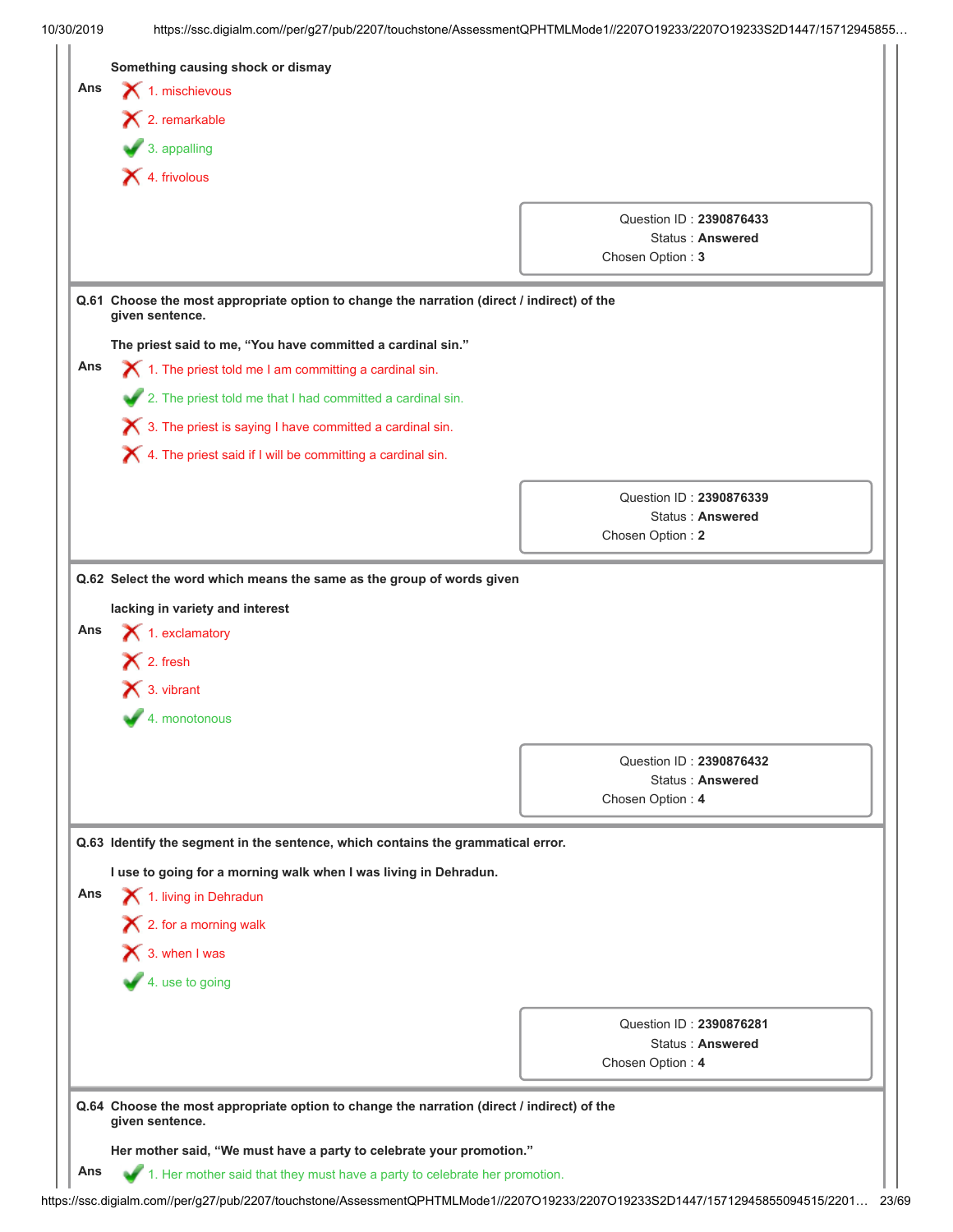Something causing shock or dismay

Ans

- ✗ 1. mischievous
- ✗ 2. remarkable
- ✓ 3. appalling
- ✗ 4. frivolous

Question ID : **2390876433**
Status : **Answered**
Chosen Option : **3**

**Q.61 Choose the most appropriate option to change the narration (direct / indirect) of the given sentence.**

**The priest said to me, "You have committed a cardinal sin."**

Ans

- ✗ 1. The priest told me I am committing a cardinal sin.
- ✓ 2. The priest told me that I had committed a cardinal sin.
- ✗ 3. The priest is saying I have committed a cardinal sin.
- ✗ 4. The priest said if I will be committing a cardinal sin.

Question ID : **2390876339**
Status : **Answered**
Chosen Option : **2**

**Q.62 Select the word which means the same as the group of words given**

**lacking in variety and interest**

Ans

- ✗ 1. exclamatory
- ✗ 2. fresh
- ✗ 3. vibrant
- ✓ 4. monotonous

Question ID : **2390876432**
Status : **Answered**
Chosen Option : **4**

**Q.63 Identify the segment in the sentence, which contains the grammatical error.**

**I use to going for a morning walk when I was living in Dehradun.**

Ans

- ✗ 1. living in Dehradun
- ✗ 2. for a morning walk
- ✗ 3. when I was
- ✓ 4. use to going

Question ID : **2390876281**
Status : **Answered**
Chosen Option : **4**

**Q.64 Choose the most appropriate option to change the narration (direct / indirect) of the given sentence.**

**Her mother said, "We must have a party to celebrate your promotion."**

Ans

- ✓ 1. Her mother said that they must have a party to celebrate her promotion.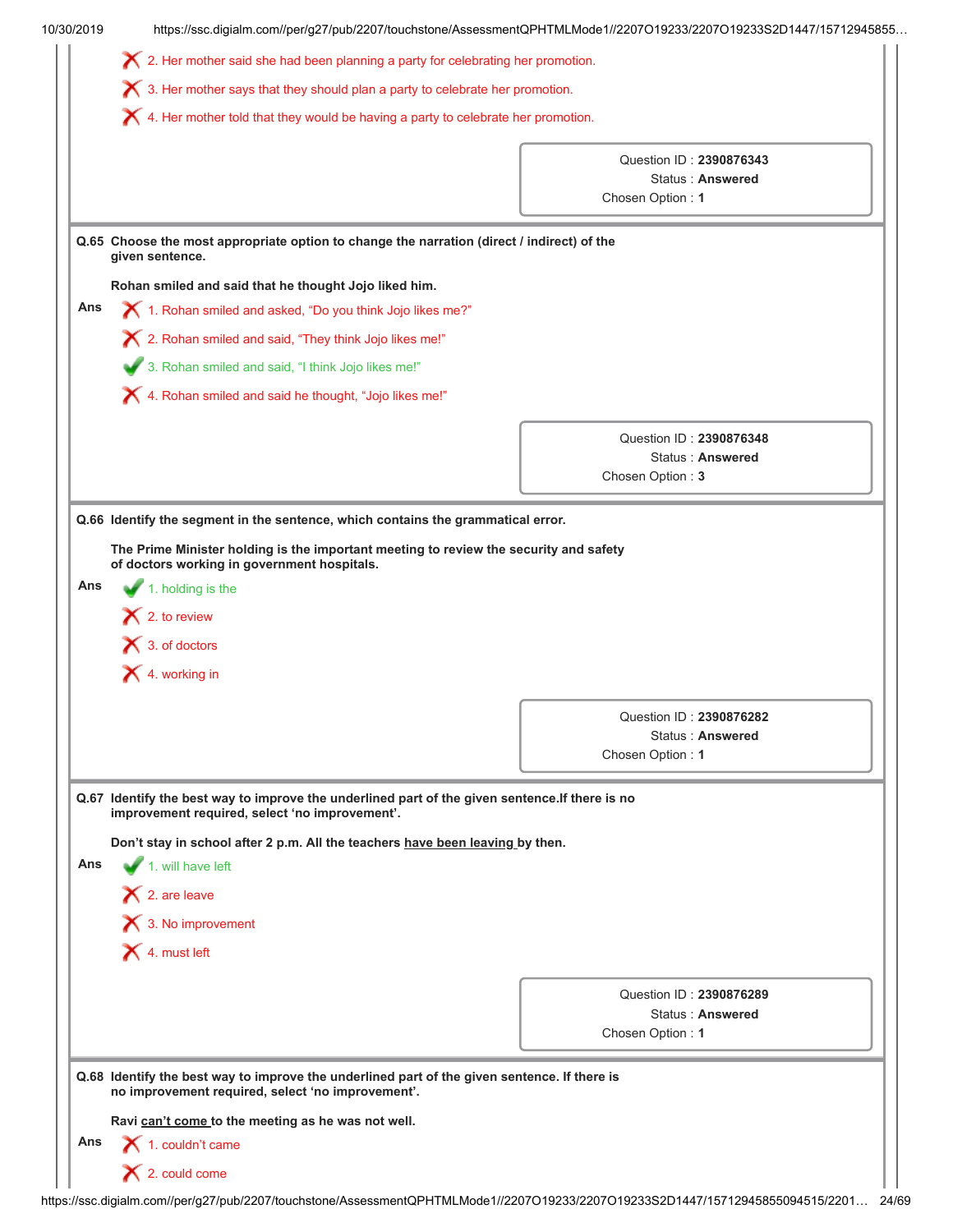✗ 2. Her mother said she had been planning a party for celebrating her promotion.

✗ 3. Her mother says that they should plan a party to celebrate her promotion.

✗ 4. Her mother told that they would be having a party to celebrate her promotion.

Question ID : **2390876343**
Status : **Answered**
Chosen Option : **1**

---

**Q.65 Choose the most appropriate option to change the narration (direct / indirect) of the given sentence.**

**Rohan smiled and said that he thought Jojo liked him.**

**Ans**

✗ 1. Rohan smiled and asked, “Do you think Jojo likes me?”

✗ 2. Rohan smiled and said, “They think Jojo likes me!”

✓ 3. Rohan smiled and said, “I think Jojo likes me!”

✗ 4. Rohan smiled and said he thought, “Jojo likes me!”

Question ID : **2390876348**
Status : **Answered**
Chosen Option : **3**

---

**Q.66 Identify the segment in the sentence, which contains the grammatical error.**

**The Prime Minister holding is the important meeting to review the security and safety of doctors working in government hospitals.**

**Ans**

✓ 1. holding is the

✗ 2. to review

✗ 3. of doctors

✗ 4. working in

Question ID : **2390876282**
Status : **Answered**
Chosen Option : **1**

---

**Q.67 Identify the best way to improve the underlined part of the given sentence.If there is no improvement required, select ‘no improvement’.**

**Don’t stay in school after 2 p.m. All the teachers <u>have been leaving</u> by then.**

**Ans**

✓ 1. will have left

✗ 2. are leave

✗ 3. No improvement

✗ 4. must left

Question ID : **2390876289**
Status : **Answered**
Chosen Option : **1**

---

**Q.68 Identify the best way to improve the underlined part of the given sentence. If there is no improvement required, select ‘no improvement’.**

**Ravi <u>can’t come</u> to the meeting as he was not well.**

**Ans**

✗ 1. couldn’t came

✗ 2. could come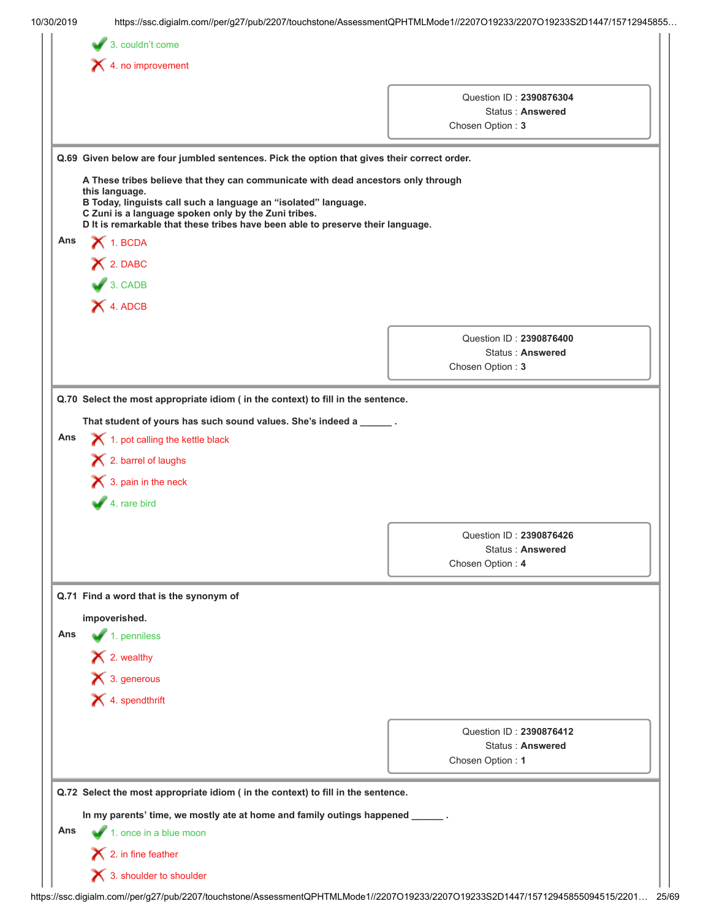3. couldn't come ✔

4. no improvement ✘

Question ID : **2390876304**
Status : **Answered**
Chosen Option : **3**

**Q.69 Given below are four jumbled sentences. Pick the option that gives their correct order.**

**A These tribes believe that they can communicate with dead ancestors only through this language.**
**B Today, linguists call such a language an "isolated" language.**
**C Zuni is a language spoken only by the Zuni tribes.**
**D It is remarkable that these tribes have been able to preserve their language.**

**Ans**

1. BCDA ✘
2. DABC ✘
3. CADB ✔
4. ADCB ✘

Question ID : **2390876400**
Status : **Answered**
Chosen Option : **3**

**Q.70 Select the most appropriate idiom ( in the context) to fill in the sentence.**

**That student of yours has such sound values. She's indeed a ______ .**

**Ans**

1. pot calling the kettle black ✘
2. barrel of laughs ✘
3. pain in the neck ✘
4. rare bird ✔

Question ID : **2390876426**
Status : **Answered**
Chosen Option : **4**

**Q.71 Find a word that is the synonym of**

**impoverished.**

**Ans**

1. penniless ✔
2. wealthy ✘
3. generous ✘
4. spendthrift ✘

Question ID : **2390876412**
Status : **Answered**
Chosen Option : **1**

**Q.72 Select the most appropriate idiom ( in the context) to fill in the sentence.**

**In my parents' time, we mostly ate at home and family outings happened ______ .**

**Ans**

1. once in a blue moon ✔
2. in fine feather ✘
3. shoulder to shoulder ✘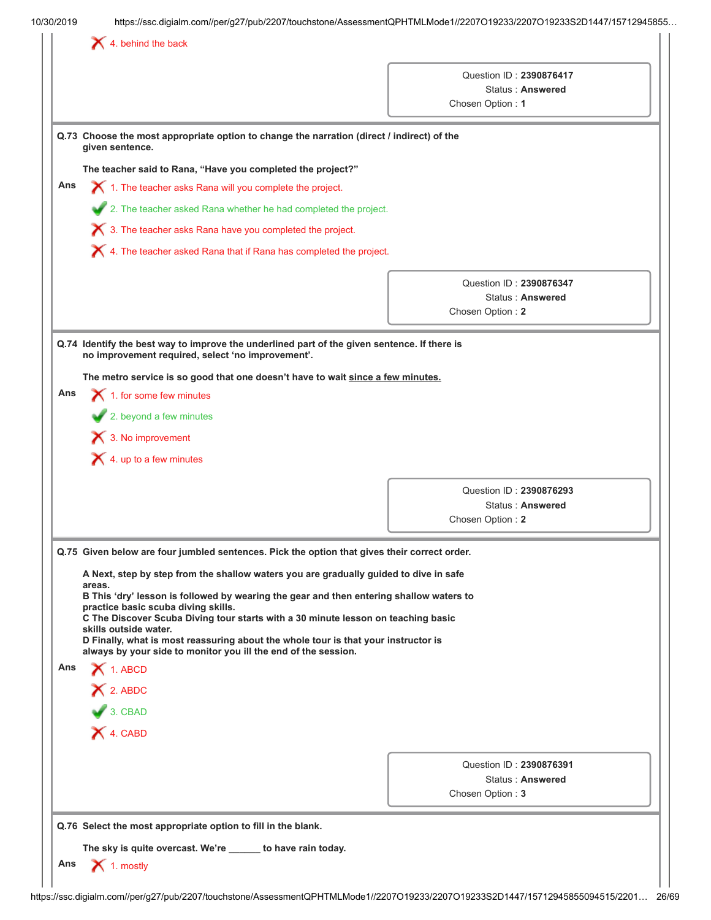4. behind the back

Question ID : **2390876417**
Status : **Answered**
Chosen Option : **1**

**Q.73 Choose the most appropriate option to change the narration (direct / indirect) of the given sentence.**

**The teacher said to Rana, “Have you completed the project?”**

Ans
1. The teacher asks Rana will you complete the project.
2. The teacher asked Rana whether he had completed the project. ✔
3. The teacher asks Rana have you completed the project.
4. The teacher asked Rana that if Rana has completed the project.

Question ID : **2390876347**
Status : **Answered**
Chosen Option : **2**

**Q.74 Identify the best way to improve the underlined part of the given sentence. If there is no improvement required, select ‘no improvement’.**

**The metro service is so good that one doesn’t have to wait <u>since a few minutes.</u>**

Ans
1. for some few minutes
2. beyond a few minutes ✔
3. No improvement
4. up to a few minutes

Question ID : **2390876293**
Status : **Answered**
Chosen Option : **2**

**Q.75 Given below are four jumbled sentences. Pick the option that gives their correct order.**

**A Next, step by step from the shallow waters you are gradually guided to dive in safe areas.**
**B This ‘dry’ lesson is followed by wearing the gear and then entering shallow waters to practice basic scuba diving skills.**
**C The Discover Scuba Diving tour starts with a 30 minute lesson on teaching basic skills outside water.**
**D Finally, what is most reassuring about the whole tour is that your instructor is always by your side to monitor you ill the end of the session.**

Ans
1. ABCD
2. ABDC
3. CBAD ✔
4. CABD

Question ID : **2390876391**
Status : **Answered**
Chosen Option : **3**

**Q.76 Select the most appropriate option to fill in the blank.**

**The sky is quite overcast. We’re ______ to have rain today.**

Ans
1. mostly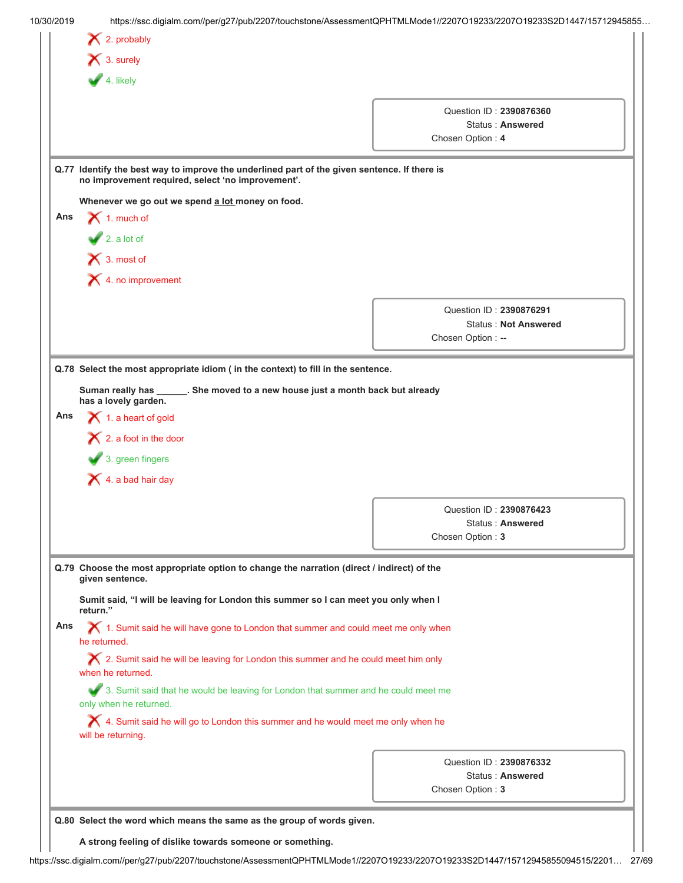2. probably

3. surely

4. likely ✔

| | |
|---|---|
| Question ID : | 2390876360 |
| Status : | Answered |
| Chosen Option : | 4 |

**Q.77 Identify the best way to improve the underlined part of the given sentence. If there is no improvement required, select 'no improvement'.**

**Whenever we go out we spend <u>a lot</u> money on food.**

Ans

1. much of

2. a lot of ✔

3. most of

4. no improvement

| | |
|---|---|
| Question ID : | 2390876291 |
| Status : | Not Answered |
| Chosen Option : | -- |

**Q.78 Select the most appropriate idiom ( in the context) to fill in the sentence.**

**Suman really has ______. She moved to a new house just a month back but already has a lovely garden.**

Ans

1. a heart of gold

2. a foot in the door

3. green fingers ✔

4. a bad hair day

| | |
|---|---|
| Question ID : | 2390876423 |
| Status : | Answered |
| Chosen Option : | 3 |

**Q.79 Choose the most appropriate option to change the narration (direct / indirect) of the given sentence.**

**Sumit said, "I will be leaving for London this summer so I can meet you only when I return."**

Ans

1. Sumit said he will have gone to London that summer and could meet me only when he returned.

2. Sumit said he will be leaving for London this summer and he could meet him only when he returned.

3. Sumit said that he would be leaving for London that summer and he could meet me only when he returned. ✔

4. Sumit said he will go to London this summer and he would meet me only when he will be returning.

| | |
|---|---|
| Question ID : | 2390876332 |
| Status : | Answered |
| Chosen Option : | 3 |

**Q.80 Select the word which means the same as the group of words given.**

**A strong feeling of dislike towards someone or something.**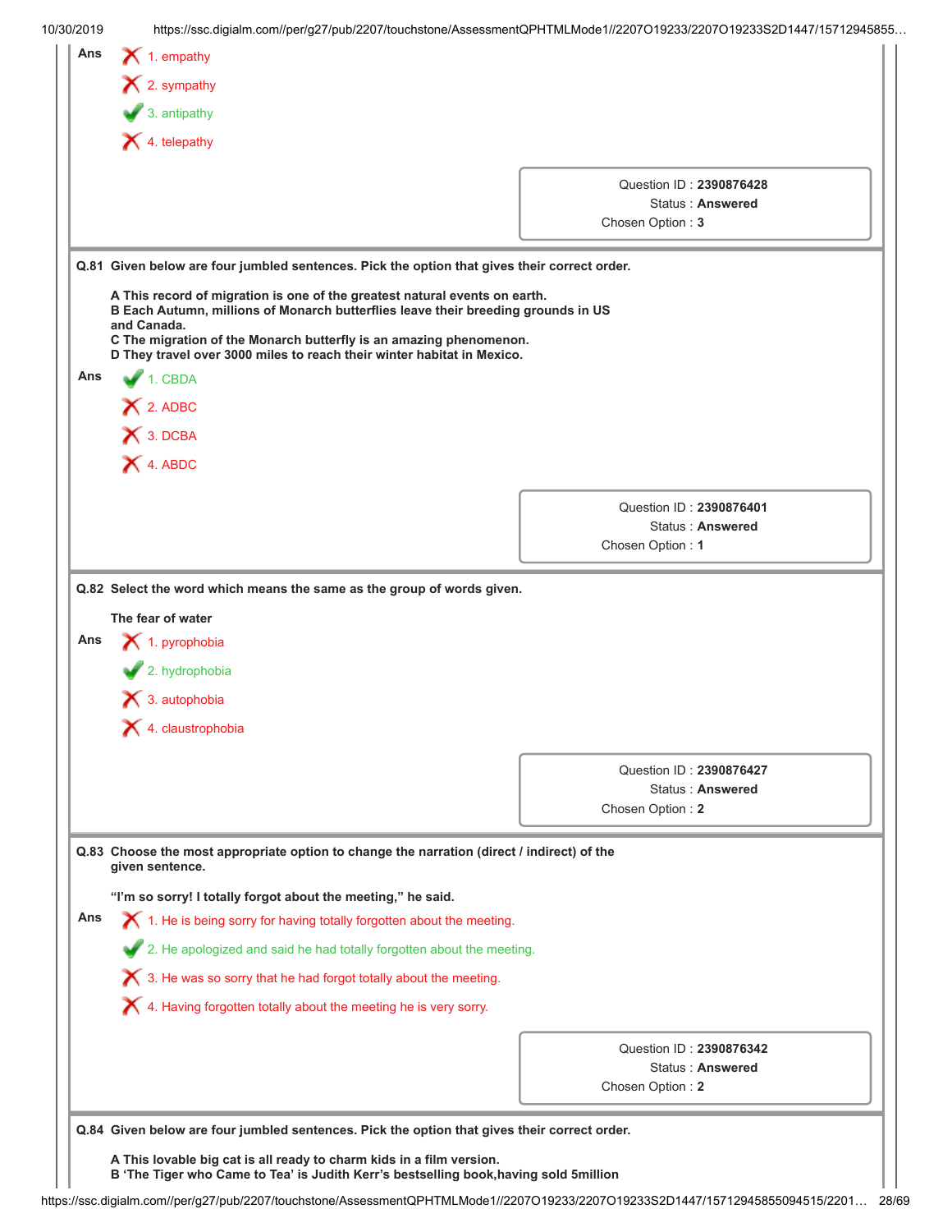Ans

1. empathy ✗
2. sympathy ✗
3. antipathy ✓
4. telepathy ✗

Question ID : **2390876428**
Status : **Answered**
Chosen Option : **3**

---

**Q.81 Given below are four jumbled sentences. Pick the option that gives their correct order.**

**A This record of migration is one of the greatest natural events on earth.**
**B Each Autumn, millions of Monarch butterflies leave their breeding grounds in US and Canada.**
**C The migration of the Monarch butterfly is an amazing phenomenon.**
**D They travel over 3000 miles to reach their winter habitat in Mexico.**

Ans

1. CBDA ✓
2. ADBC ✗
3. DCBA ✗
4. ABDC ✗

Question ID : **2390876401**
Status : **Answered**
Chosen Option : **1**

---

**Q.82 Select the word which means the same as the group of words given.**

**The fear of water**

Ans

1. pyrophobia ✗
2. hydrophobia ✓
3. autophobia ✗
4. claustrophobia ✗

Question ID : **2390876427**
Status : **Answered**
Chosen Option : **2**

---

**Q.83 Choose the most appropriate option to change the narration (direct / indirect) of the given sentence.**

**"I'm so sorry! I totally forgot about the meeting," he said.**

Ans

1. He is being sorry for having totally forgotten about the meeting. ✗
2. He apologized and said he had totally forgotten about the meeting. ✓
3. He was so sorry that he had forgot totally about the meeting. ✗
4. Having forgotten totally about the meeting he is very sorry. ✗

Question ID : **2390876342**
Status : **Answered**
Chosen Option : **2**

---

**Q.84 Given below are four jumbled sentences. Pick the option that gives their correct order.**

**A This lovable big cat is all ready to charm kids in a film version.**
**B 'The Tiger who Came to Tea' is Judith Kerr's bestselling book,having sold 5million**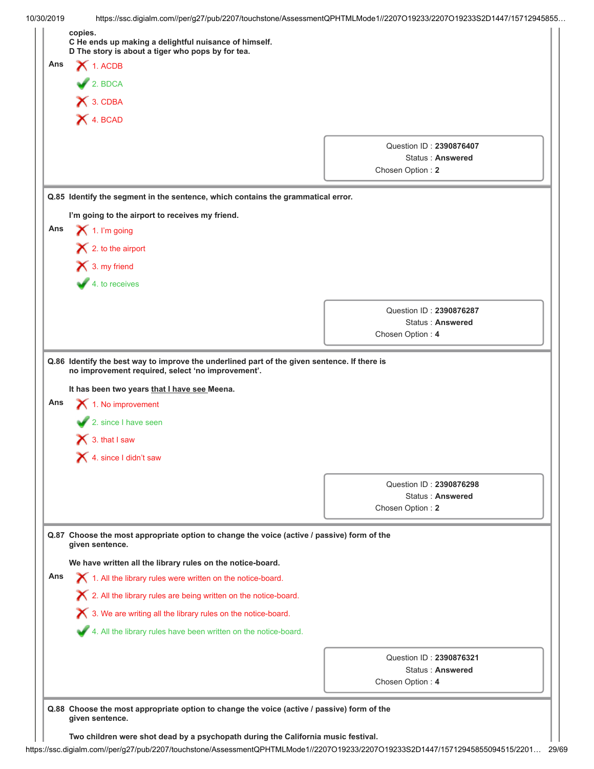copies.
C He ends up making a delightful nuisance of himself.
D The story is about a tiger who pops by for tea.

Ans
- ✗ 1. ACDB
- ✓ 2. BDCA
- ✗ 3. CDBA
- ✗ 4. BCAD

Question ID : **2390876407**
Status : **Answered**
Chosen Option : **2**

---

**Q.85 Identify the segment in the sentence, which contains the grammatical error.**

**I'm going to the airport to receives my friend.**

Ans
- ✗ 1. I'm going
- ✗ 2. to the airport
- ✗ 3. my friend
- ✓ 4. to receives

Question ID : **2390876287**
Status : **Answered**
Chosen Option : **4**

---

**Q.86 Identify the best way to improve the underlined part of the given sentence. If there is no improvement required, select 'no improvement'.**

**It has been two years <u>that I have see</u> Meena.**

Ans
- ✗ 1. No improvement
- ✓ 2. since I have seen
- ✗ 3. that I saw
- ✗ 4. since I didn't saw

Question ID : **2390876298**
Status : **Answered**
Chosen Option : **2**

---

**Q.87 Choose the most appropriate option to change the voice (active / passive) form of the given sentence.**

**We have written all the library rules on the notice-board.**

Ans
- ✗ 1. All the library rules were written on the notice-board.
- ✗ 2. All the library rules are being written on the notice-board.
- ✗ 3. We are writing all the library rules on the notice-board.
- ✓ 4. All the library rules have been written on the notice-board.

Question ID : **2390876321**
Status : **Answered**
Chosen Option : **4**

---

**Q.88 Choose the most appropriate option to change the voice (active / passive) form of the given sentence.**

**Two children were shot dead by a psychopath during the California music festival.**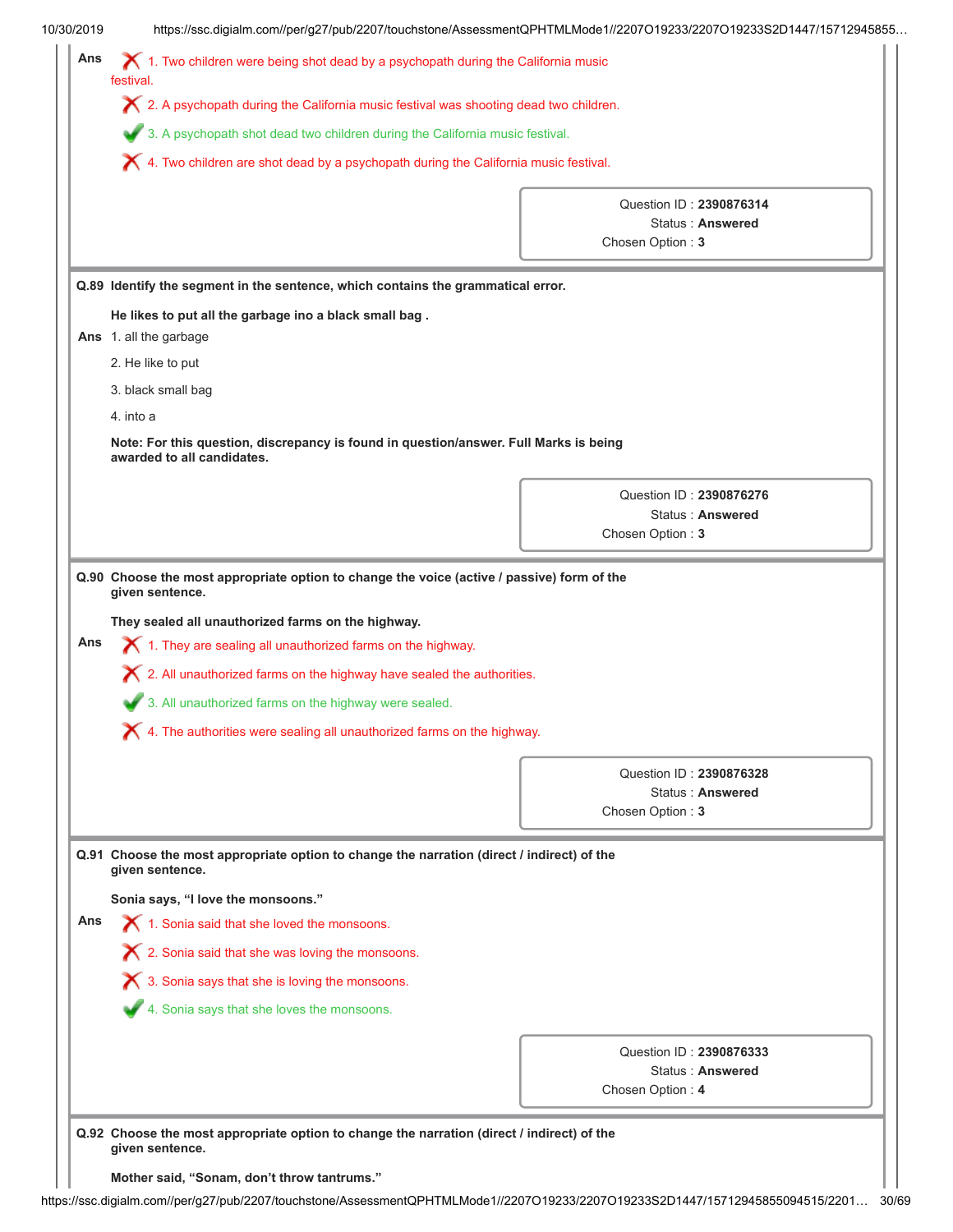**Ans**

✗ 1. Two children were being shot dead by a psychopath during the California music festival.

✗ 2. A psychopath during the California music festival was shooting dead two children.

✓ 3. A psychopath shot dead two children during the California music festival.

✗ 4. Two children are shot dead by a psychopath during the California music festival.

Question ID : **2390876314**
Status : **Answered**
Chosen Option : **3**

---

**Q.89 Identify the segment in the sentence, which contains the grammatical error.**

**He likes to put all the garbage ino a black small bag .**

**Ans**

1. all the garbage
2. He like to put
3. black small bag
4. into a

**Note: For this question, discrepancy is found in question/answer. Full Marks is being awarded to all candidates.**

Question ID : **2390876276**
Status : **Answered**
Chosen Option : **3**

---

**Q.90 Choose the most appropriate option to change the voice (active / passive) form of the given sentence.**

**They sealed all unauthorized farms on the highway.**

**Ans**

✗ 1. They are sealing all unauthorized farms on the highway.

✗ 2. All unauthorized farms on the highway have sealed the authorities.

✓ 3. All unauthorized farms on the highway were sealed.

✗ 4. The authorities were sealing all unauthorized farms on the highway.

Question ID : **2390876328**
Status : **Answered**
Chosen Option : **3**

---

**Q.91 Choose the most appropriate option to change the narration (direct / indirect) of the given sentence.**

**Sonia says, "I love the monsoons."**

**Ans**

✗ 1. Sonia said that she loved the monsoons.

✗ 2. Sonia said that she was loving the monsoons.

✗ 3. Sonia says that she is loving the monsoons.

✓ 4. Sonia says that she loves the monsoons.

Question ID : **2390876333**
Status : **Answered**
Chosen Option : **4**

---

**Q.92 Choose the most appropriate option to change the narration (direct / indirect) of the given sentence.**

**Mother said, "Sonam, don't throw tantrums."**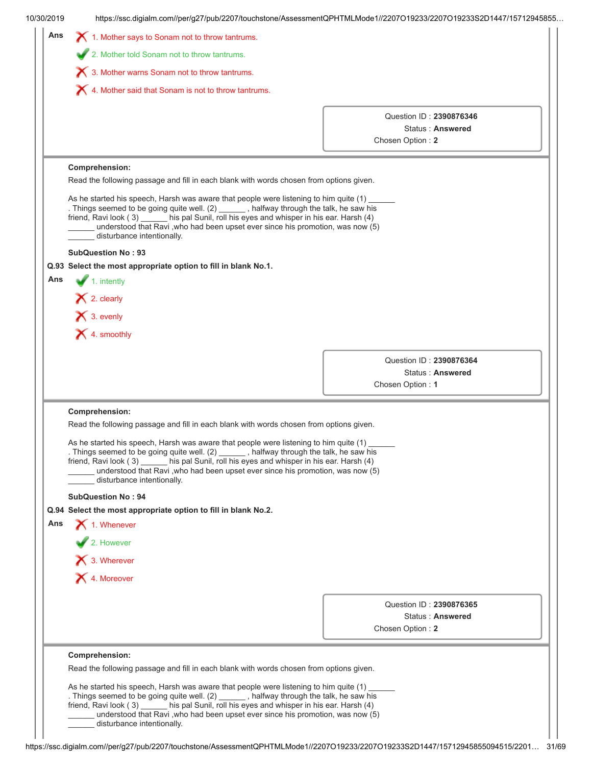Ans

1. Mother says to Sonam not to throw tantrums.

2. Mother told Sonam not to throw tantrums.

3. Mother warns Sonam not to throw tantrums.

4. Mother said that Sonam is not to throw tantrums.

Question ID : **2390876346**
Status : **Answered**
Chosen Option : **2**

---

**Comprehension:**

Read the following passage and fill in each blank with words chosen from options given.

As he started his speech, Harsh was aware that people were listening to him quite (1) ______ . Things seemed to be going quite well. (2) ______ , halfway through the talk, he saw his friend, Ravi look ( 3) ______ his pal Sunil, roll his eyes and whisper in his ear. Harsh (4) ______ understood that Ravi ,who had been upset ever since his promotion, was now (5) ______ disturbance intentionally.

**SubQuestion No : 93**

**Q.93 Select the most appropriate option to fill in blank No.1.**

Ans

1. intently

2. clearly

3. evenly

4. smoothly

Question ID : **2390876364**
Status : **Answered**
Chosen Option : **1**

---

**Comprehension:**

Read the following passage and fill in each blank with words chosen from options given.

As he started his speech, Harsh was aware that people were listening to him quite (1) ______ . Things seemed to be going quite well. (2) ______ , halfway through the talk, he saw his friend, Ravi look ( 3) ______ his pal Sunil, roll his eyes and whisper in his ear. Harsh (4) ______ understood that Ravi ,who had been upset ever since his promotion, was now (5) ______ disturbance intentionally.

**SubQuestion No : 94**

**Q.94 Select the most appropriate option to fill in blank No.2.**

Ans

1. Whenever

2. However

3. Wherever

4. Moreover

Question ID : **2390876365**
Status : **Answered**
Chosen Option : **2**

---

**Comprehension:**

Read the following passage and fill in each blank with words chosen from options given.

As he started his speech, Harsh was aware that people were listening to him quite (1) ______ . Things seemed to be going quite well. (2) ______ , halfway through the talk, he saw his friend, Ravi look ( 3) ______ his pal Sunil, roll his eyes and whisper in his ear. Harsh (4) ______ understood that Ravi ,who had been upset ever since his promotion, was now (5) ______ disturbance intentionally.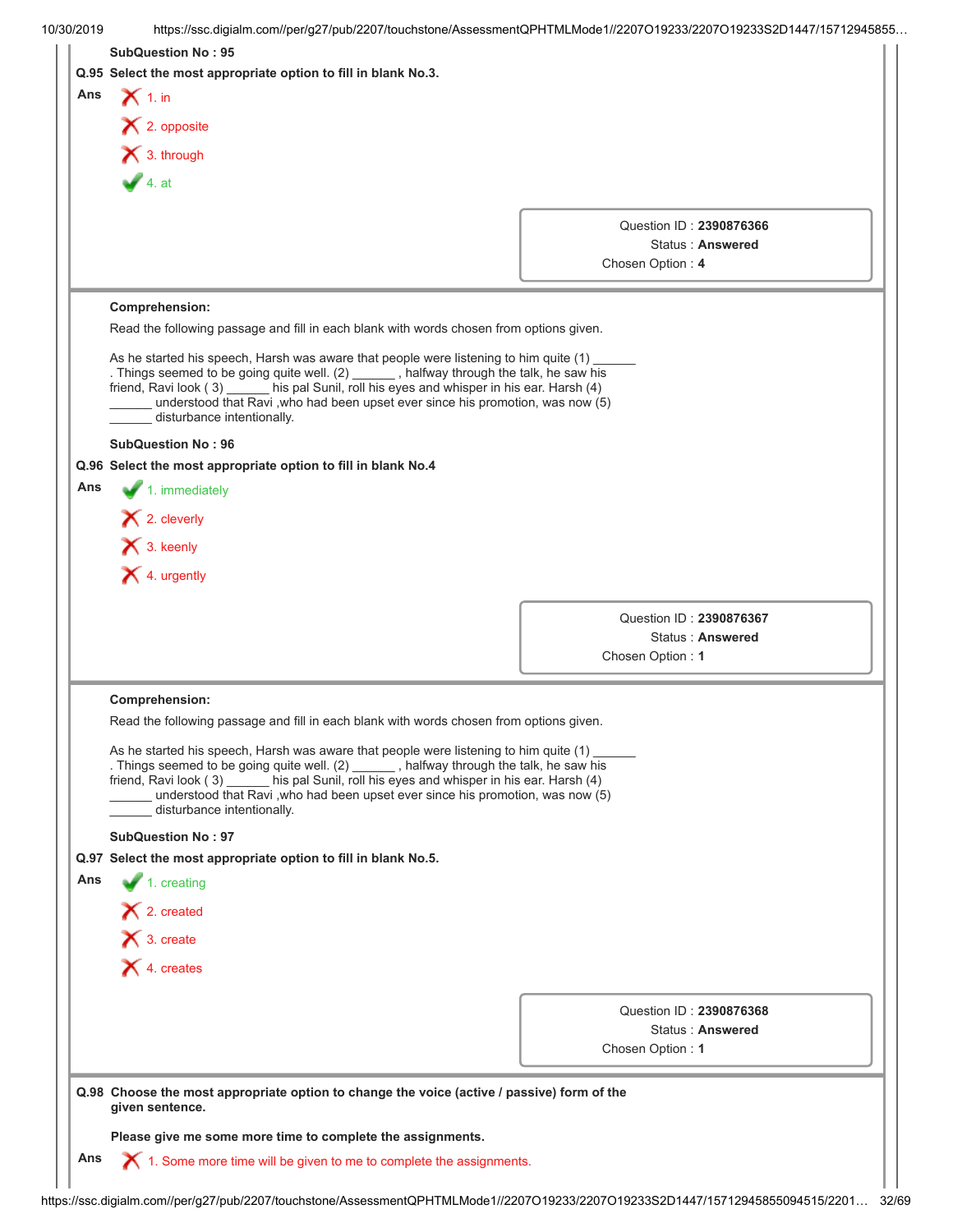**SubQuestion No : 95**

**Q.95 Select the most appropriate option to fill in blank No.3.**

**Ans**

- ✗ 1. in
- ✗ 2. opposite
- ✗ 3. through
- ✓ 4. at

Question ID : **2390876366**
Status : **Answered**
Chosen Option : **4**

---

**Comprehension:**

Read the following passage and fill in each blank with words chosen from options given.

As he started his speech, Harsh was aware that people were listening to him quite (1) ______ . Things seemed to be going quite well. (2) ______ , halfway through the talk, he saw his friend, Ravi look ( 3) ______ his pal Sunil, roll his eyes and whisper in his ear. Harsh (4) ______ understood that Ravi ,who had been upset ever since his promotion, was now (5) ______ disturbance intentionally.

**SubQuestion No : 96**

**Q.96 Select the most appropriate option to fill in blank No.4**

**Ans**

- ✓ 1. immediately
- ✗ 2. cleverly
- ✗ 3. keenly
- ✗ 4. urgently

Question ID : **2390876367**
Status : **Answered**
Chosen Option : **1**

---

**Comprehension:**

Read the following passage and fill in each blank with words chosen from options given.

As he started his speech, Harsh was aware that people were listening to him quite (1) ______ . Things seemed to be going quite well. (2) ______ , halfway through the talk, he saw his friend, Ravi look ( 3) ______ his pal Sunil, roll his eyes and whisper in his ear. Harsh (4) ______ understood that Ravi ,who had been upset ever since his promotion, was now (5) ______ disturbance intentionally.

**SubQuestion No : 97**

**Q.97 Select the most appropriate option to fill in blank No.5.**

**Ans**

- ✓ 1. creating
- ✗ 2. created
- ✗ 3. create
- ✗ 4. creates

Question ID : **2390876368**
Status : **Answered**
Chosen Option : **1**

---

**Q.98 Choose the most appropriate option to change the voice (active / passive) form of the given sentence.**

**Please give me some more time to complete the assignments.**

**Ans**

- ✗ 1. Some more time will be given to me to complete the assignments.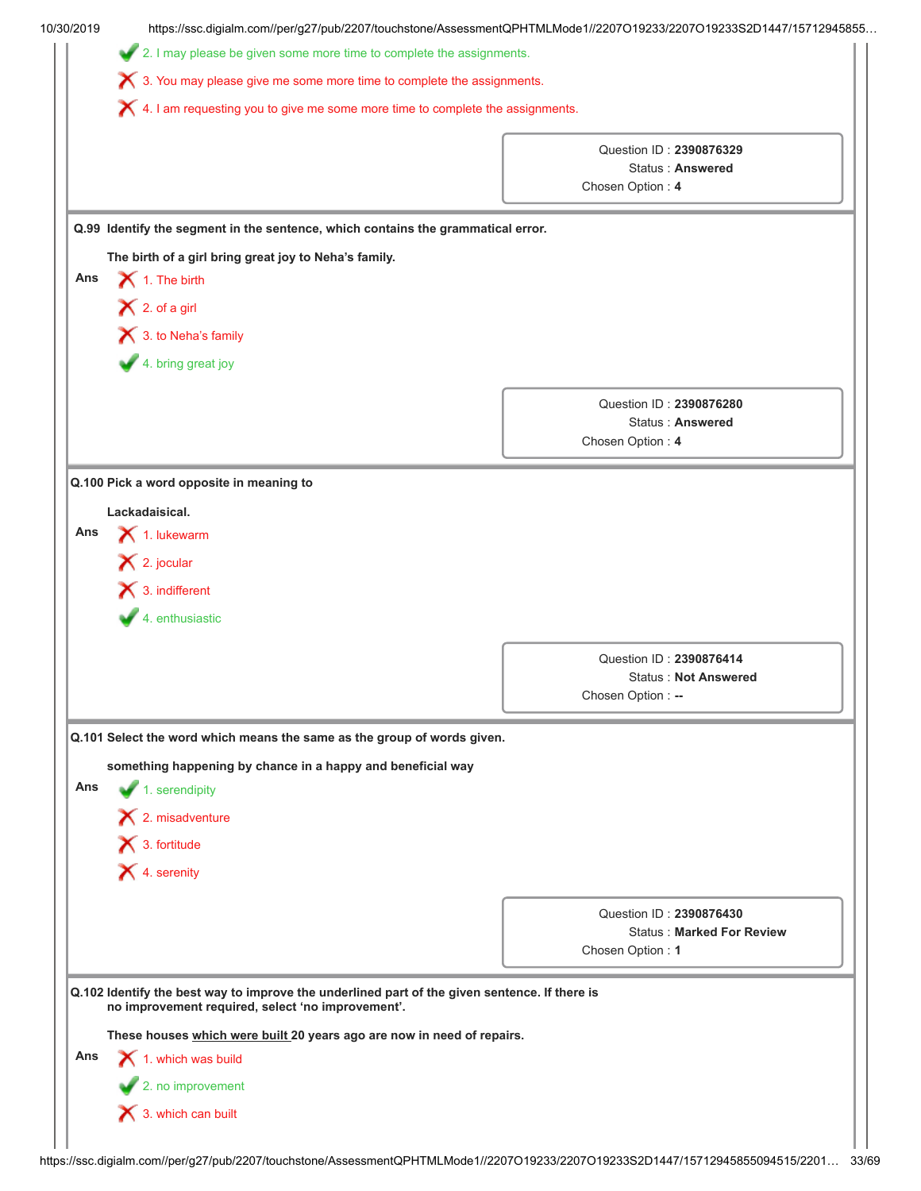✔ 2. I may please be given some more time to complete the assignments.

✘ 3. You may please give me some more time to complete the assignments.

✘ 4. I am requesting you to give me some more time to complete the assignments.

Question ID : **2390876329**
Status : **Answered**
Chosen Option : **4**

---

**Q.99 Identify the segment in the sentence, which contains the grammatical error.**

**The birth of a girl bring great joy to Neha's family.**

**Ans**

✘ 1. The birth

✘ 2. of a girl

✘ 3. to Neha's family

✔ 4. bring great joy

Question ID : **2390876280**
Status : **Answered**
Chosen Option : **4**

---

**Q.100 Pick a word opposite in meaning to**

**Lackadaisical.**

**Ans**

✘ 1. lukewarm

✘ 2. jocular

✘ 3. indifferent

✔ 4. enthusiastic

Question ID : **2390876414**
Status : **Not Answered**
Chosen Option : **--**

---

**Q.101 Select the word which means the same as the group of words given.**

**something happening by chance in a happy and beneficial way**

**Ans**

✔ 1. serendipity

✘ 2. misadventure

✘ 3. fortitude

✘ 4. serenity

Question ID : **2390876430**
Status : **Marked For Review**
Chosen Option : **1**

---

**Q.102 Identify the best way to improve the underlined part of the given sentence. If there is no improvement required, select 'no improvement'.**

**These houses <u>which were built</u> 20 years ago are now in need of repairs.**

**Ans**

✘ 1. which was build

✔ 2. no improvement

✘ 3. which can built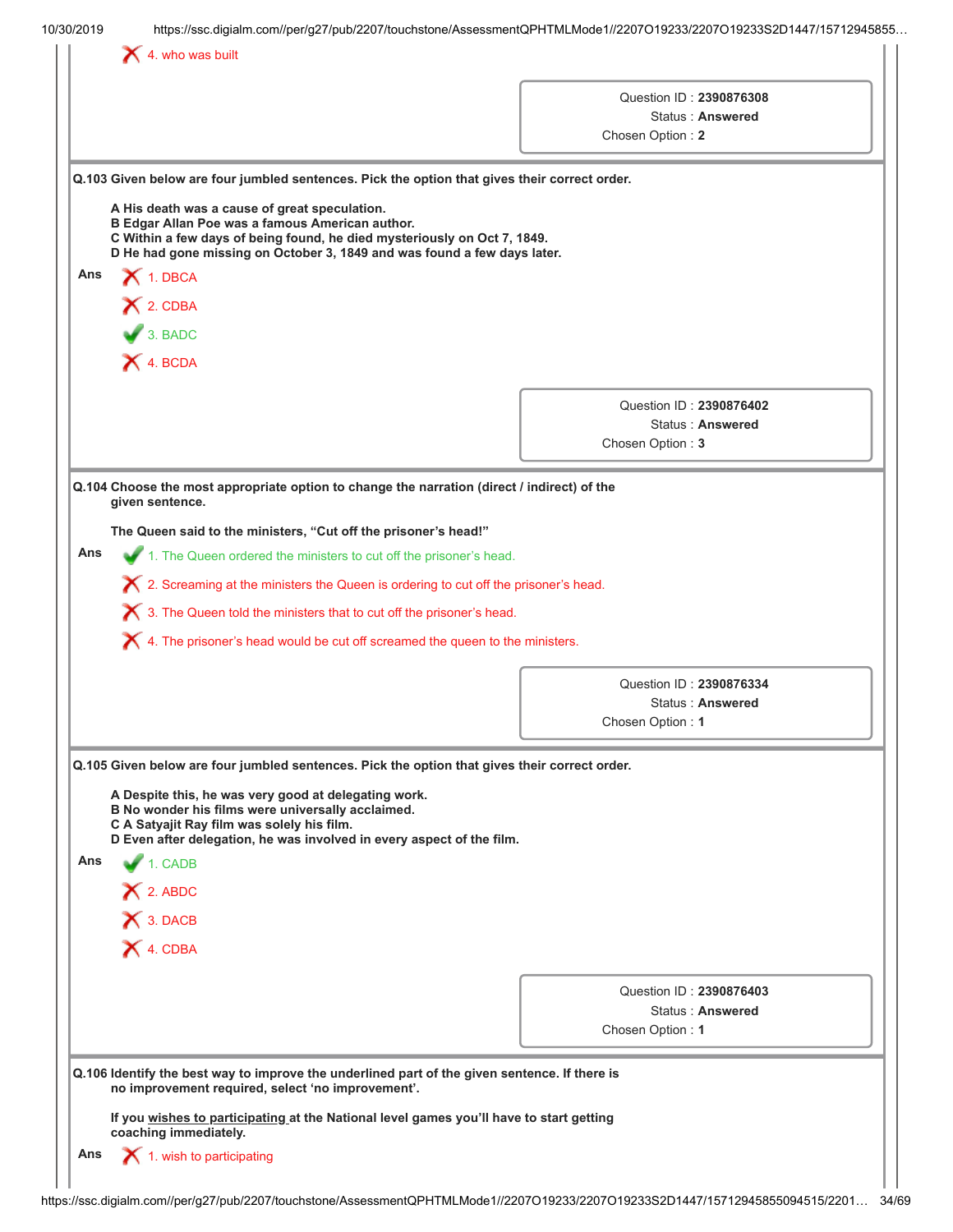4. who was built

Question ID : **2390876308**
Status : **Answered**
Chosen Option : **2**

**Q.103 Given below are four jumbled sentences. Pick the option that gives their correct order.**

**A His death was a cause of great speculation.**
**B Edgar Allan Poe was a famous American author.**
**C Within a few days of being found, he died mysteriously on Oct 7, 1849.**
**D He had gone missing on October 3, 1849 and was found a few days later.**

**Ans**

1. DBCA
2. CDBA
3. BADC
4. BCDA

Question ID : **2390876402**
Status : **Answered**
Chosen Option : **3**

**Q.104 Choose the most appropriate option to change the narration (direct / indirect) of the given sentence.**

**The Queen said to the ministers, "Cut off the prisoner's head!"**

**Ans**

1. The Queen ordered the ministers to cut off the prisoner's head.
2. Screaming at the ministers the Queen is ordering to cut off the prisoner's head.
3. The Queen told the ministers that to cut off the prisoner's head.
4. The prisoner's head would be cut off screamed the queen to the ministers.

Question ID : **2390876334**
Status : **Answered**
Chosen Option : **1**

**Q.105 Given below are four jumbled sentences. Pick the option that gives their correct order.**

**A Despite this, he was very good at delegating work.**
**B No wonder his films were universally acclaimed.**
**C A Satyajit Ray film was solely his film.**
**D Even after delegation, he was involved in every aspect of the film.**

**Ans**

1. CADB
2. ABDC
3. DACB
4. CDBA

Question ID : **2390876403**
Status : **Answered**
Chosen Option : **1**

**Q.106 Identify the best way to improve the underlined part of the given sentence. If there is no improvement required, select 'no improvement'.**

**If you <u>wishes to participating</u> at the National level games you'll have to start getting coaching immediately.**

**Ans**

1. wish to participating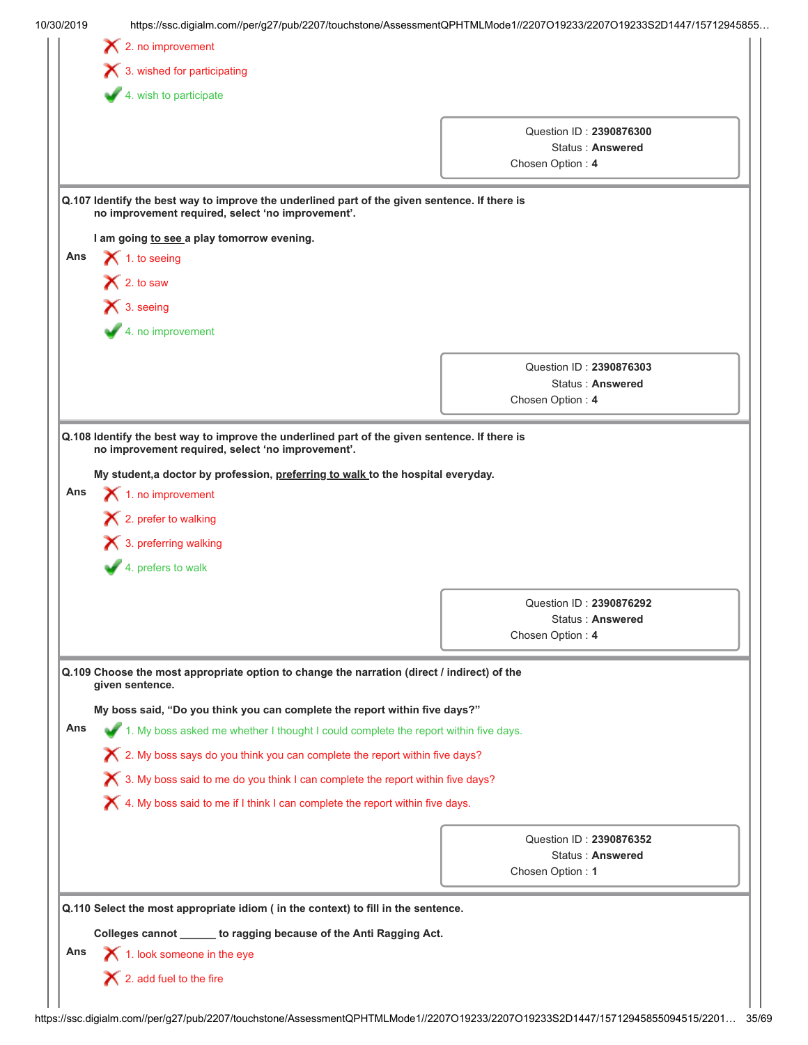❌ 2. no improvement

❌ 3. wished for participating

✅ 4. wish to participate

Question ID : **2390876300**
Status : **Answered**
Chosen Option : **4**

---

**Q.107 Identify the best way to improve the underlined part of the given sentence. If there is no improvement required, select 'no improvement'.**

**I am going <u>to see</u> a play tomorrow evening.**

Ans

❌ 1. to seeing

❌ 2. to saw

❌ 3. seeing

✅ 4. no improvement

Question ID : **2390876303**
Status : **Answered**
Chosen Option : **4**

---

**Q.108 Identify the best way to improve the underlined part of the given sentence. If there is no improvement required, select 'no improvement'.**

**My student,a doctor by profession, <u>preferring to walk</u> to the hospital everyday.**

Ans

❌ 1. no improvement

❌ 2. prefer to walking

❌ 3. preferring walking

✅ 4. prefers to walk

Question ID : **2390876292**
Status : **Answered**
Chosen Option : **4**

---

**Q.109 Choose the most appropriate option to change the narration (direct / indirect) of the given sentence.**

**My boss said, "Do you think you can complete the report within five days?"**

Ans

✅ 1. My boss asked me whether I thought I could complete the report within five days.

❌ 2. My boss says do you think you can complete the report within five days?

❌ 3. My boss said to me do you think I can complete the report within five days?

❌ 4. My boss said to me if I think I can complete the report within five days.

Question ID : **2390876352**
Status : **Answered**
Chosen Option : **1**

---

**Q.110 Select the most appropriate idiom ( in the context) to fill in the sentence.**

**Colleges cannot ______ to ragging because of the Anti Ragging Act.**

Ans

❌ 1. look someone in the eye

❌ 2. add fuel to the fire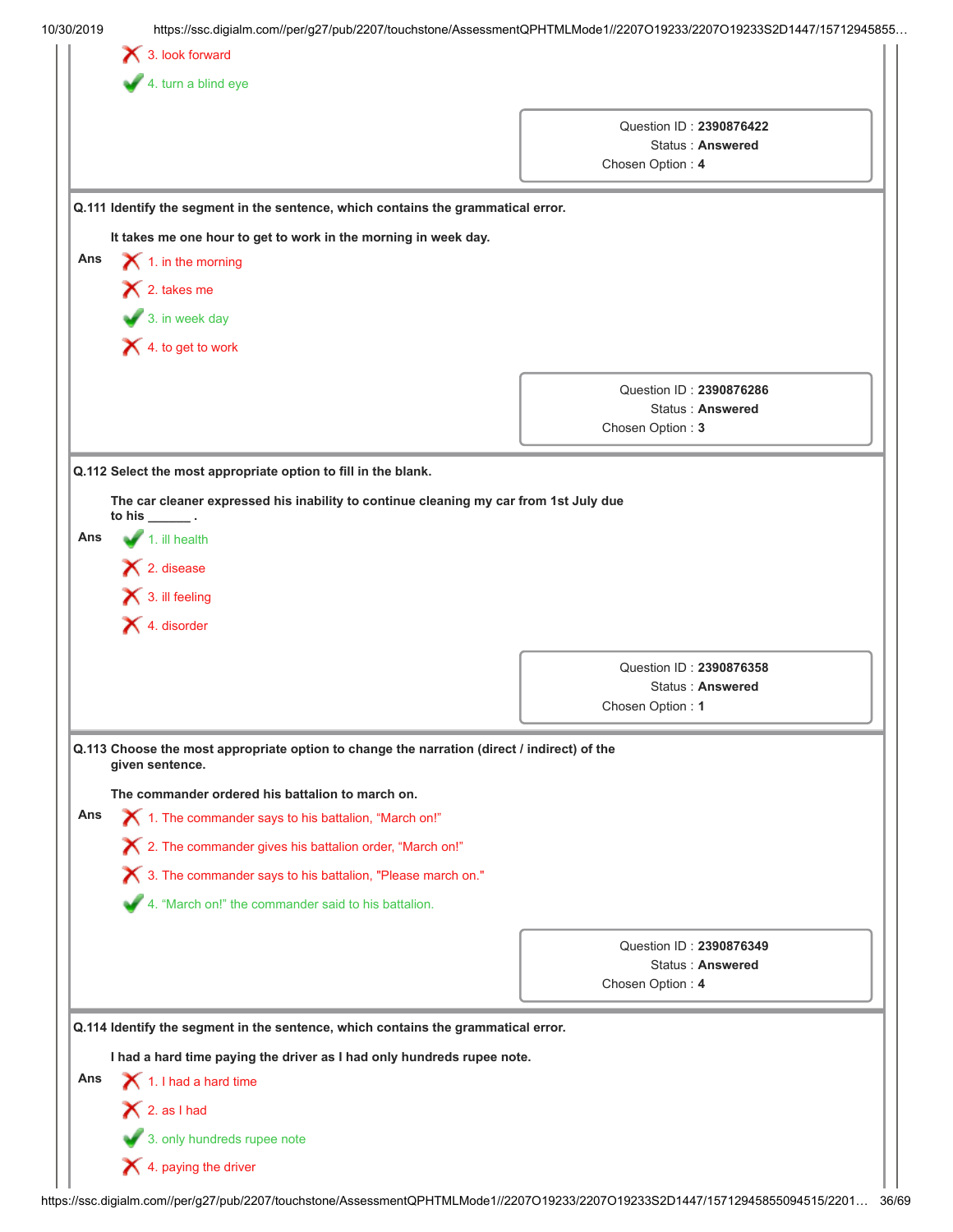3. look forward

4. turn a blind eye

Question ID : **2390876422**
Status : **Answered**
Chosen Option : **4**

**Q.111 Identify the segment in the sentence, which contains the grammatical error.**

**It takes me one hour to get to work in the morning in week day.**

**Ans**
1. in the morning
2. takes me
3. in week day
4. to get to work

Question ID : **2390876286**
Status : **Answered**
Chosen Option : **3**

**Q.112 Select the most appropriate option to fill in the blank.**

**The car cleaner expressed his inability to continue cleaning my car from 1st July due to his ______ .**

**Ans**
1. ill health
2. disease
3. ill feeling
4. disorder

Question ID : **2390876358**
Status : **Answered**
Chosen Option : **1**

**Q.113 Choose the most appropriate option to change the narration (direct / indirect) of the given sentence.**

**The commander ordered his battalion to march on.**

**Ans**
1. The commander says to his battalion, "March on!"
2. The commander gives his battalion order, "March on!"
3. The commander says to his battalion, "Please march on."
4. "March on!" the commander said to his battalion.

Question ID : **2390876349**
Status : **Answered**
Chosen Option : **4**

**Q.114 Identify the segment in the sentence, which contains the grammatical error.**

**I had a hard time paying the driver as I had only hundreds rupee note.**

**Ans**
1. I had a hard time
2. as I had
3. only hundreds rupee note
4. paying the driver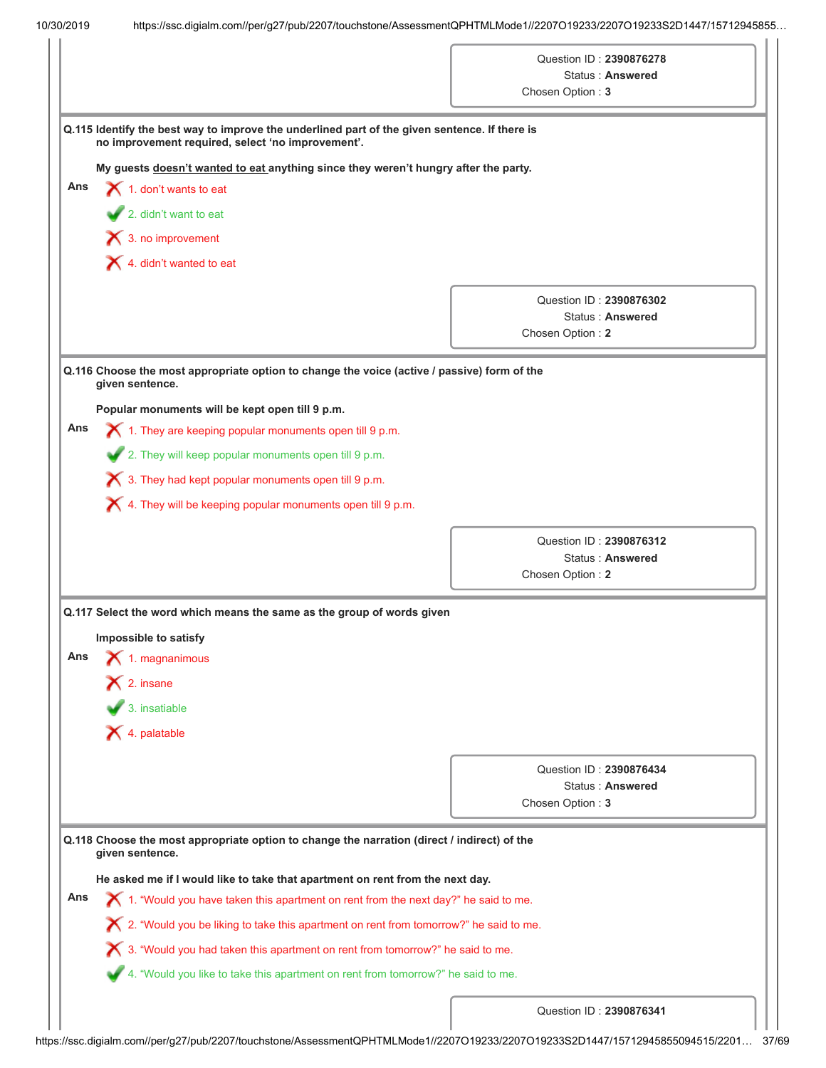| Question ID : **2390876278** |
|---|
| Status : **Answered** |
| Chosen Option : **3** |

**Q.115 Identify the best way to improve the underlined part of the given sentence. If there is no improvement required, select 'no improvement'.**

**My guests <u>doesn't wanted to eat</u> anything since they weren't hungry after the party.**

**Ans**

✗ 1. don't wants to eat

✓ 2. didn't want to eat

✗ 3. no improvement

✗ 4. didn't wanted to eat

| Question ID : **2390876302** |
|---|
| Status : **Answered** |
| Chosen Option : **2** |

**Q.116 Choose the most appropriate option to change the voice (active / passive) form of the given sentence.**

**Popular monuments will be kept open till 9 p.m.**

**Ans**

✗ 1. They are keeping popular monuments open till 9 p.m.

✓ 2. They will keep popular monuments open till 9 p.m.

✗ 3. They had kept popular monuments open till 9 p.m.

✗ 4. They will be keeping popular monuments open till 9 p.m.

| Question ID : **2390876312** |
|---|
| Status : **Answered** |
| Chosen Option : **2** |

**Q.117 Select the word which means the same as the group of words given**

**Impossible to satisfy**

**Ans**

✗ 1. magnanimous

✗ 2. insane

✓ 3. insatiable

✗ 4. palatable

| Question ID : **2390876434** |
|---|
| Status : **Answered** |
| Chosen Option : **3** |

**Q.118 Choose the most appropriate option to change the narration (direct / indirect) of the given sentence.**

**He asked me if I would like to take that apartment on rent from the next day.**

**Ans**

✗ 1. "Would you have taken this apartment on rent from the next day?" he said to me.

✗ 2. "Would you be liking to take this apartment on rent from tomorrow?" he said to me.

✗ 3. "Would you had taken this apartment on rent from tomorrow?" he said to me.

✓ 4. "Would you like to take this apartment on rent from tomorrow?" he said to me.

| Question ID : **2390876341** |
|---|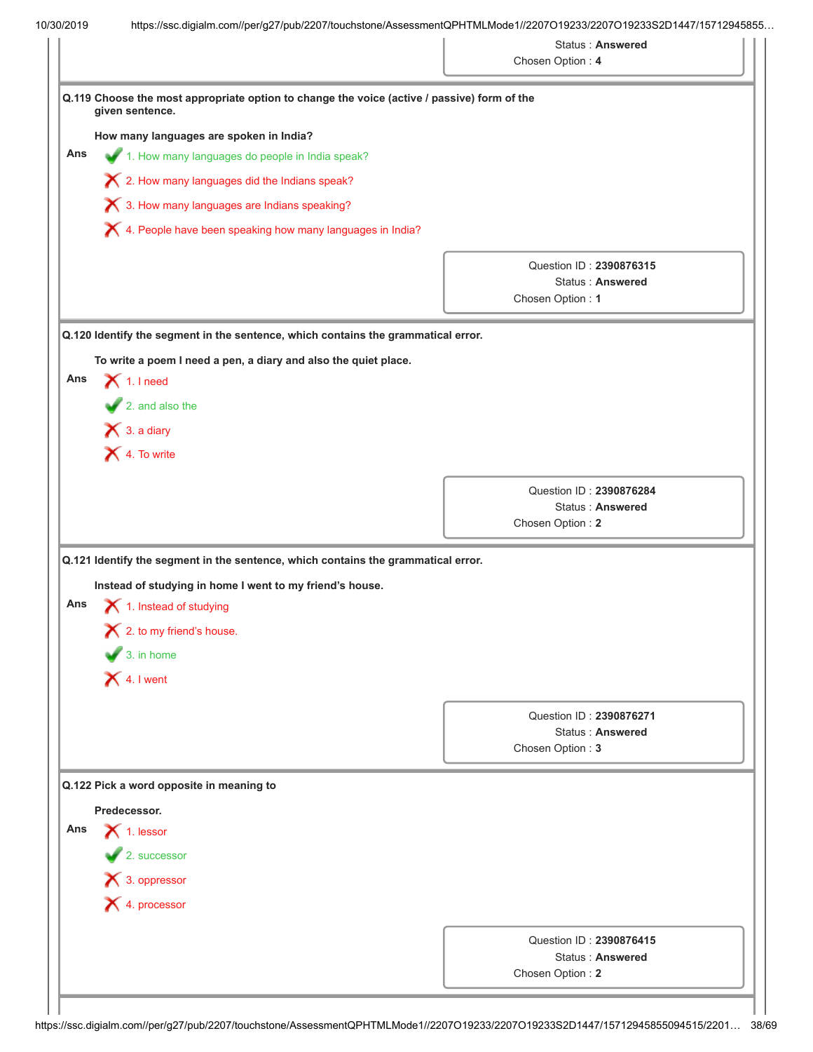Status : **Answered**
Chosen Option : **4**

**Q.119 Choose the most appropriate option to change the voice (active / passive) form of the given sentence.**

**How many languages are spoken in India?**

Ans
1. How many languages do people in India speak? ✔
2. How many languages did the Indians speak? ✘
3. How many languages are Indians speaking? ✘
4. People have been speaking how many languages in India? ✘

Question ID : **2390876315**
Status : **Answered**
Chosen Option : **1**

**Q.120 Identify the segment in the sentence, which contains the grammatical error.**

**To write a poem I need a pen, a diary and also the quiet place.**

Ans
1. I need ✘
2. and also the ✔
3. a diary ✘
4. To write ✘

Question ID : **2390876284**
Status : **Answered**
Chosen Option : **2**

**Q.121 Identify the segment in the sentence, which contains the grammatical error.**

**Instead of studying in home I went to my friend's house.**

Ans
1. Instead of studying ✘
2. to my friend's house. ✘
3. in home ✔
4. I went ✘

Question ID : **2390876271**
Status : **Answered**
Chosen Option : **3**

**Q.122 Pick a word opposite in meaning to**

**Predecessor.**

Ans
1. lessor ✘
2. successor ✔
3. oppressor ✘
4. processor ✘

Question ID : **2390876415**
Status : **Answered**
Chosen Option : **2**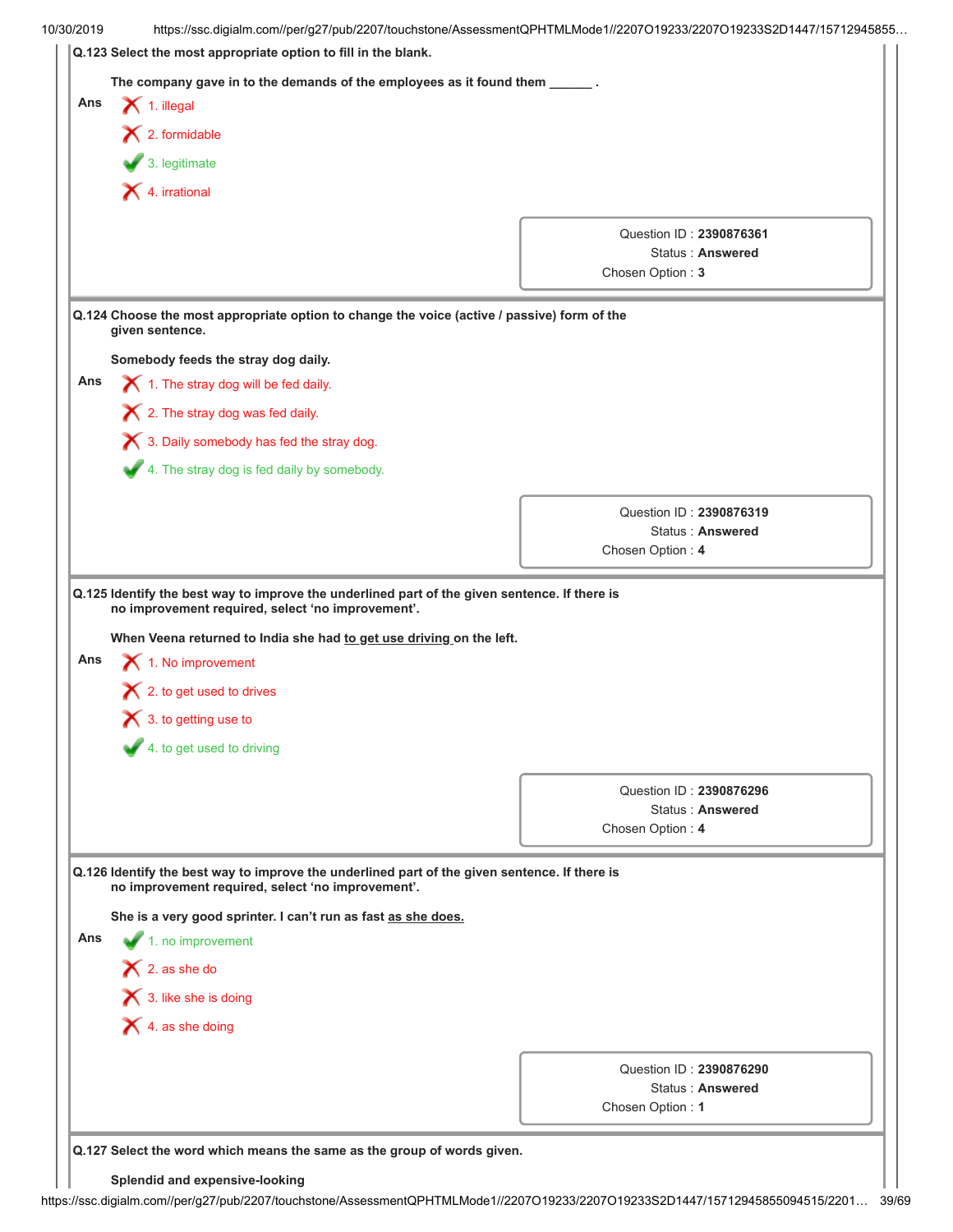**Q.123 Select the most appropriate option to fill in the blank.**

**The company gave in to the demands of the employees as it found them ______ .**

**Ans**

✗ 1. illegal

✗ 2. formidable

✓ 3. legitimate

✗ 4. irrational

Question ID : **2390876361**
Status : **Answered**
Chosen Option : **3**

**Q.124 Choose the most appropriate option to change the voice (active / passive) form of the given sentence.**

**Somebody feeds the stray dog daily.**

**Ans**

✗ 1. The stray dog will be fed daily.

✗ 2. The stray dog was fed daily.

✗ 3. Daily somebody has fed the stray dog.

✓ 4. The stray dog is fed daily by somebody.

Question ID : **2390876319**
Status : **Answered**
Chosen Option : **4**

**Q.125 Identify the best way to improve the underlined part of the given sentence. If there is no improvement required, select 'no improvement'.**

**When Veena returned to India she had <u>to get use driving</u> on the left.**

**Ans**

✗ 1. No improvement

✗ 2. to get used to drives

✗ 3. to getting use to

✓ 4. to get used to driving

Question ID : **2390876296**
Status : **Answered**
Chosen Option : **4**

**Q.126 Identify the best way to improve the underlined part of the given sentence. If there is no improvement required, select 'no improvement'.**

**She is a very good sprinter. I can't run as fast <u>as she does.</u>**

**Ans**

✓ 1. no improvement

✗ 2. as she do

✗ 3. like she is doing

✗ 4. as she doing

Question ID : **2390876290**
Status : **Answered**
Chosen Option : **1**

**Q.127 Select the word which means the same as the group of words given.**

**Splendid and expensive-looking**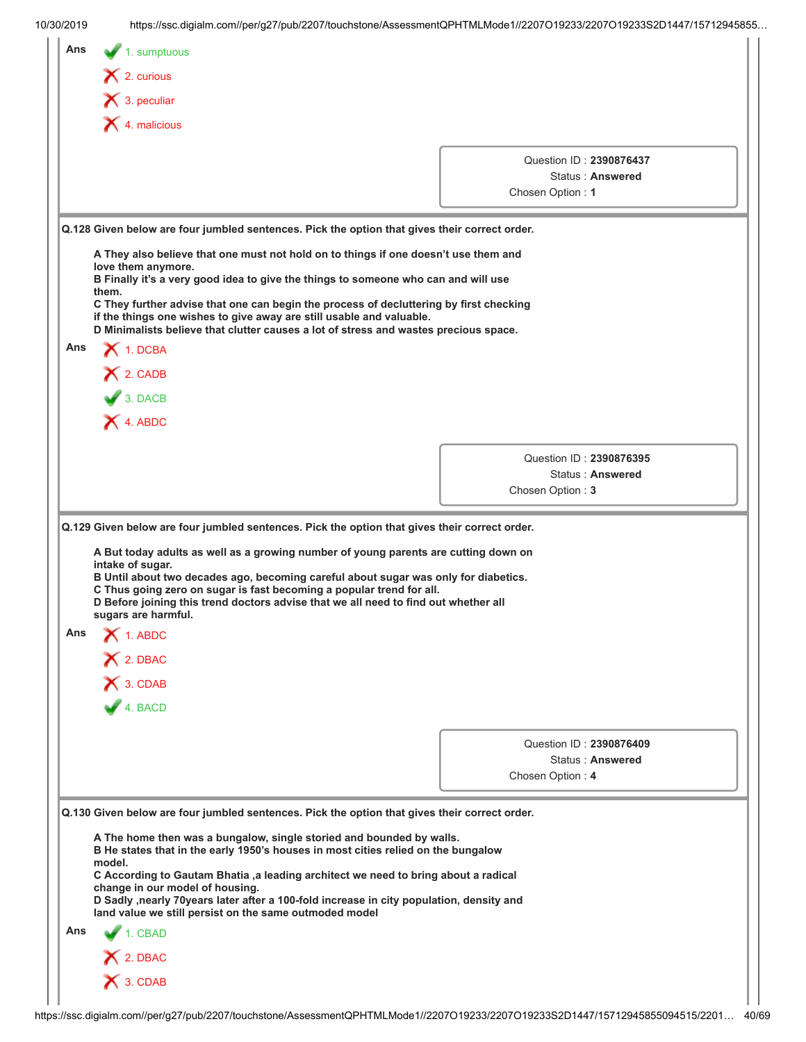Ans

1. sumptuous ✔

2. curious ✘

3. peculiar ✘

4. malicious ✘

Question ID : **2390876437**
Status : **Answered**
Chosen Option : **1**

**Q.128 Given below are four jumbled sentences. Pick the option that gives their correct order.**

**A They also believe that one must not hold on to things if one doesn't use them and love them anymore.**
**B Finally it's a very good idea to give the things to someone who can and will use them.**
**C They further advise that one can begin the process of decluttering by first checking if the things one wishes to give away are still usable and valuable.**
**D Minimalists believe that clutter causes a lot of stress and wastes precious space.**

Ans

1. DCBA ✘

2. CADB ✘

3. DACB ✔

4. ABDC ✘

Question ID : **2390876395**
Status : **Answered**
Chosen Option : **3**

**Q.129 Given below are four jumbled sentences. Pick the option that gives their correct order.**

**A But today adults as well as a growing number of young parents are cutting down on intake of sugar.**
**B Until about two decades ago, becoming careful about sugar was only for diabetics.**
**C Thus going zero on sugar is fast becoming a popular trend for all.**
**D Before joining this trend doctors advise that we all need to find out whether all sugars are harmful.**

Ans

1. ABDC ✘

2. DBAC ✘

3. CDAB ✘

4. BACD ✔

Question ID : **2390876409**
Status : **Answered**
Chosen Option : **4**

**Q.130 Given below are four jumbled sentences. Pick the option that gives their correct order.**

**A The home then was a bungalow, single storied and bounded by walls.**
**B He states that in the early 1950's houses in most cities relied on the bungalow model.**
**C According to Gautam Bhatia ,a leading architect we need to bring about a radical change in our model of housing.**
**D Sadly ,nearly 70years later after a 100-fold increase in city population, density and land value we still persist on the same outmoded model**

Ans

1. CBAD ✔

2. DBAC ✘

3. CDAB ✘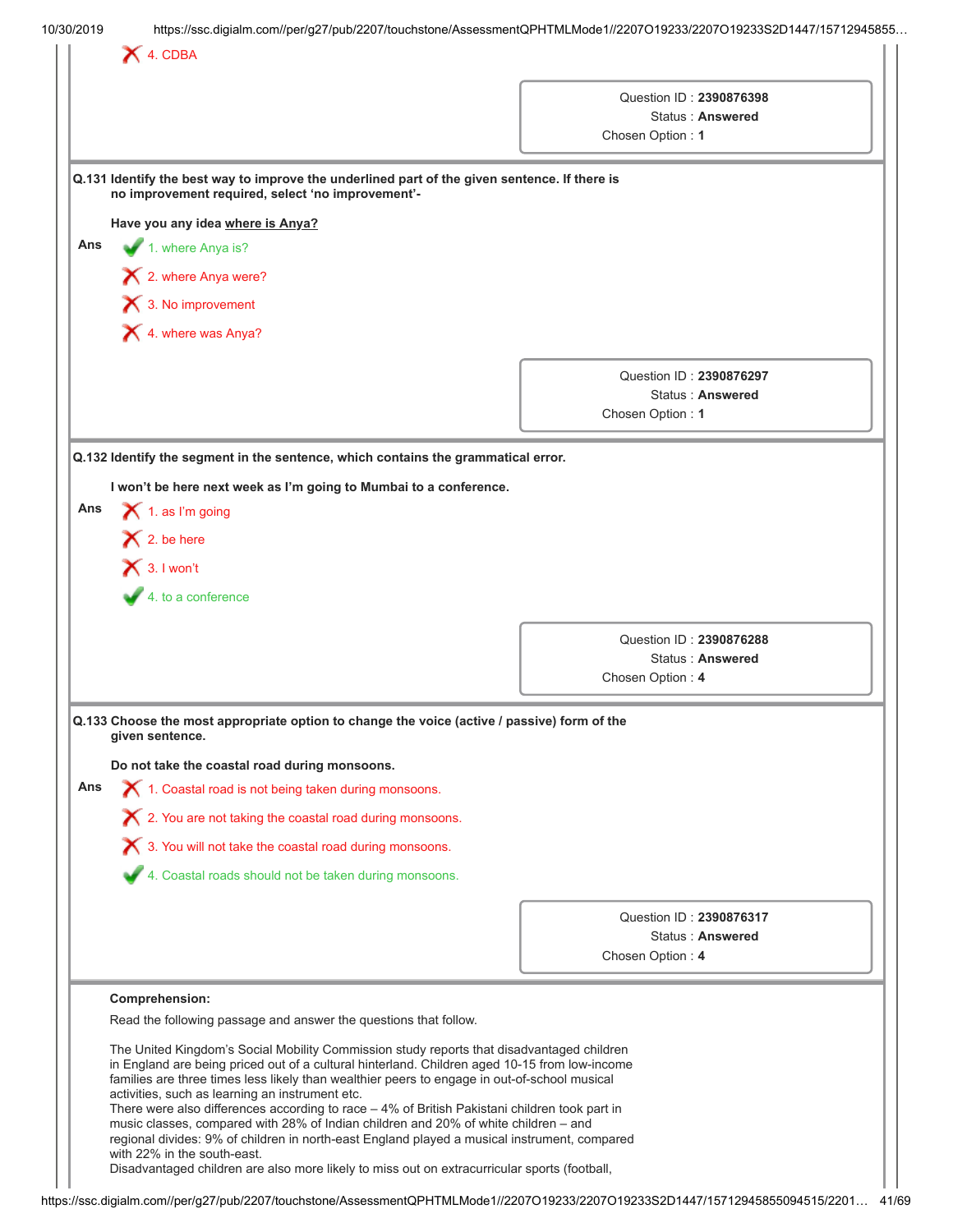✗ 4. CDBA

Question ID : **2390876398**
Status : **Answered**
Chosen Option : **1**

**Q.131 Identify the best way to improve the underlined part of the given sentence. If there is no improvement required, select 'no improvement'-**

**Have you any idea <u>where is Anya?</u>**

Ans
✓ 1. where Anya is?
✗ 2. where Anya were?
✗ 3. No improvement
✗ 4. where was Anya?

Question ID : **2390876297**
Status : **Answered**
Chosen Option : **1**

**Q.132 Identify the segment in the sentence, which contains the grammatical error.**

**I won't be here next week as I'm going to Mumbai to a conference.**

Ans
✗ 1. as I'm going
✗ 2. be here
✗ 3. I won't
✓ 4. to a conference

Question ID : **2390876288**
Status : **Answered**
Chosen Option : **4**

**Q.133 Choose the most appropriate option to change the voice (active / passive) form of the given sentence.**

**Do not take the coastal road during monsoons.**

Ans
✗ 1. Coastal road is not being taken during monsoons.
✗ 2. You are not taking the coastal road during monsoons.
✗ 3. You will not take the coastal road during monsoons.
✓ 4. Coastal roads should not be taken during monsoons.

Question ID : **2390876317**
Status : **Answered**
Chosen Option : **4**

**Comprehension:**

Read the following passage and answer the questions that follow.

The United Kingdom's Social Mobility Commission study reports that disadvantaged children in England are being priced out of a cultural hinterland. Children aged 10-15 from low-income families are three times less likely than wealthier peers to engage in out-of-school musical activities, such as learning an instrument etc.
There were also differences according to race – 4% of British Pakistani children took part in music classes, compared with 28% of Indian children and 20% of white children – and regional divides: 9% of children in north-east England played a musical instrument, compared with 22% in the south-east.
Disadvantaged children are also more likely to miss out on extracurricular sports (football,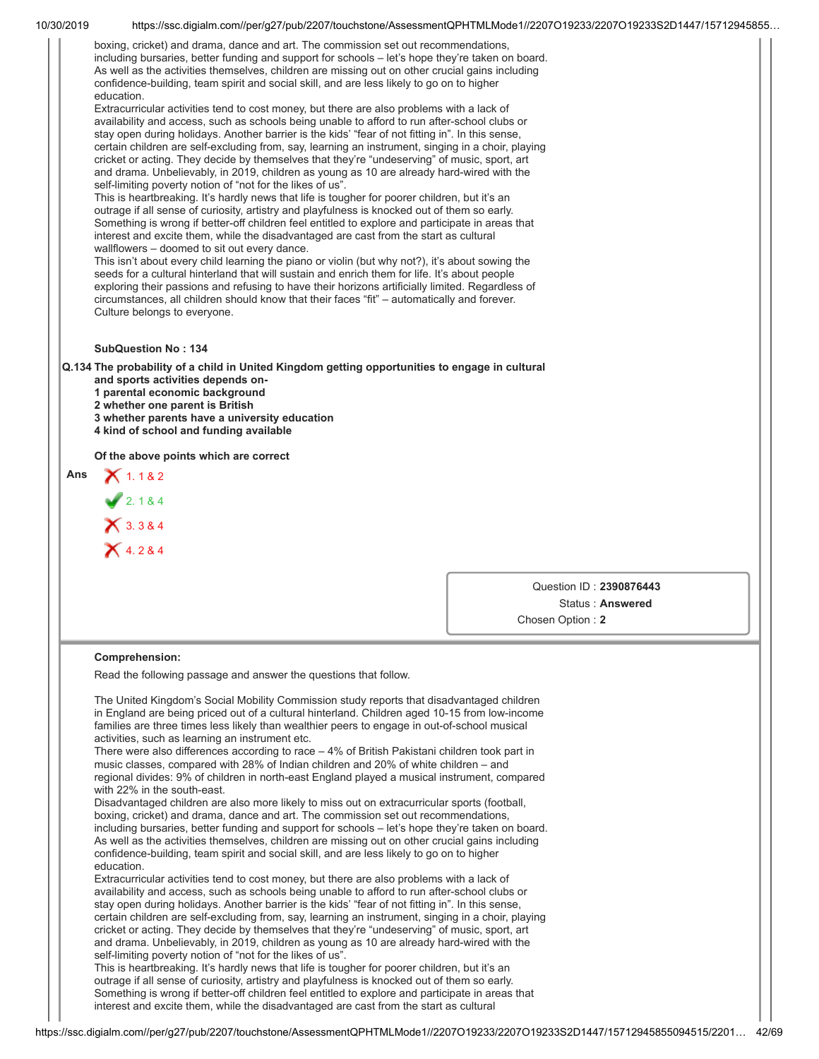boxing, cricket) and drama, dance and art. The commission set out recommendations, including bursaries, better funding and support for schools – let's hope they're taken on board. As well as the activities themselves, children are missing out on other crucial gains including confidence-building, team spirit and social skill, and are less likely to go on to higher education.
Extracurricular activities tend to cost money, but there are also problems with a lack of availability and access, such as schools being unable to afford to run after-school clubs or stay open during holidays. Another barrier is the kids' "fear of not fitting in". In this sense, certain children are self-excluding from, say, learning an instrument, singing in a choir, playing cricket or acting. They decide by themselves that they're "undeserving" of music, sport, art and drama. Unbelievably, in 2019, children as young as 10 are already hard-wired with the self-limiting poverty notion of "not for the likes of us".
This is heartbreaking. It's hardly news that life is tougher for poorer children, but it's an outrage if all sense of curiosity, artistry and playfulness is knocked out of them so early. Something is wrong if better-off children feel entitled to explore and participate in areas that interest and excite them, while the disadvantaged are cast from the start as cultural wallflowers – doomed to sit out every dance.
This isn't about every child learning the piano or violin (but why not?), it's about sowing the seeds for a cultural hinterland that will sustain and enrich them for life. It's about people exploring their passions and refusing to have their horizons artificially limited. Regardless of circumstances, all children should know that their faces "fit" – automatically and forever. Culture belongs to everyone.

**SubQuestion No : 134**

**Q.134 The probability of a child in United Kingdom getting opportunities to engage in cultural and sports activities depends on-**
**1 parental economic background**
**2 whether one parent is British**
**3 whether parents have a university education**
**4 kind of school and funding available**

**Of the above points which are correct**

**Ans**
1. 1 & 2
2. 1 & 4 ✔
3. 3 & 4
4. 2 & 4

Question ID : **2390876443**
Status : **Answered**
Chosen Option : **2**

**Comprehension:**

Read the following passage and answer the questions that follow.

The United Kingdom's Social Mobility Commission study reports that disadvantaged children in England are being priced out of a cultural hinterland. Children aged 10-15 from low-income families are three times less likely than wealthier peers to engage in out-of-school musical activities, such as learning an instrument etc.
There were also differences according to race – 4% of British Pakistani children took part in music classes, compared with 28% of Indian children and 20% of white children – and regional divides: 9% of children in north-east England played a musical instrument, compared with 22% in the south-east.
Disadvantaged children are also more likely to miss out on extracurricular sports (football, boxing, cricket) and drama, dance and art. The commission set out recommendations, including bursaries, better funding and support for schools – let's hope they're taken on board. As well as the activities themselves, children are missing out on other crucial gains including confidence-building, team spirit and social skill, and are less likely to go on to higher education.
Extracurricular activities tend to cost money, but there are also problems with a lack of availability and access, such as schools being unable to afford to run after-school clubs or stay open during holidays. Another barrier is the kids' "fear of not fitting in". In this sense, certain children are self-excluding from, say, learning an instrument, singing in a choir, playing cricket or acting. They decide by themselves that they're "undeserving" of music, sport, art and drama. Unbelievably, in 2019, children as young as 10 are already hard-wired with the self-limiting poverty notion of "not for the likes of us".
This is heartbreaking. It's hardly news that life is tougher for poorer children, but it's an outrage if all sense of curiosity, artistry and playfulness is knocked out of them so early. Something is wrong if better-off children feel entitled to explore and participate in areas that interest and excite them, while the disadvantaged are cast from the start as cultural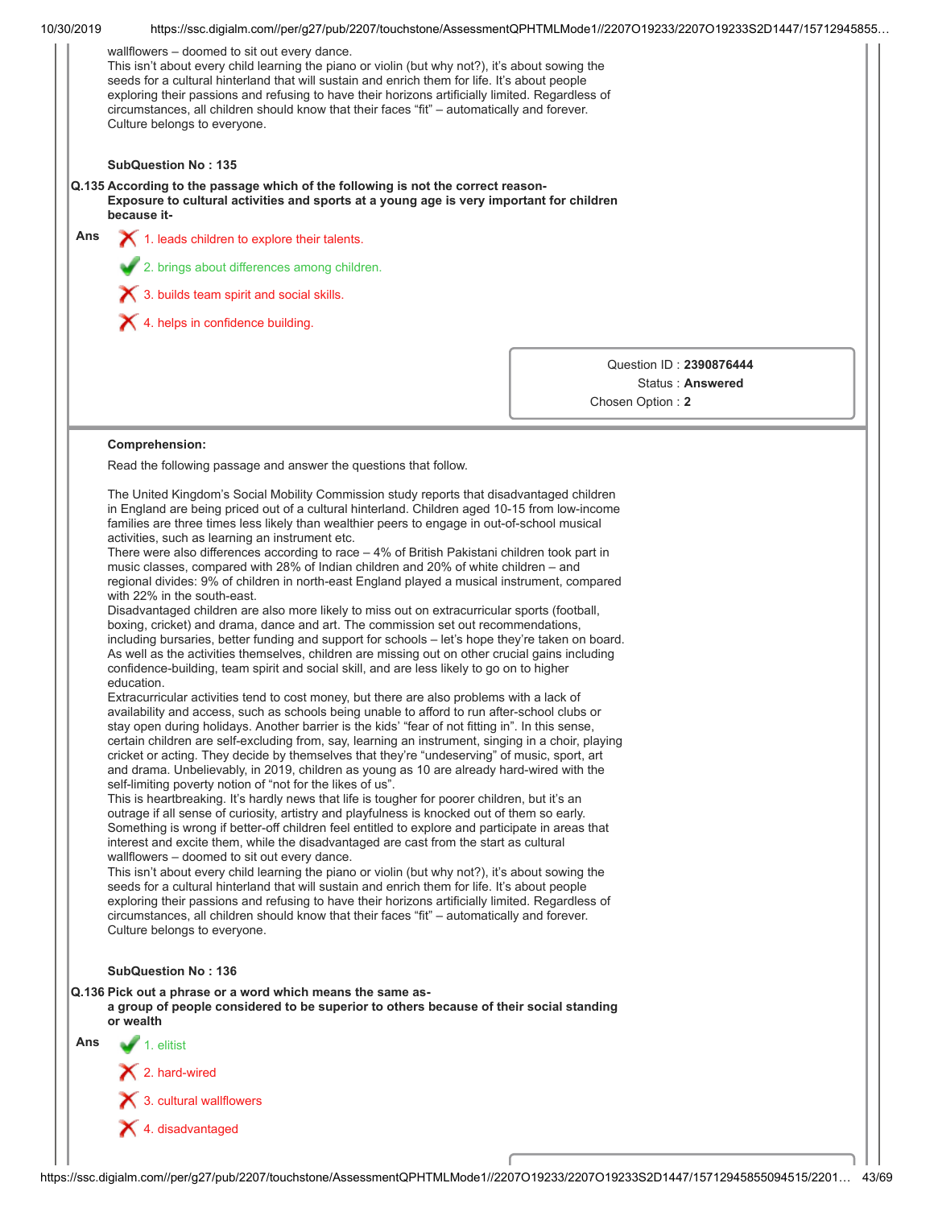wallflowers – doomed to sit out every dance.
This isn't about every child learning the piano or violin (but why not?), it's about sowing the seeds for a cultural hinterland that will sustain and enrich them for life. It's about people exploring their passions and refusing to have their horizons artificially limited. Regardless of circumstances, all children should know that their faces "fit" – automatically and forever.
Culture belongs to everyone.

**SubQuestion No : 135**

**Q.135 According to the passage which of the following is not the correct reason-**
**Exposure to cultural activities and sports at a young age is very important for children because it-**

**Ans**

1. leads children to explore their talents.
2. brings about differences among children.
3. builds team spirit and social skills.
4. helps in confidence building.

Question ID : **2390876444**
Status : **Answered**
Chosen Option : **2**

**Comprehension:**

Read the following passage and answer the questions that follow.

The United Kingdom's Social Mobility Commission study reports that disadvantaged children in England are being priced out of a cultural hinterland. Children aged 10-15 from low-income families are three times less likely than wealthier peers to engage in out-of-school musical activities, such as learning an instrument etc.
There were also differences according to race – 4% of British Pakistani children took part in music classes, compared with 28% of Indian children and 20% of white children – and regional divides: 9% of children in north-east England played a musical instrument, compared with 22% in the south-east.
Disadvantaged children are also more likely to miss out on extracurricular sports (football, boxing, cricket) and drama, dance and art. The commission set out recommendations, including bursaries, better funding and support for schools – let's hope they're taken on board.
As well as the activities themselves, children are missing out on other crucial gains including confidence-building, team spirit and social skill, and are less likely to go on to higher education.
Extracurricular activities tend to cost money, but there are also problems with a lack of availability and access, such as schools being unable to afford to run after-school clubs or stay open during holidays. Another barrier is the kids' "fear of not fitting in". In this sense, certain children are self-excluding from, say, learning an instrument, singing in a choir, playing cricket or acting. They decide by themselves that they're "undeserving" of music, sport, art and drama. Unbelievably, in 2019, children as young as 10 are already hard-wired with the self-limiting poverty notion of "not for the likes of us".
This is heartbreaking. It's hardly news that life is tougher for poorer children, but it's an outrage if all sense of curiosity, artistry and playfulness is knocked out of them so early. Something is wrong if better-off children feel entitled to explore and participate in areas that interest and excite them, while the disadvantaged are cast from the start as cultural wallflowers – doomed to sit out every dance.
This isn't about every child learning the piano or violin (but why not?), it's about sowing the seeds for a cultural hinterland that will sustain and enrich them for life. It's about people exploring their passions and refusing to have their horizons artificially limited. Regardless of circumstances, all children should know that their faces "fit" – automatically and forever.
Culture belongs to everyone.

**SubQuestion No : 136**

**Q.136 Pick out a phrase or a word which means the same as-**
**a group of people considered to be superior to others because of their social standing or wealth**

**Ans**

1. elitist
2. hard-wired
3. cultural wallflowers
4. disadvantaged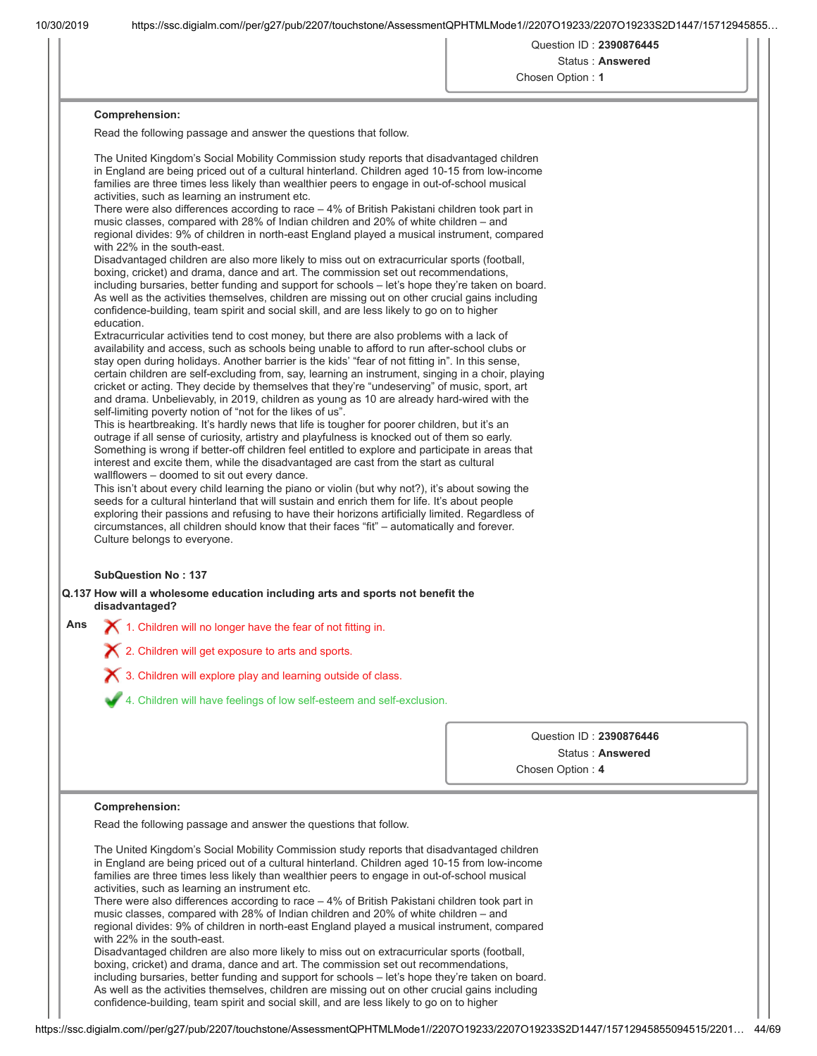Question ID : **2390876445**
Status : **Answered**
Chosen Option : **1**

**Comprehension:**

Read the following passage and answer the questions that follow.

The United Kingdom's Social Mobility Commission study reports that disadvantaged children in England are being priced out of a cultural hinterland. Children aged 10-15 from low-income families are three times less likely than wealthier peers to engage in out-of-school musical activities, such as learning an instrument etc.
There were also differences according to race – 4% of British Pakistani children took part in music classes, compared with 28% of Indian children and 20% of white children – and regional divides: 9% of children in north-east England played a musical instrument, compared with 22% in the south-east.
Disadvantaged children are also more likely to miss out on extracurricular sports (football, boxing, cricket) and drama, dance and art. The commission set out recommendations, including bursaries, better funding and support for schools – let's hope they're taken on board. As well as the activities themselves, children are missing out on other crucial gains including confidence-building, team spirit and social skill, and are less likely to go on to higher education.
Extracurricular activities tend to cost money, but there are also problems with a lack of availability and access, such as schools being unable to afford to run after-school clubs or stay open during holidays. Another barrier is the kids' "fear of not fitting in". In this sense, certain children are self-excluding from, say, learning an instrument, singing in a choir, playing cricket or acting. They decide by themselves that they're "undeserving" of music, sport, art and drama. Unbelievably, in 2019, children as young as 10 are already hard-wired with the self-limiting poverty notion of "not for the likes of us".
This is heartbreaking. It's hardly news that life is tougher for poorer children, but it's an outrage if all sense of curiosity, artistry and playfulness is knocked out of them so early. Something is wrong if better-off children feel entitled to explore and participate in areas that interest and excite them, while the disadvantaged are cast from the start as cultural wallflowers – doomed to sit out every dance.
This isn't about every child learning the piano or violin (but why not?), it's about sowing the seeds for a cultural hinterland that will sustain and enrich them for life. It's about people exploring their passions and refusing to have their horizons artificially limited. Regardless of circumstances, all children should know that their faces "fit" – automatically and forever. Culture belongs to everyone.

**SubQuestion No : 137**

**Q.137 How will a wholesome education including arts and sports not benefit the disadvantaged?**

Ans
1. Children will no longer have the fear of not fitting in. ✗
2. Children will get exposure to arts and sports. ✗
3. Children will explore play and learning outside of class. ✗
4. Children will have feelings of low self-esteem and self-exclusion. ✓

Question ID : **2390876446**
Status : **Answered**
Chosen Option : **4**

**Comprehension:**

Read the following passage and answer the questions that follow.

The United Kingdom's Social Mobility Commission study reports that disadvantaged children in England are being priced out of a cultural hinterland. Children aged 10-15 from low-income families are three times less likely than wealthier peers to engage in out-of-school musical activities, such as learning an instrument etc.
There were also differences according to race – 4% of British Pakistani children took part in music classes, compared with 28% of Indian children and 20% of white children – and regional divides: 9% of children in north-east England played a musical instrument, compared with 22% in the south-east.
Disadvantaged children are also more likely to miss out on extracurricular sports (football, boxing, cricket) and drama, dance and art. The commission set out recommendations, including bursaries, better funding and support for schools – let's hope they're taken on board. As well as the activities themselves, children are missing out on other crucial gains including confidence-building, team spirit and social skill, and are less likely to go on to higher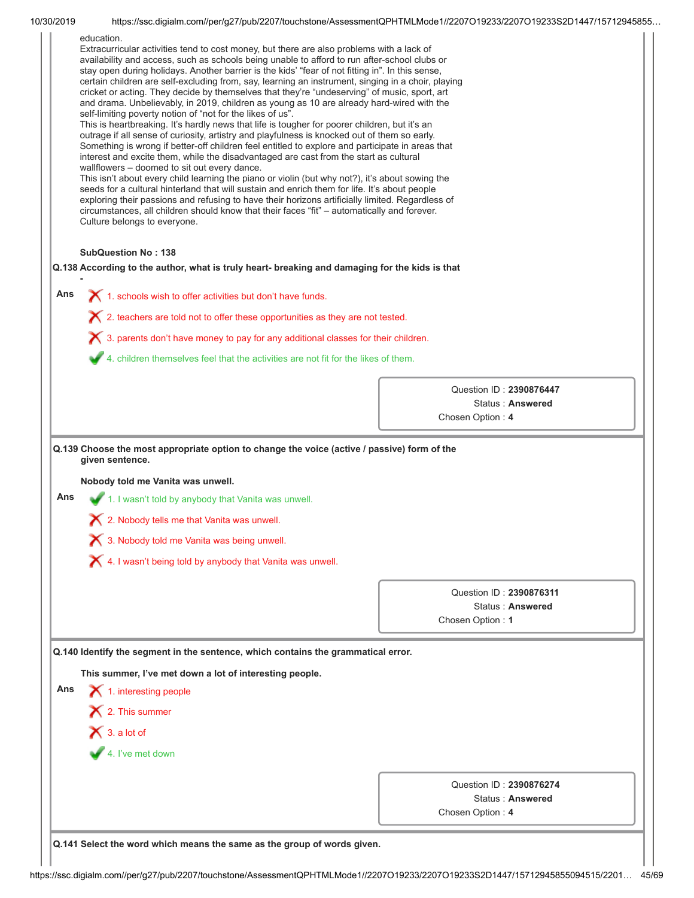education.
Extracurricular activities tend to cost money, but there are also problems with a lack of availability and access, such as schools being unable to afford to run after-school clubs or stay open during holidays. Another barrier is the kids' "fear of not fitting in". In this sense, certain children are self-excluding from, say, learning an instrument, singing in a choir, playing cricket or acting. They decide by themselves that they're "undeserving" of music, sport, art and drama. Unbelievably, in 2019, children as young as 10 are already hard-wired with the self-limiting poverty notion of "not for the likes of us".
This is heartbreaking. It's hardly news that life is tougher for poorer children, but it's an outrage if all sense of curiosity, artistry and playfulness is knocked out of them so early. Something is wrong if better-off children feel entitled to explore and participate in areas that interest and excite them, while the disadvantaged are cast from the start as cultural wallflowers – doomed to sit out every dance.
This isn't about every child learning the piano or violin (but why not?), it's about sowing the seeds for a cultural hinterland that will sustain and enrich them for life. It's about people exploring their passions and refusing to have their horizons artificially limited. Regardless of circumstances, all children should know that their faces "fit" – automatically and forever. Culture belongs to everyone.

**SubQuestion No : 138**

**Q.138 According to the author, what is truly heart- breaking and damaging for the kids is that -**

Ans
✗ 1. schools wish to offer activities but don't have funds.
✗ 2. teachers are told not to offer these opportunities as they are not tested.
✗ 3. parents don't have money to pay for any additional classes for their children.
✓ 4. children themselves feel that the activities are not fit for the likes of them.

Question ID : **2390876447**
Status : **Answered**
Chosen Option : **4**

**Q.139 Choose the most appropriate option to change the voice (active / passive) form of the given sentence.**

**Nobody told me Vanita was unwell.**

Ans
✓ 1. I wasn't told by anybody that Vanita was unwell.
✗ 2. Nobody tells me that Vanita was unwell.
✗ 3. Nobody told me Vanita was being unwell.
✗ 4. I wasn't being told by anybody that Vanita was unwell.

Question ID : **2390876311**
Status : **Answered**
Chosen Option : **1**

**Q.140 Identify the segment in the sentence, which contains the grammatical error.**

**This summer, I've met down a lot of interesting people.**

Ans
✗ 1. interesting people
✗ 2. This summer
✗ 3. a lot of
✓ 4. I've met down

Question ID : **2390876274**
Status : **Answered**
Chosen Option : **4**

**Q.141 Select the word which means the same as the group of words given.**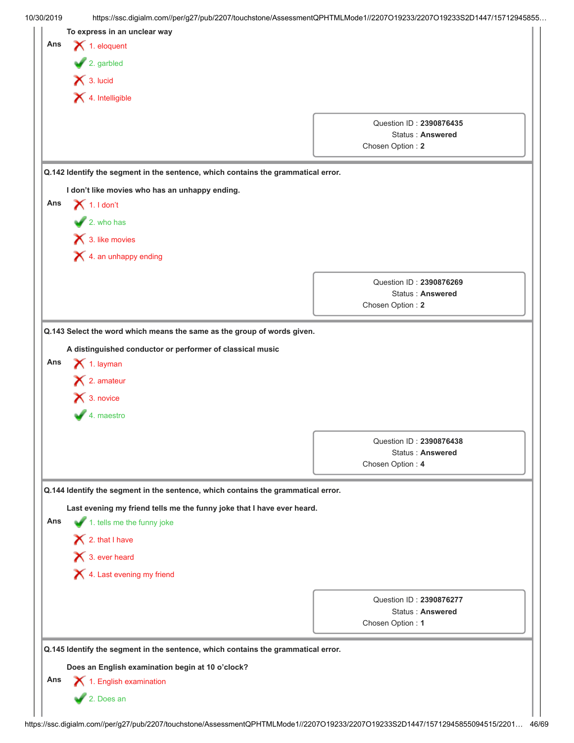To express in an unclear way

Ans
1. eloquent
2. garbled ✔
3. lucid
4. Intelligible

Question ID : **2390876435**
Status : **Answered**
Chosen Option : **2**

**Q.142 Identify the segment in the sentence, which contains the grammatical error.**

**I don't like movies who has an unhappy ending.**

Ans
1. I don't
2. who has ✔
3. like movies
4. an unhappy ending

Question ID : **2390876269**
Status : **Answered**
Chosen Option : **2**

**Q.143 Select the word which means the same as the group of words given.**

**A distinguished conductor or performer of classical music**

Ans
1. layman
2. amateur
3. novice
4. maestro ✔

Question ID : **2390876438**
Status : **Answered**
Chosen Option : **4**

**Q.144 Identify the segment in the sentence, which contains the grammatical error.**

**Last evening my friend tells me the funny joke that I have ever heard.**

Ans
1. tells me the funny joke ✔
2. that I have
3. ever heard
4. Last evening my friend

Question ID : **2390876277**
Status : **Answered**
Chosen Option : **1**

**Q.145 Identify the segment in the sentence, which contains the grammatical error.**

**Does an English examination begin at 10 o'clock?**

Ans
1. English examination
2. Does an ✔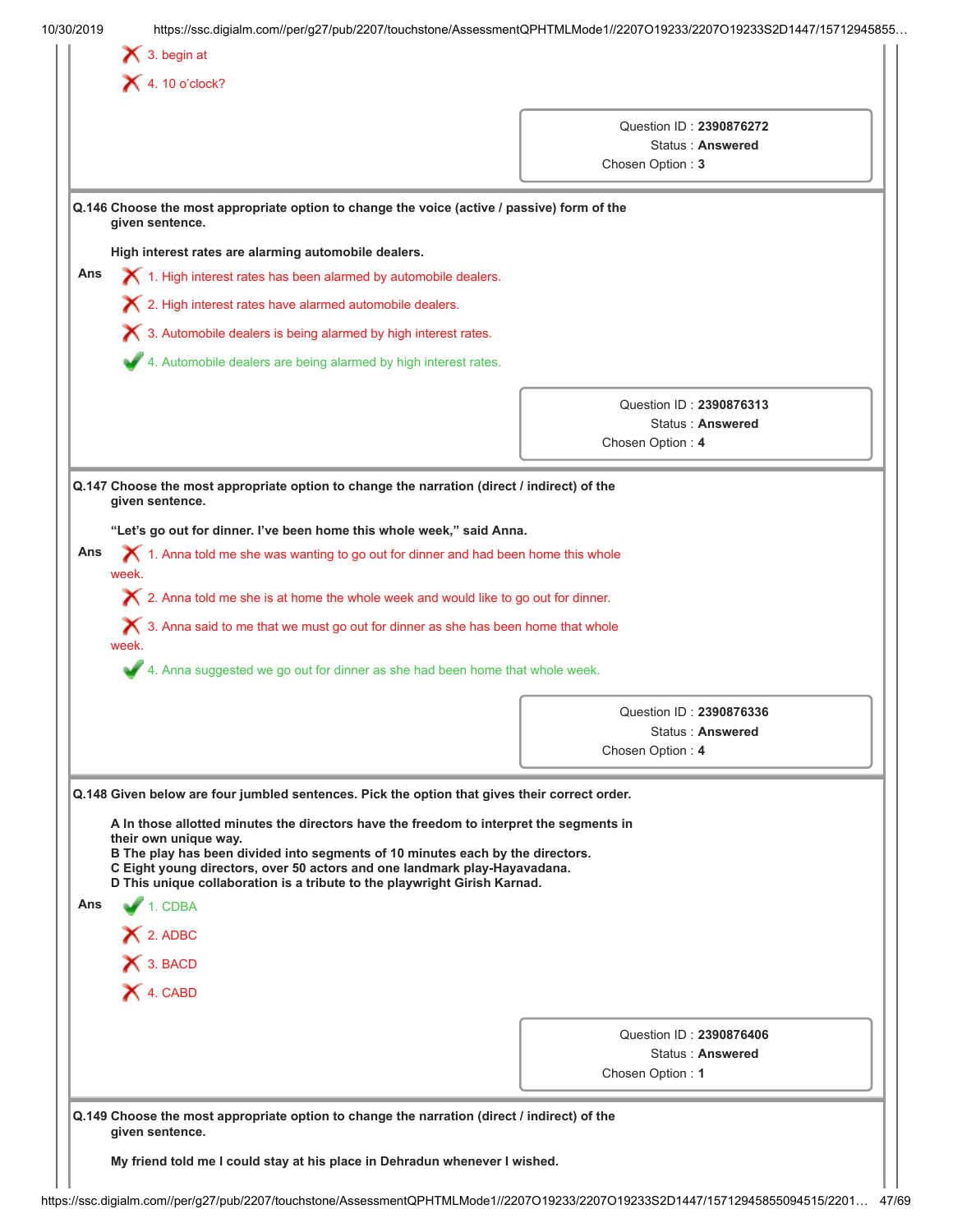3. begin at

4. 10 o'clock?

Question ID : **2390876272**
Status : **Answered**
Chosen Option : **3**

**Q.146 Choose the most appropriate option to change the voice (active / passive) form of the given sentence.**

**High interest rates are alarming automobile dealers.**

Ans
1. High interest rates has been alarmed by automobile dealers.
2. High interest rates have alarmed automobile dealers.
3. Automobile dealers is being alarmed by high interest rates.
4. Automobile dealers are being alarmed by high interest rates.

Question ID : **2390876313**
Status : **Answered**
Chosen Option : **4**

**Q.147 Choose the most appropriate option to change the narration (direct / indirect) of the given sentence.**

**"Let's go out for dinner. I've been home this whole week," said Anna.**

Ans
1. Anna told me she was wanting to go out for dinner and had been home this whole week.
2. Anna told me she is at home the whole week and would like to go out for dinner.
3. Anna said to me that we must go out for dinner as she has been home that whole week.
4. Anna suggested we go out for dinner as she had been home that whole week.

Question ID : **2390876336**
Status : **Answered**
Chosen Option : **4**

**Q.148 Given below are four jumbled sentences. Pick the option that gives their correct order.**

**A In those allotted minutes the directors have the freedom to interpret the segments in their own unique way.**
**B The play has been divided into segments of 10 minutes each by the directors.**
**C Eight young directors, over 50 actors and one landmark play-Hayavadana.**
**D This unique collaboration is a tribute to the playwright Girish Karnad.**

Ans
1. CDBA
2. ADBC
3. BACD
4. CABD

Question ID : **2390876406**
Status : **Answered**
Chosen Option : **1**

**Q.149 Choose the most appropriate option to change the narration (direct / indirect) of the given sentence.**

**My friend told me I could stay at his place in Dehradun whenever I wished.**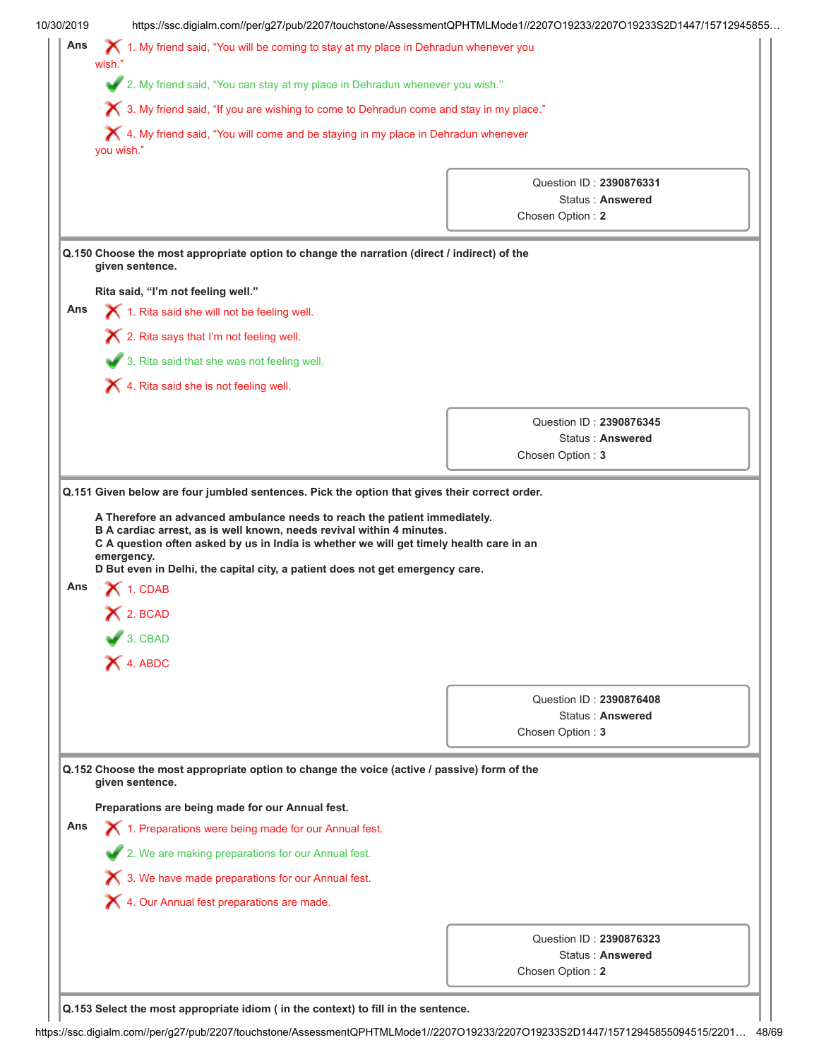Ans

✗ 1. My friend said, "You will be coming to stay at my place in Dehradun whenever you wish."

✓ 2. My friend said, "You can stay at my place in Dehradun whenever you wish."

✗ 3. My friend said, "If you are wishing to come to Dehradun come and stay in my place."

✗ 4. My friend said, "You will come and be staying in my place in Dehradun whenever you wish."

Question ID : **2390876331**
Status : **Answered**
Chosen Option : **2**

---

**Q.150 Choose the most appropriate option to change the narration (direct / indirect) of the given sentence.**

**Rita said, "I'm not feeling well."**

Ans

✗ 1. Rita said she will not be feeling well.

✗ 2. Rita says that I'm not feeling well.

✓ 3. Rita said that she was not feeling well.

✗ 4. Rita said she is not feeling well.

Question ID : **2390876345**
Status : **Answered**
Chosen Option : **3**

---

**Q.151 Given below are four jumbled sentences. Pick the option that gives their correct order.**

**A Therefore an advanced ambulance needs to reach the patient immediately.**
**B A cardiac arrest, as is well known, needs revival within 4 minutes.**
**C A question often asked by us in India is whether we will get timely health care in an emergency.**
**D But even in Delhi, the capital city, a patient does not get emergency care.**

Ans

✗ 1. CDAB

✗ 2. BCAD

✓ 3. CBAD

✗ 4. ABDC

Question ID : **2390876408**
Status : **Answered**
Chosen Option : **3**

---

**Q.152 Choose the most appropriate option to change the voice (active / passive) form of the given sentence.**

**Preparations are being made for our Annual fest.**

Ans

✗ 1. Preparations were being made for our Annual fest.

✓ 2. We are making preparations for our Annual fest.

✗ 3. We have made preparations for our Annual fest.

✗ 4. Our Annual fest preparations are made.

Question ID : **2390876323**
Status : **Answered**
Chosen Option : **2**

---

**Q.153 Select the most appropriate idiom ( in the context) to fill in the sentence.**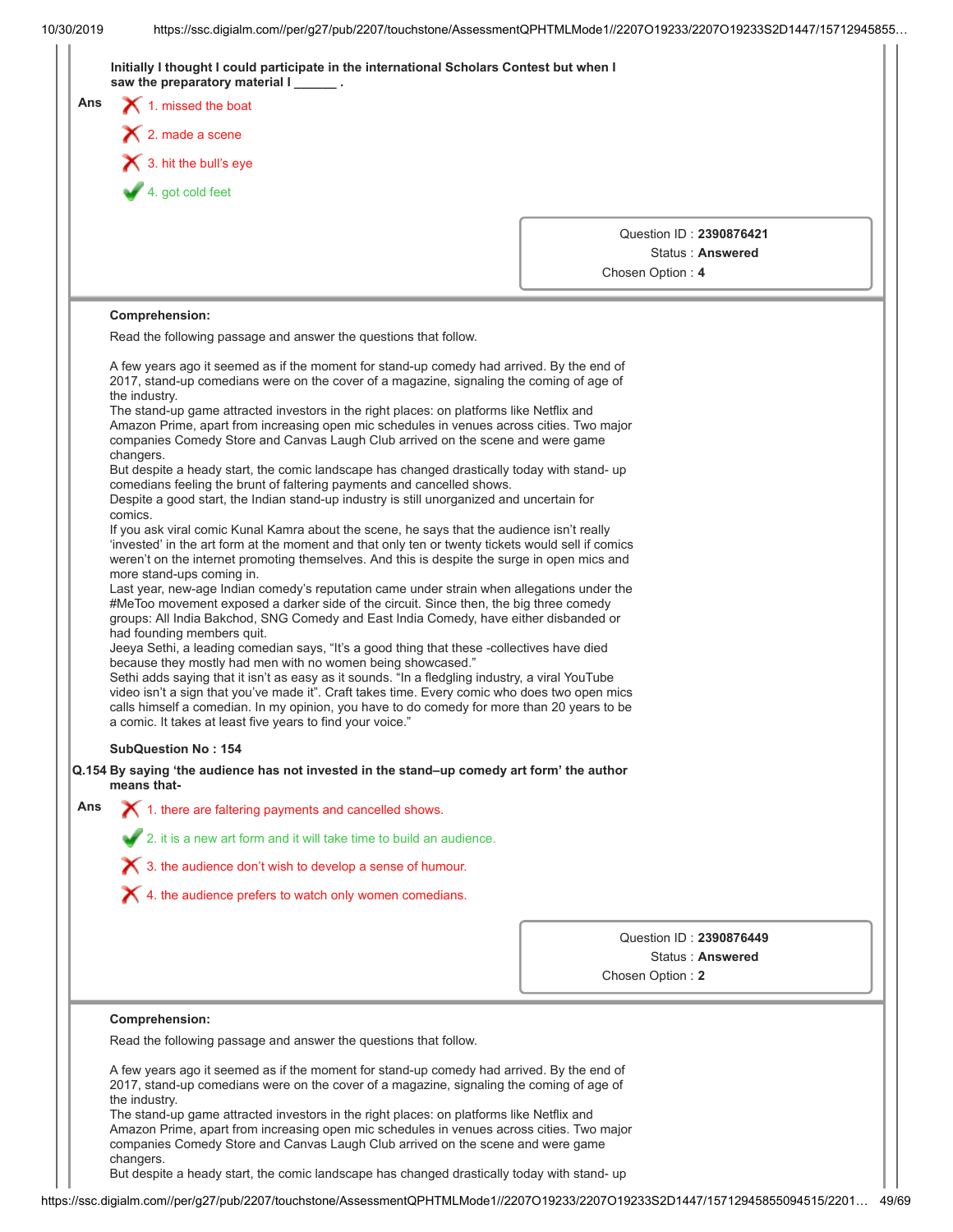**Initially I thought I could participate in the international Scholars Contest but when I saw the preparatory material I ______ .**

Ans
1. missed the boat
2. made a scene
3. hit the bull's eye
4. got cold feet

Question ID : **2390876421**
Status : **Answered**
Chosen Option : **4**

---

**Comprehension:**

Read the following passage and answer the questions that follow.

A few years ago it seemed as if the moment for stand-up comedy had arrived. By the end of 2017, stand-up comedians were on the cover of a magazine, signaling the coming of age of the industry.
The stand-up game attracted investors in the right places: on platforms like Netflix and Amazon Prime, apart from increasing open mic schedules in venues across cities. Two major companies Comedy Store and Canvas Laugh Club arrived on the scene and were game changers.
But despite a heady start, the comic landscape has changed drastically today with stand- up comedians feeling the brunt of faltering payments and cancelled shows.
Despite a good start, the Indian stand-up industry is still unorganized and uncertain for comics.
If you ask viral comic Kunal Kamra about the scene, he says that the audience isn't really 'invested' in the art form at the moment and that only ten or twenty tickets would sell if comics weren't on the internet promoting themselves. And this is despite the surge in open mics and more stand-ups coming in.
Last year, new-age Indian comedy's reputation came under strain when allegations under the #MeToo movement exposed a darker side of the circuit. Since then, the big three comedy groups: All India Bakchod, SNG Comedy and East India Comedy, have either disbanded or had founding members quit.
Jeeya Sethi, a leading comedian says, "It's a good thing that these -collectives have died because they mostly had men with no women being showcased."
Sethi adds saying that it isn't as easy as it sounds. "In a fledgling industry, a viral YouTube video isn't a sign that you've made it". Craft takes time. Every comic who does two open mics calls himself a comedian. In my opinion, you have to do comedy for more than 20 years to be a comic. It takes at least five years to find your voice."

**SubQuestion No : 154**

**Q.154 By saying 'the audience has not invested in the stand–up comedy art form' the author means that-**

Ans
1. there are faltering payments and cancelled shows.
2. it is a new art form and it will take time to build an audience.
3. the audience don't wish to develop a sense of humour.
4. the audience prefers to watch only women comedians.

Question ID : **2390876449**
Status : **Answered**
Chosen Option : **2**

---

**Comprehension:**

Read the following passage and answer the questions that follow.

A few years ago it seemed as if the moment for stand-up comedy had arrived. By the end of 2017, stand-up comedians were on the cover of a magazine, signaling the coming of age of the industry.
The stand-up game attracted investors in the right places: on platforms like Netflix and Amazon Prime, apart from increasing open mic schedules in venues across cities. Two major companies Comedy Store and Canvas Laugh Club arrived on the scene and were game changers.
But despite a heady start, the comic landscape has changed drastically today with stand- up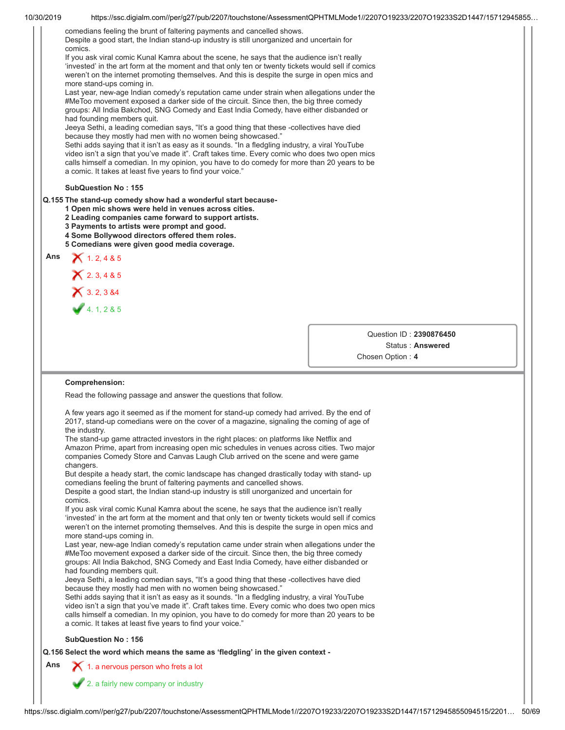comedians feeling the brunt of faltering payments and cancelled shows.
Despite a good start, the Indian stand-up industry is still unorganized and uncertain for comics.
If you ask viral comic Kunal Kamra about the scene, he says that the audience isn't really 'invested' in the art form at the moment and that only ten or twenty tickets would sell if comics weren't on the internet promoting themselves. And this is despite the surge in open mics and more stand-ups coming in.
Last year, new-age Indian comedy's reputation came under strain when allegations under the #MeToo movement exposed a darker side of the circuit. Since then, the big three comedy groups: All India Bakchod, SNG Comedy and East India Comedy, have either disbanded or had founding members quit.
Jeeya Sethi, a leading comedian says, "It's a good thing that these -collectives have died because they mostly had men with no women being showcased."
Sethi adds saying that it isn't as easy as it sounds. "In a fledgling industry, a viral YouTube video isn't a sign that you've made it". Craft takes time. Every comic who does two open mics calls himself a comedian. In my opinion, you have to do comedy for more than 20 years to be a comic. It takes at least five years to find your voice."

**SubQuestion No : 155**

**Q.155 The stand-up comedy show had a wonderful start because-**
**1 Open mic shows were held in venues across cities.**
**2 Leading companies came forward to support artists.**
**3 Payments to artists were prompt and good.**
**4 Some Bollywood directors offered them roles.**
**5 Comedians were given good media coverage.**

Ans
1. 2, 4 & 5
2. 3, 4 & 5
3. 2, 3 &4
4. 1, 2 & 5 ✔

Question ID : **2390876450**
Status : **Answered**
Chosen Option : **4**

**Comprehension:**

Read the following passage and answer the questions that follow.

A few years ago it seemed as if the moment for stand-up comedy had arrived. By the end of 2017, stand-up comedians were on the cover of a magazine, signaling the coming of age of the industry.
The stand-up game attracted investors in the right places: on platforms like Netflix and Amazon Prime, apart from increasing open mic schedules in venues across cities. Two major companies Comedy Store and Canvas Laugh Club arrived on the scene and were game changers.
But despite a heady start, the comic landscape has changed drastically today with stand- up comedians feeling the brunt of faltering payments and cancelled shows.
Despite a good start, the Indian stand-up industry is still unorganized and uncertain for comics.
If you ask viral comic Kunal Kamra about the scene, he says that the audience isn't really 'invested' in the art form at the moment and that only ten or twenty tickets would sell if comics weren't on the internet promoting themselves. And this is despite the surge in open mics and more stand-ups coming in.
Last year, new-age Indian comedy's reputation came under strain when allegations under the #MeToo movement exposed a darker side of the circuit. Since then, the big three comedy groups: All India Bakchod, SNG Comedy and East India Comedy, have either disbanded or had founding members quit.
Jeeya Sethi, a leading comedian says, "It's a good thing that these -collectives have died because they mostly had men with no women being showcased."
Sethi adds saying that it isn't as easy as it sounds. "In a fledgling industry, a viral YouTube video isn't a sign that you've made it". Craft takes time. Every comic who does two open mics calls himself a comedian. In my opinion, you have to do comedy for more than 20 years to be a comic. It takes at least five years to find your voice."

**SubQuestion No : 156**

**Q.156 Select the word which means the same as 'fledgling' in the given context -**

Ans
1. a nervous person who frets a lot
2. a fairly new company or industry ✔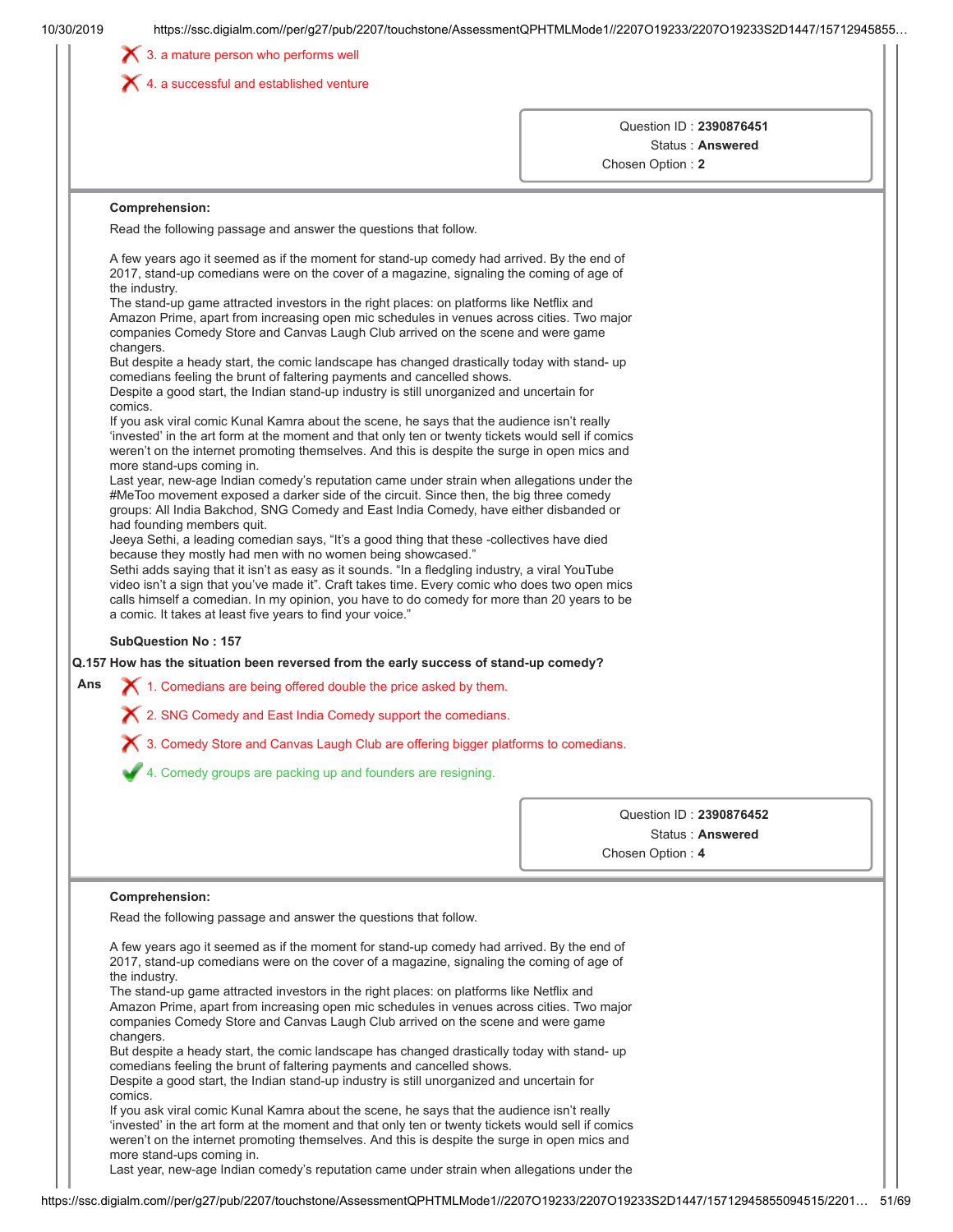❌ 3. a mature person who performs well

❌ 4. a successful and established venture

Question ID : **2390876451**
Status : **Answered**
Chosen Option : **2**

**Comprehension:**

Read the following passage and answer the questions that follow.

A few years ago it seemed as if the moment for stand-up comedy had arrived. By the end of 2017, stand-up comedians were on the cover of a magazine, signaling the coming of age of the industry.
The stand-up game attracted investors in the right places: on platforms like Netflix and Amazon Prime, apart from increasing open mic schedules in venues across cities. Two major companies Comedy Store and Canvas Laugh Club arrived on the scene and were game changers.
But despite a heady start, the comic landscape has changed drastically today with stand- up comedians feeling the brunt of faltering payments and cancelled shows.
Despite a good start, the Indian stand-up industry is still unorganized and uncertain for comics.
If you ask viral comic Kunal Kamra about the scene, he says that the audience isn't really 'invested' in the art form at the moment and that only ten or twenty tickets would sell if comics weren't on the internet promoting themselves. And this is despite the surge in open mics and more stand-ups coming in.
Last year, new-age Indian comedy's reputation came under strain when allegations under the #MeToo movement exposed a darker side of the circuit. Since then, the big three comedy groups: All India Bakchod, SNG Comedy and East India Comedy, have either disbanded or had founding members quit.
Jeeya Sethi, a leading comedian says, "It's a good thing that these -collectives have died because they mostly had men with no women being showcased."
Sethi adds saying that it isn't as easy as it sounds. "In a fledgling industry, a viral YouTube video isn't a sign that you've made it". Craft takes time. Every comic who does two open mics calls himself a comedian. In my opinion, you have to do comedy for more than 20 years to be a comic. It takes at least five years to find your voice."

**SubQuestion No : 157**

**Q.157 How has the situation been reversed from the early success of stand-up comedy?**

Ans

❌ 1. Comedians are being offered double the price asked by them.

❌ 2. SNG Comedy and East India Comedy support the comedians.

❌ 3. Comedy Store and Canvas Laugh Club are offering bigger platforms to comedians.

✔ 4. Comedy groups are packing up and founders are resigning.

Question ID : **2390876452**
Status : **Answered**
Chosen Option : **4**

**Comprehension:**

Read the following passage and answer the questions that follow.

A few years ago it seemed as if the moment for stand-up comedy had arrived. By the end of 2017, stand-up comedians were on the cover of a magazine, signaling the coming of age of the industry.
The stand-up game attracted investors in the right places: on platforms like Netflix and Amazon Prime, apart from increasing open mic schedules in venues across cities. Two major companies Comedy Store and Canvas Laugh Club arrived on the scene and were game changers.
But despite a heady start, the comic landscape has changed drastically today with stand- up comedians feeling the brunt of faltering payments and cancelled shows.
Despite a good start, the Indian stand-up industry is still unorganized and uncertain for comics.
If you ask viral comic Kunal Kamra about the scene, he says that the audience isn't really 'invested' in the art form at the moment and that only ten or twenty tickets would sell if comics weren't on the internet promoting themselves. And this is despite the surge in open mics and more stand-ups coming in.
Last year, new-age Indian comedy's reputation came under strain when allegations under the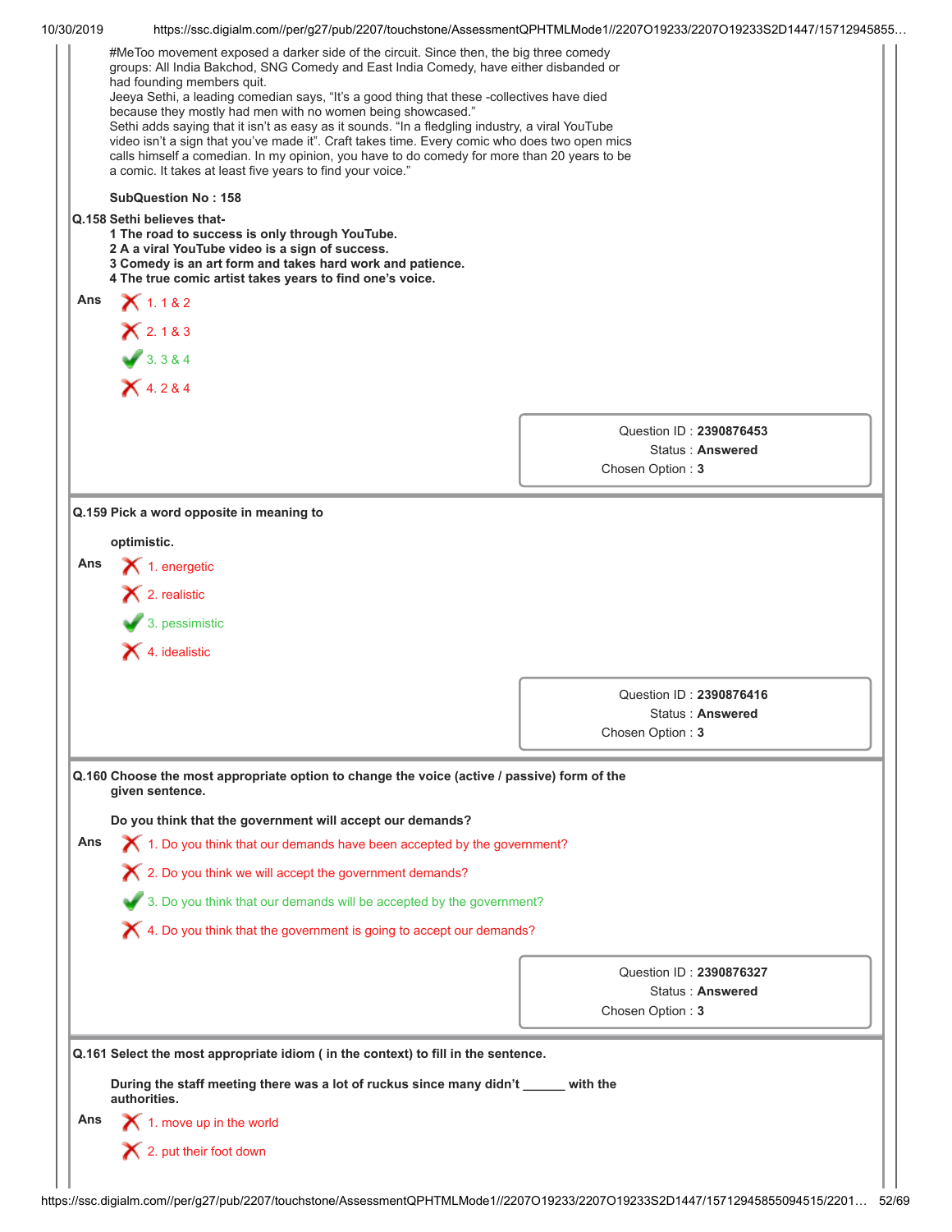#MeToo movement exposed a darker side of the circuit. Since then, the big three comedy groups: All India Bakchod, SNG Comedy and East India Comedy, have either disbanded or had founding members quit.
Jeeya Sethi, a leading comedian says, "It's a good thing that these -collectives have died because they mostly had men with no women being showcased."
Sethi adds saying that it isn't as easy as it sounds. "In a fledgling industry, a viral YouTube video isn't a sign that you've made it". Craft takes time. Every comic who does two open mics calls himself a comedian. In my opinion, you have to do comedy for more than 20 years to be a comic. It takes at least five years to find your voice."

**SubQuestion No : 158**

**Q.158 Sethi believes that-**
**1 The road to success is only through YouTube.**
**2 A a viral YouTube video is a sign of success.**
**3 Comedy is an art form and takes hard work and patience.**
**4 The true comic artist takes years to find one's voice.**

Ans
- ✗ 1. 1 & 2
- ✗ 2. 1 & 3
- ✓ 3. 3 & 4
- ✗ 4. 2 & 4

Question ID : **2390876453**
Status : **Answered**
Chosen Option : **3**

---

**Q.159 Pick a word opposite in meaning to**

**optimistic.**

Ans
- ✗ 1. energetic
- ✗ 2. realistic
- ✓ 3. pessimistic
- ✗ 4. idealistic

Question ID : **2390876416**
Status : **Answered**
Chosen Option : **3**

---

**Q.160 Choose the most appropriate option to change the voice (active / passive) form of the given sentence.**

**Do you think that the government will accept our demands?**

Ans
- ✗ 1. Do you think that our demands have been accepted by the government?
- ✗ 2. Do you think we will accept the government demands?
- ✓ 3. Do you think that our demands will be accepted by the government?
- ✗ 4. Do you think that the government is going to accept our demands?

Question ID : **2390876327**
Status : **Answered**
Chosen Option : **3**

---

**Q.161 Select the most appropriate idiom ( in the context) to fill in the sentence.**

**During the staff meeting there was a lot of ruckus since many didn't ______ with the authorities.**

Ans
- ✗ 1. move up in the world
- ✗ 2. put their foot down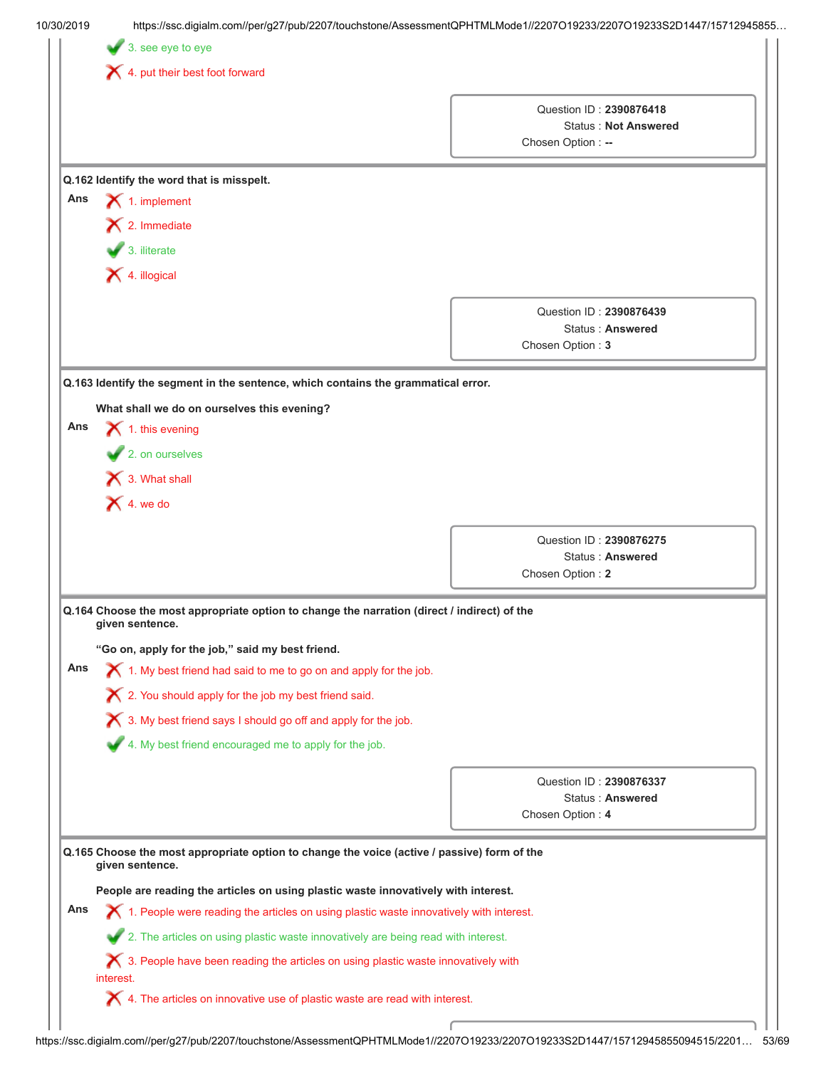3. see eye to eye

4. put their best foot forward

Question ID : **2390876418**
Status : **Not Answered**
Chosen Option : **--**

---

**Q.162 Identify the word that is misspelt.**

**Ans**

1. implement

2. Immediate

3. iliterate

4. illogical

Question ID : **2390876439**
Status : **Answered**
Chosen Option : **3**

---

**Q.163 Identify the segment in the sentence, which contains the grammatical error.**

**What shall we do on ourselves this evening?**

**Ans**

1. this evening

2. on ourselves

3. What shall

4. we do

Question ID : **2390876275**
Status : **Answered**
Chosen Option : **2**

---

**Q.164 Choose the most appropriate option to change the narration (direct / indirect) of the given sentence.**

**"Go on, apply for the job," said my best friend.**

**Ans**

1. My best friend had said to me to go on and apply for the job.

2. You should apply for the job my best friend said.

3. My best friend says I should go off and apply for the job.

4. My best friend encouraged me to apply for the job.

Question ID : **2390876337**
Status : **Answered**
Chosen Option : **4**

---

**Q.165 Choose the most appropriate option to change the voice (active / passive) form of the given sentence.**

**People are reading the articles on using plastic waste innovatively with interest.**

**Ans**

1. People were reading the articles on using plastic waste innovatively with interest.

2. The articles on using plastic waste innovatively are being read with interest.

3. People have been reading the articles on using plastic waste innovatively with interest.

4. The articles on innovative use of plastic waste are read with interest.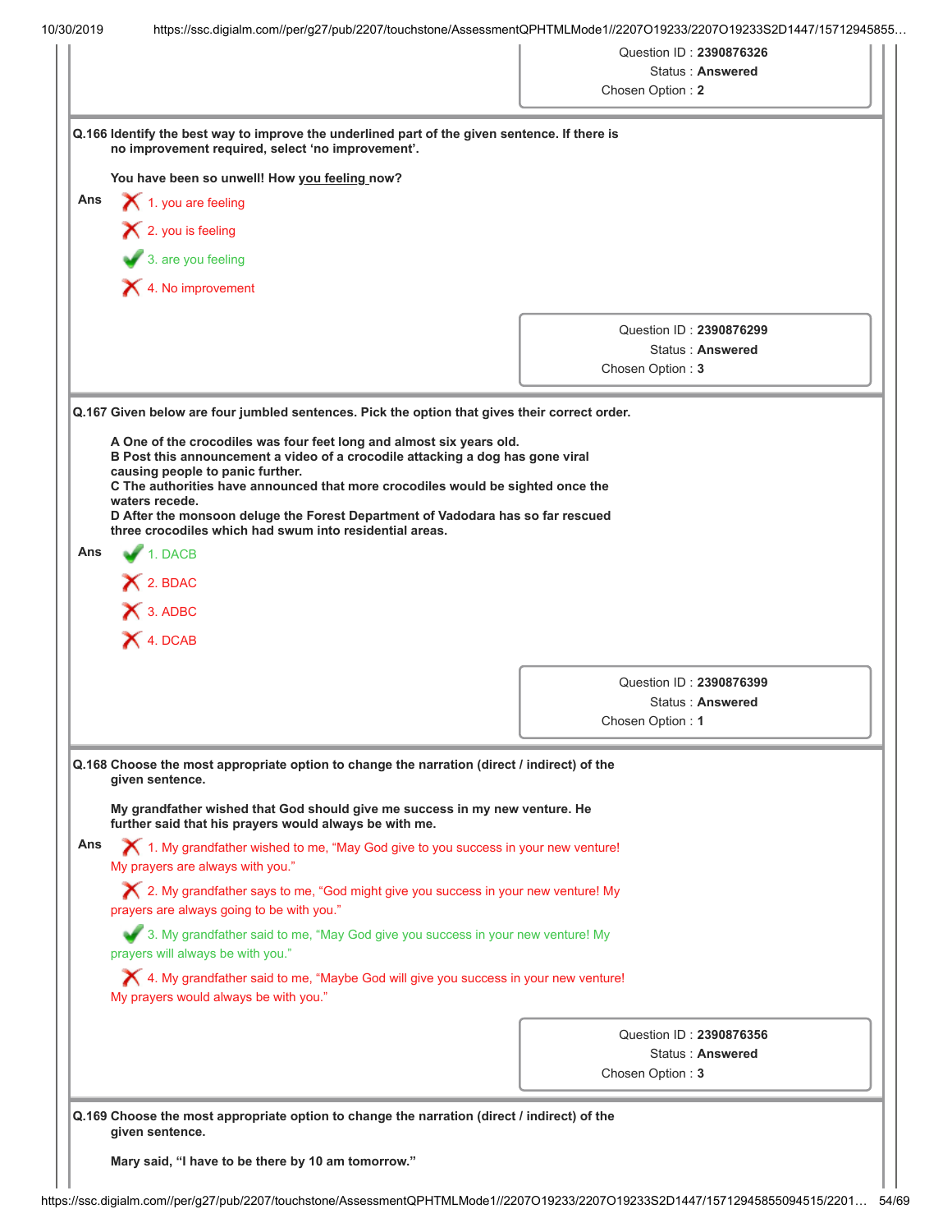Question ID : **2390876326**
Status : **Answered**
Chosen Option : **2**

**Q.166 Identify the best way to improve the underlined part of the given sentence. If there is no improvement required, select 'no improvement'.**

**You have been so unwell! How you feeling now?**

Ans
- ✗ 1. you are feeling
- ✗ 2. you is feeling
- ✓ 3. are you feeling
- ✗ 4. No improvement

Question ID : **2390876299**
Status : **Answered**
Chosen Option : **3**

**Q.167 Given below are four jumbled sentences. Pick the option that gives their correct order.**

**A One of the crocodiles was four feet long and almost six years old.**
**B Post this announcement a video of a crocodile attacking a dog has gone viral causing people to panic further.**
**C The authorities have announced that more crocodiles would be sighted once the waters recede.**
**D After the monsoon deluge the Forest Department of Vadodara has so far rescued three crocodiles which had swum into residential areas.**

Ans
- ✓ 1. DACB
- ✗ 2. BDAC
- ✗ 3. ADBC
- ✗ 4. DCAB

Question ID : **2390876399**
Status : **Answered**
Chosen Option : **1**

**Q.168 Choose the most appropriate option to change the narration (direct / indirect) of the given sentence.**

**My grandfather wished that God should give me success in my new venture. He further said that his prayers would always be with me.**

Ans
- ✗ 1. My grandfather wished to me, "May God give to you success in your new venture! My prayers are always with you."
- ✗ 2. My grandfather says to me, "God might give you success in your new venture! My prayers are always going to be with you."
- ✓ 3. My grandfather said to me, "May God give you success in your new venture! My prayers will always be with you."
- ✗ 4. My grandfather said to me, "Maybe God will give you success in your new venture! My prayers would always be with you."

Question ID : **2390876356**
Status : **Answered**
Chosen Option : **3**

**Q.169 Choose the most appropriate option to change the narration (direct / indirect) of the given sentence.**

**Mary said, "I have to be there by 10 am tomorrow."**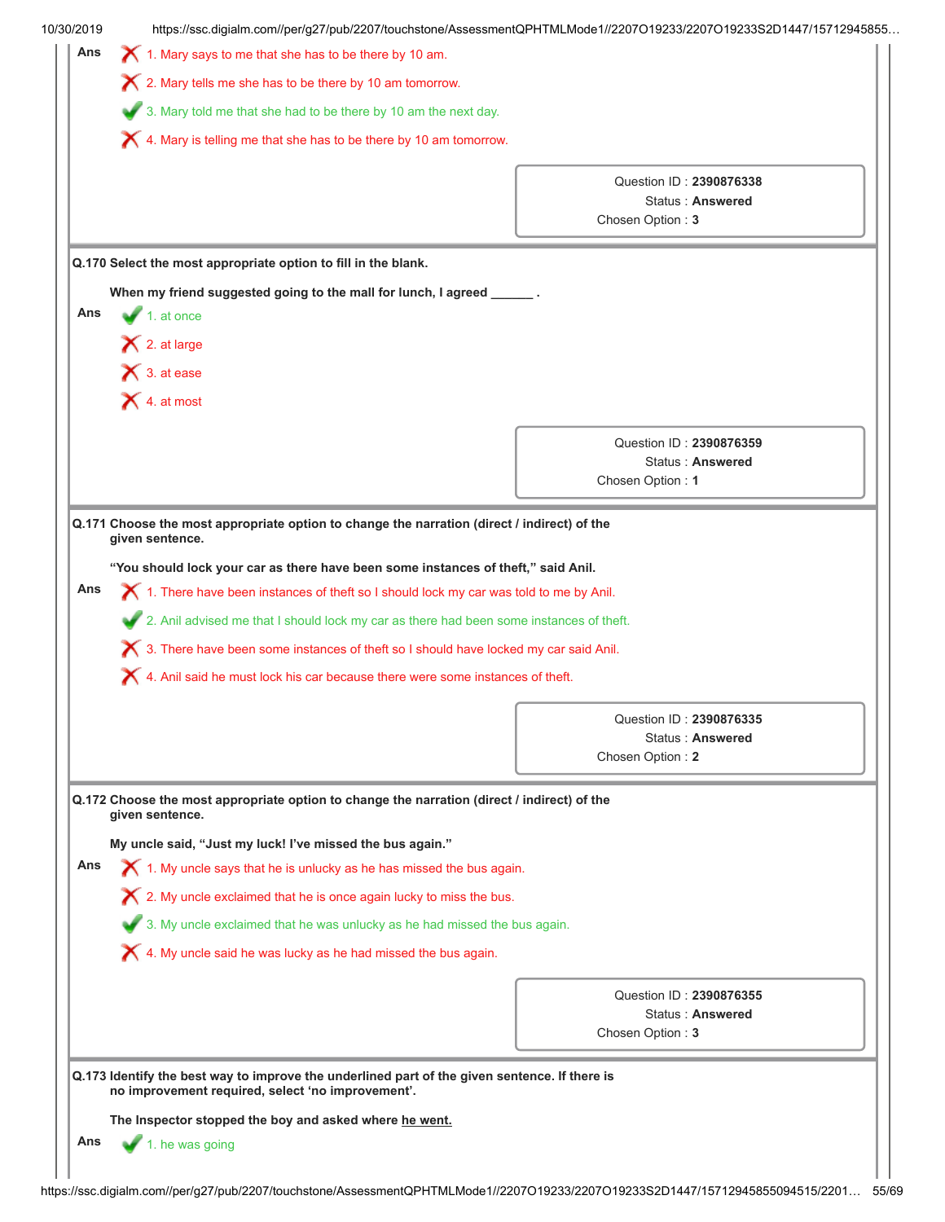**Ans**

❌ 1. Mary says to me that she has to be there by 10 am.

❌ 2. Mary tells me she has to be there by 10 am tomorrow.

✅ 3. Mary told me that she had to be there by 10 am the next day.

❌ 4. Mary is telling me that she has to be there by 10 am tomorrow.

Question ID : **2390876338**
Status : **Answered**
Chosen Option : **3**

---

**Q.170 Select the most appropriate option to fill in the blank.**

**When my friend suggested going to the mall for lunch, I agreed ______ .**

**Ans**

✅ 1. at once

❌ 2. at large

❌ 3. at ease

❌ 4. at most

Question ID : **2390876359**
Status : **Answered**
Chosen Option : **1**

---

**Q.171 Choose the most appropriate option to change the narration (direct / indirect) of the given sentence.**

**"You should lock your car as there have been some instances of theft," said Anil.**

**Ans**

❌ 1. There have been instances of theft so I should lock my car was told to me by Anil.

✅ 2. Anil advised me that I should lock my car as there had been some instances of theft.

❌ 3. There have been some instances of theft so I should have locked my car said Anil.

❌ 4. Anil said he must lock his car because there were some instances of theft.

Question ID : **2390876335**
Status : **Answered**
Chosen Option : **2**

---

**Q.172 Choose the most appropriate option to change the narration (direct / indirect) of the given sentence.**

**My uncle said, "Just my luck! I've missed the bus again."**

**Ans**

❌ 1. My uncle says that he is unlucky as he has missed the bus again.

❌ 2. My uncle exclaimed that he is once again lucky to miss the bus.

✅ 3. My uncle exclaimed that he was unlucky as he had missed the bus again.

❌ 4. My uncle said he was lucky as he had missed the bus again.

Question ID : **2390876355**
Status : **Answered**
Chosen Option : **3**

---

**Q.173 Identify the best way to improve the underlined part of the given sentence. If there is no improvement required, select 'no improvement'.**

**The Inspector stopped the boy and asked where <u>he went.</u>**

**Ans**

✅ 1. he was going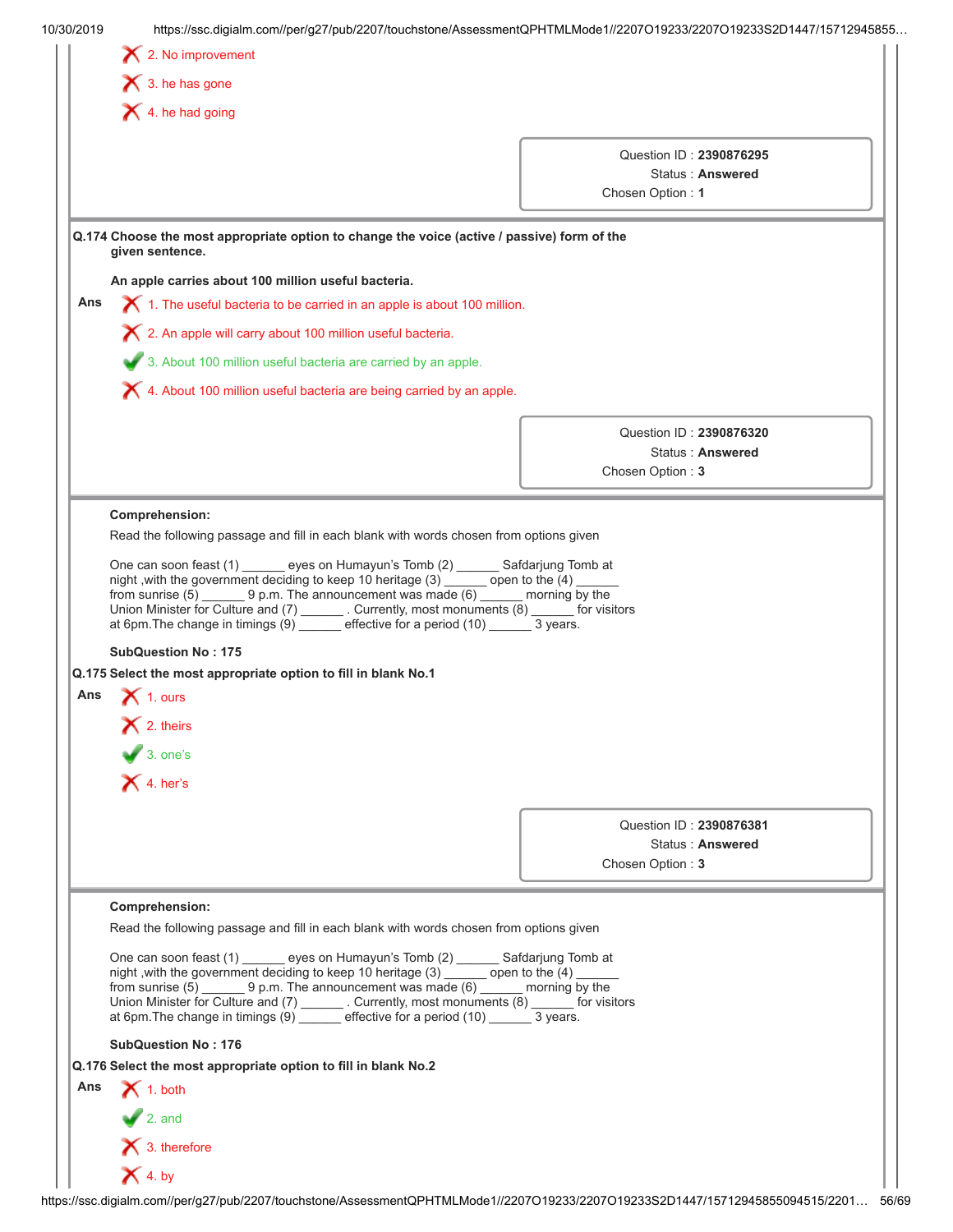2. No improvement

3. he has gone

4. he had going

Question ID : **2390876295**
Status : **Answered**
Chosen Option : **1**

**Q.174 Choose the most appropriate option to change the voice (active / passive) form of the given sentence.**

**An apple carries about 100 million useful bacteria.**

Ans

1. The useful bacteria to be carried in an apple is about 100 million.

2. An apple will carry about 100 million useful bacteria.

3. About 100 million useful bacteria are carried by an apple. ✔

4. About 100 million useful bacteria are being carried by an apple.

Question ID : **2390876320**
Status : **Answered**
Chosen Option : **3**

**Comprehension:**

Read the following passage and fill in each blank with words chosen from options given

One can soon feast (1) ______ eyes on Humayun's Tomb (2) ______ Safdarjung Tomb at night ,with the government deciding to keep 10 heritage (3) ______ open to the (4) ______ from sunrise (5) ______ 9 p.m. The announcement was made (6) ______ morning by the Union Minister for Culture and (7) ______ . Currently, most monuments (8) ______ for visitors at 6pm.The change in timings (9) ______ effective for a period (10) ______ 3 years.

**SubQuestion No : 175**

**Q.175 Select the most appropriate option to fill in blank No.1**

Ans

1. ours

2. theirs

3. one's ✔

4. her's

Question ID : **2390876381**
Status : **Answered**
Chosen Option : **3**

**Comprehension:**

Read the following passage and fill in each blank with words chosen from options given

One can soon feast (1) ______ eyes on Humayun's Tomb (2) ______ Safdarjung Tomb at night ,with the government deciding to keep 10 heritage (3) ______ open to the (4) ______ from sunrise (5) ______ 9 p.m. The announcement was made (6) ______ morning by the Union Minister for Culture and (7) ______ . Currently, most monuments (8) ______ for visitors at 6pm.The change in timings (9) ______ effective for a period (10) ______ 3 years.

**SubQuestion No : 176**

**Q.176 Select the most appropriate option to fill in blank No.2**

Ans

1. both

2. and ✔

3. therefore

4. by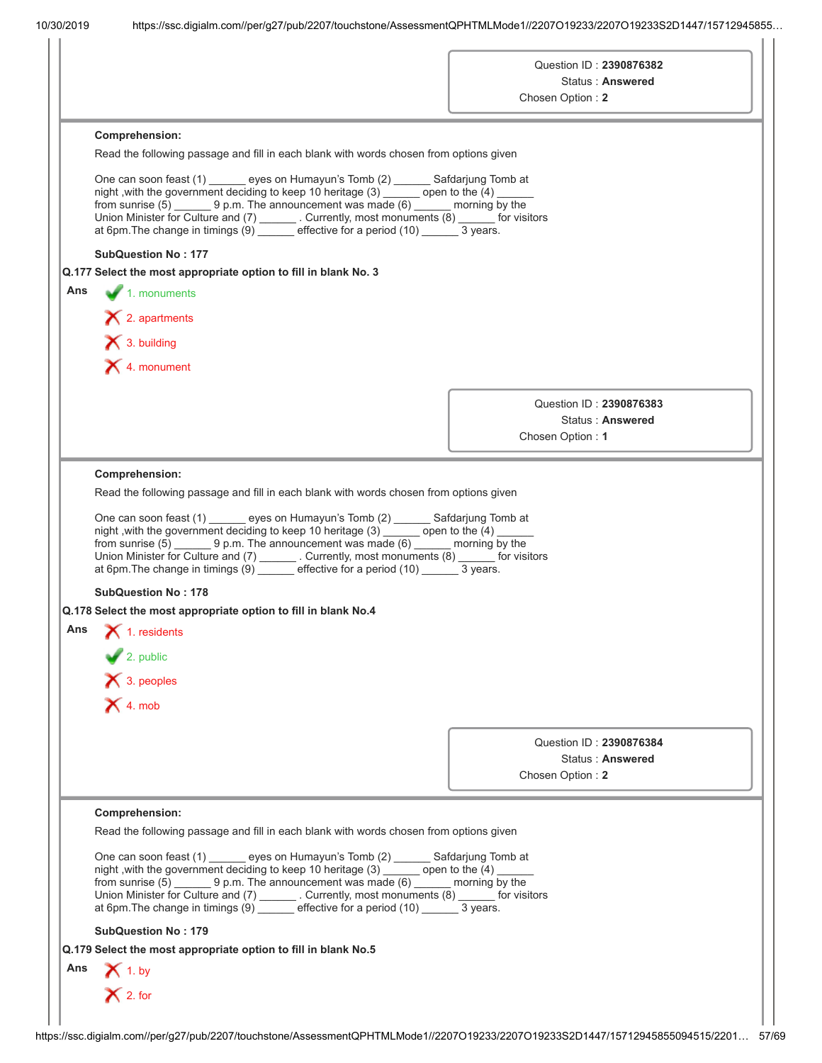Question ID : **2390876382**
Status : **Answered**
Chosen Option : **2**

**Comprehension:**

Read the following passage and fill in each blank with words chosen from options given

One can soon feast (1) ______ eyes on Humayun's Tomb (2) ______ Safdarjung Tomb at night ,with the government deciding to keep 10 heritage (3) ______ open to the (4) ______ from sunrise (5) ______ 9 p.m. The announcement was made (6) ______ morning by the Union Minister for Culture and (7) ______ . Currently, most monuments (8) ______ for visitors at 6pm.The change in timings (9) ______ effective for a period (10) ______ 3 years.

**SubQuestion No : 177**

**Q.177 Select the most appropriate option to fill in blank No. 3**

Ans
- ✔ 1. monuments
- ✘ 2. apartments
- ✘ 3. building
- ✘ 4. monument

Question ID : **2390876383**
Status : **Answered**
Chosen Option : **1**

**Comprehension:**

Read the following passage and fill in each blank with words chosen from options given

One can soon feast (1) ______ eyes on Humayun's Tomb (2) ______ Safdarjung Tomb at night ,with the government deciding to keep 10 heritage (3) ______ open to the (4) ______ from sunrise (5) ______ 9 p.m. The announcement was made (6) ______ morning by the Union Minister for Culture and (7) ______ . Currently, most monuments (8) ______ for visitors at 6pm.The change in timings (9) ______ effective for a period (10) ______ 3 years.

**SubQuestion No : 178**

**Q.178 Select the most appropriate option to fill in blank No.4**

Ans
- ✘ 1. residents
- ✔ 2. public
- ✘ 3. peoples
- ✘ 4. mob

Question ID : **2390876384**
Status : **Answered**
Chosen Option : **2**

**Comprehension:**

Read the following passage and fill in each blank with words chosen from options given

One can soon feast (1) ______ eyes on Humayun's Tomb (2) ______ Safdarjung Tomb at night ,with the government deciding to keep 10 heritage (3) ______ open to the (4) ______ from sunrise (5) ______ 9 p.m. The announcement was made (6) ______ morning by the Union Minister for Culture and (7) ______ . Currently, most monuments (8) ______ for visitors at 6pm.The change in timings (9) ______ effective for a period (10) ______ 3 years.

**SubQuestion No : 179**

**Q.179 Select the most appropriate option to fill in blank No.5**

Ans
- ✘ 1. by
- ✘ 2. for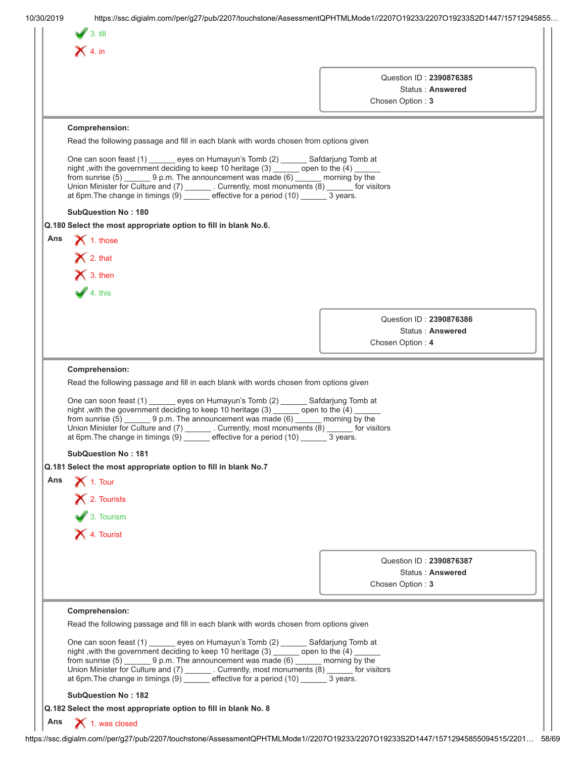3. till

4. in

Question ID : 2390876385
Status : Answered
Chosen Option : 3

**Comprehension:**

Read the following passage and fill in each blank with words chosen from options given

One can soon feast (1) ______ eyes on Humayun's Tomb (2) ______ Safdarjung Tomb at night ,with the government deciding to keep 10 heritage (3) ______ open to the (4) ______ from sunrise (5) ______ 9 p.m. The announcement was made (6) ______ morning by the Union Minister for Culture and (7) ______ . Currently, most monuments (8) ______ for visitors at 6pm.The change in timings (9) ______ effective for a period (10) ______ 3 years.

**SubQuestion No : 180**

**Q.180 Select the most appropriate option to fill in blank No.6.**

**Ans**

1. those

2. that

3. then

4. this

Question ID : 2390876386
Status : Answered
Chosen Option : 4

**Comprehension:**

Read the following passage and fill in each blank with words chosen from options given

One can soon feast (1) ______ eyes on Humayun's Tomb (2) ______ Safdarjung Tomb at night ,with the government deciding to keep 10 heritage (3) ______ open to the (4) ______ from sunrise (5) ______ 9 p.m. The announcement was made (6) ______ morning by the Union Minister for Culture and (7) ______ . Currently, most monuments (8) ______ for visitors at 6pm.The change in timings (9) ______ effective for a period (10) ______ 3 years.

**SubQuestion No : 181**

**Q.181 Select the most appropriate option to fill in blank No.7**

**Ans**

1. Tour

2. Tourists

3. Tourism

4. Tourist

Question ID : 2390876387
Status : Answered
Chosen Option : 3

**Comprehension:**

Read the following passage and fill in each blank with words chosen from options given

One can soon feast (1) ______ eyes on Humayun's Tomb (2) ______ Safdarjung Tomb at night ,with the government deciding to keep 10 heritage (3) ______ open to the (4) ______ from sunrise (5) ______ 9 p.m. The announcement was made (6) ______ morning by the Union Minister for Culture and (7) ______ . Currently, most monuments (8) ______ for visitors at 6pm.The change in timings (9) ______ effective for a period (10) ______ 3 years.

**SubQuestion No : 182**

**Q.182 Select the most appropriate option to fill in blank No. 8**

**Ans**

1. was closed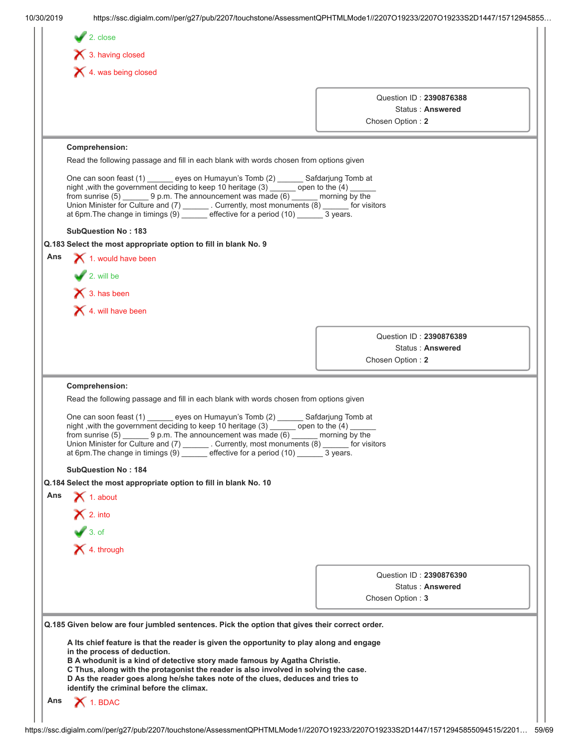✔ 2. close

✘ 3. having closed

✘ 4. was being closed

Question ID : **2390876388**
Status : **Answered**
Chosen Option : **2**

---

**Comprehension:**

Read the following passage and fill in each blank with words chosen from options given

One can soon feast (1) ______ eyes on Humayun's Tomb (2) ______ Safdarjung Tomb at night ,with the government deciding to keep 10 heritage (3) ______ open to the (4) ______ from sunrise (5) ______ 9 p.m. The announcement was made (6) ______ morning by the Union Minister for Culture and (7) ______ . Currently, most monuments (8) ______ for visitors at 6pm.The change in timings (9) ______ effective for a period (10) ______ 3 years.

**SubQuestion No : 183**

**Q.183 Select the most appropriate option to fill in blank No. 9**

**Ans**

✘ 1. would have been

✔ 2. will be

✘ 3. has been

✘ 4. will have been

Question ID : **2390876389**
Status : **Answered**
Chosen Option : **2**

---

**Comprehension:**

Read the following passage and fill in each blank with words chosen from options given

One can soon feast (1) ______ eyes on Humayun's Tomb (2) ______ Safdarjung Tomb at night ,with the government deciding to keep 10 heritage (3) ______ open to the (4) ______ from sunrise (5) ______ 9 p.m. The announcement was made (6) ______ morning by the Union Minister for Culture and (7) ______ . Currently, most monuments (8) ______ for visitors at 6pm.The change in timings (9) ______ effective for a period (10) ______ 3 years.

**SubQuestion No : 184**

**Q.184 Select the most appropriate option to fill in blank No. 10**

**Ans**

✘ 1. about

✘ 2. into

✔ 3. of

✘ 4. through

Question ID : **2390876390**
Status : **Answered**
Chosen Option : **3**

---

**Q.185 Given below are four jumbled sentences. Pick the option that gives their correct order.**

**A Its chief feature is that the reader is given the opportunity to play along and engage in the process of deduction.**
**B A whodunit is a kind of detective story made famous by Agatha Christie.**
**C Thus, along with the protagonist the reader is also involved in solving the case.**
**D As the reader goes along he/she takes note of the clues, deduces and tries to identify the criminal before the climax.**

**Ans**

✘ 1. BDAC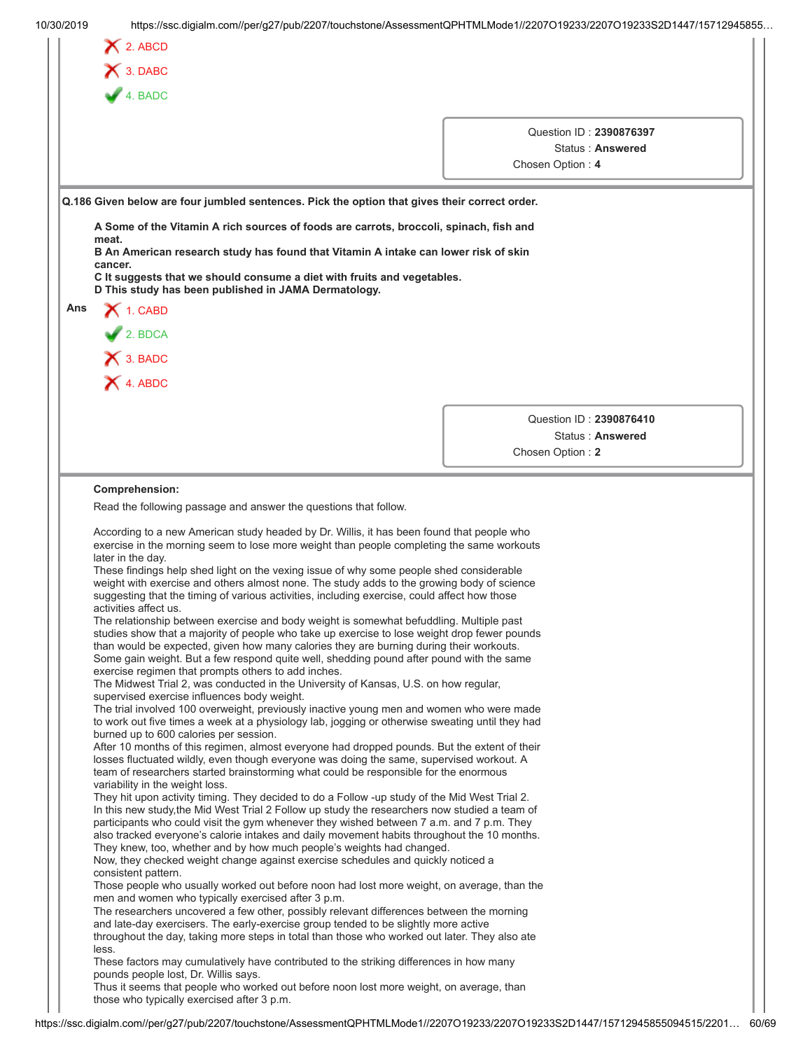2. ABCD

3. DABC

4. BADC

Question ID : **2390876397**
Status : **Answered**
Chosen Option : **4**

**Q.186 Given below are four jumbled sentences. Pick the option that gives their correct order.**

**A Some of the Vitamin A rich sources of foods are carrots, broccoli, spinach, fish and meat.**
**B An American research study has found that Vitamin A intake can lower risk of skin cancer.**
**C It suggests that we should consume a diet with fruits and vegetables.**
**D This study has been published in JAMA Dermatology.**

**Ans**

1. CABD

2. BDCA

3. BADC

4. ABDC

Question ID : **2390876410**
Status : **Answered**
Chosen Option : **2**

**Comprehension:**

Read the following passage and answer the questions that follow.

According to a new American study headed by Dr. Willis, it has been found that people who exercise in the morning seem to lose more weight than people completing the same workouts later in the day.
These findings help shed light on the vexing issue of why some people shed considerable weight with exercise and others almost none. The study adds to the growing body of science suggesting that the timing of various activities, including exercise, could affect how those activities affect us.
The relationship between exercise and body weight is somewhat befuddling. Multiple past studies show that a majority of people who take up exercise to lose weight drop fewer pounds than would be expected, given how many calories they are burning during their workouts. Some gain weight. But a few respond quite well, shedding pound after pound with the same exercise regimen that prompts others to add inches.
The Midwest Trial 2, was conducted in the University of Kansas, U.S. on how regular, supervised exercise influences body weight.
The trial involved 100 overweight, previously inactive young men and women who were made to work out five times a week at a physiology lab, jogging or otherwise sweating until they had burned up to 600 calories per session.
After 10 months of this regimen, almost everyone had dropped pounds. But the extent of their losses fluctuated wildly, even though everyone was doing the same, supervised workout. A team of researchers started brainstorming what could be responsible for the enormous variability in the weight loss.
They hit upon activity timing. They decided to do a Follow -up study of the Mid West Trial 2. In this new study,the Mid West Trial 2 Follow up study the researchers now studied a team of participants who could visit the gym whenever they wished between 7 a.m. and 7 p.m. They also tracked everyone's calorie intakes and daily movement habits throughout the 10 months. They knew, too, whether and by how much people's weights had changed.
Now, they checked weight change against exercise schedules and quickly noticed a consistent pattern.
Those people who usually worked out before noon had lost more weight, on average, than the men and women who typically exercised after 3 p.m.
The researchers uncovered a few other, possibly relevant differences between the morning and late-day exercisers. The early-exercise group tended to be slightly more active throughout the day, taking more steps in total than those who worked out later. They also ate less.
These factors may cumulatively have contributed to the striking differences in how many pounds people lost, Dr. Willis says.
Thus it seems that people who worked out before noon lost more weight, on average, than those who typically exercised after 3 p.m.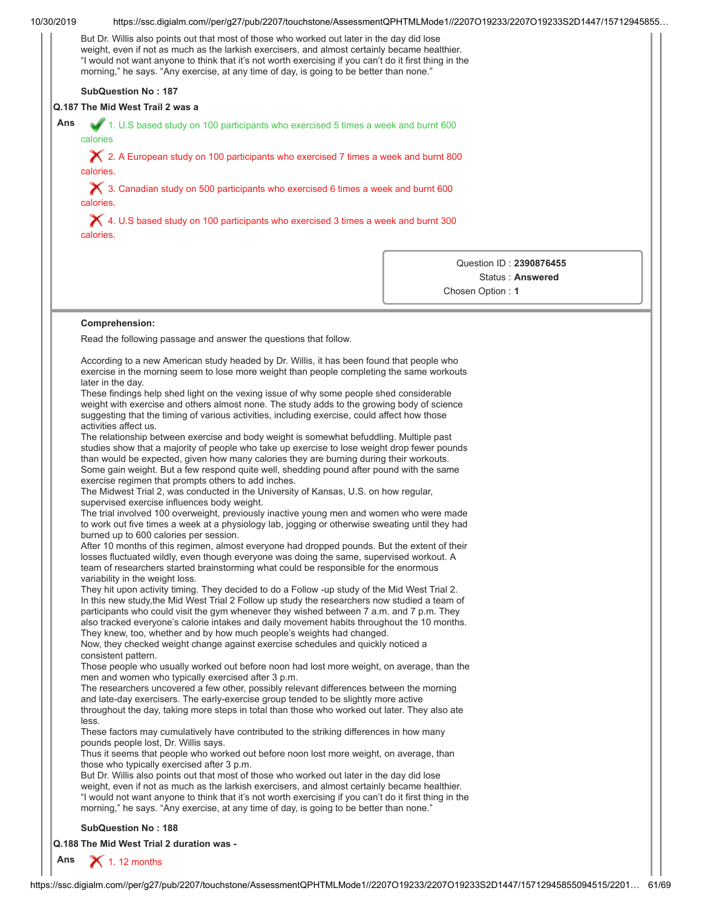But Dr. Willis also points out that most of those who worked out later in the day did lose weight, even if not as much as the larkish exercisers, and almost certainly became healthier. "I would not want anyone to think that it's not worth exercising if you can't do it first thing in the morning," he says. "Any exercise, at any time of day, is going to be better than none."

**SubQuestion No : 187**

**Q.187 The Mid West Trail 2 was a**

**Ans**

✔ 1. U.S based study on 100 participants who exercised 5 times a week and burnt 600 calories

✘ 2. A European study on 100 participants who exercised 7 times a week and burnt 800 calories.

✘ 3. Canadian study on 500 participants who exercised 6 times a week and burnt 600 calories.

✘ 4. U.S based study on 100 participants who exercised 3 times a week and burnt 300 calories.

Question ID : **2390876455**
Status : **Answered**
Chosen Option : **1**

---

**Comprehension:**

Read the following passage and answer the questions that follow.

According to a new American study headed by Dr. Willis, it has been found that people who exercise in the morning seem to lose more weight than people completing the same workouts later in the day.

These findings help shed light on the vexing issue of why some people shed considerable weight with exercise and others almost none. The study adds to the growing body of science suggesting that the timing of various activities, including exercise, could affect how those activities affect us.

The relationship between exercise and body weight is somewhat befuddling. Multiple past studies show that a majority of people who take up exercise to lose weight drop fewer pounds than would be expected, given how many calories they are burning during their workouts. Some gain weight. But a few respond quite well, shedding pound after pound with the same exercise regimen that prompts others to add inches.

The Midwest Trial 2, was conducted in the University of Kansas, U.S. on how regular, supervised exercise influences body weight.

The trial involved 100 overweight, previously inactive young men and women who were made to work out five times a week at a physiology lab, jogging or otherwise sweating until they had burned up to 600 calories per session.

After 10 months of this regimen, almost everyone had dropped pounds. But the extent of their losses fluctuated wildly, even though everyone was doing the same, supervised workout. A team of researchers started brainstorming what could be responsible for the enormous variability in the weight loss.

They hit upon activity timing. They decided to do a Follow -up study of the Mid West Trial 2. In this new study,the Mid West Trial 2 Follow up study the researchers now studied a team of participants who could visit the gym whenever they wished between 7 a.m. and 7 p.m. They also tracked everyone's calorie intakes and daily movement habits throughout the 10 months. They knew, too, whether and by how much people's weights had changed.

Now, they checked weight change against exercise schedules and quickly noticed a consistent pattern.

Those people who usually worked out before noon had lost more weight, on average, than the men and women who typically exercised after 3 p.m.

The researchers uncovered a few other, possibly relevant differences between the morning and late-day exercisers. The early-exercise group tended to be slightly more active throughout the day, taking more steps in total than those who worked out later. They also ate less.

These factors may cumulatively have contributed to the striking differences in how many pounds people lost, Dr. Willis says.

Thus it seems that people who worked out before noon lost more weight, on average, than those who typically exercised after 3 p.m.

But Dr. Willis also points out that most of those who worked out later in the day did lose weight, even if not as much as the larkish exercisers, and almost certainly became healthier. "I would not want anyone to think that it's not worth exercising if you can't do it first thing in the morning," he says. "Any exercise, at any time of day, is going to be better than none."

**SubQuestion No : 188**

**Q.188 The Mid West Trial 2 duration was -**

**Ans**

✘ 1. 12 months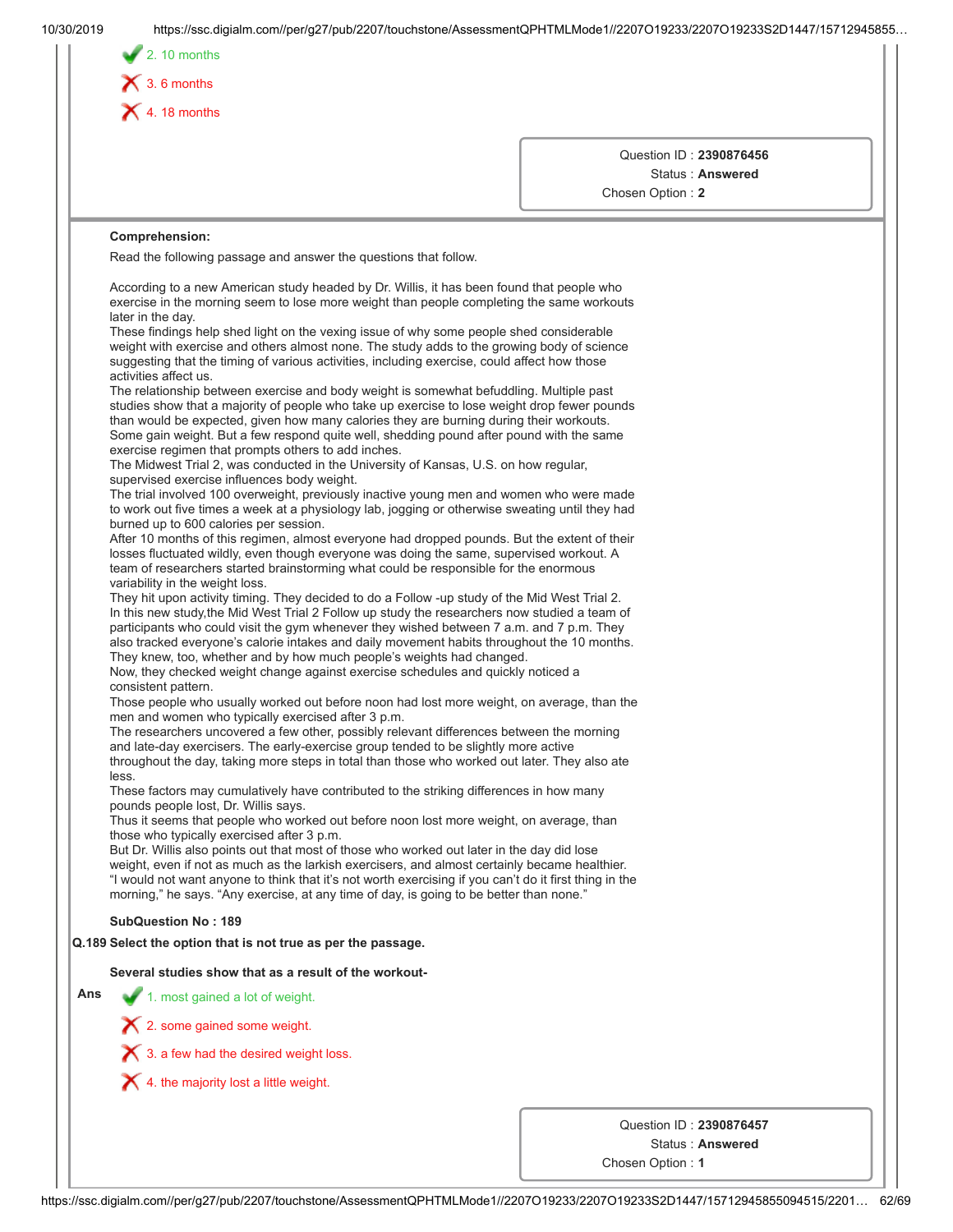2. 10 months

3. 6 months

4. 18 months

Question ID : 2390876456
Status : Answered
Chosen Option : 2

**Comprehension:**

Read the following passage and answer the questions that follow.

According to a new American study headed by Dr. Willis, it has been found that people who exercise in the morning seem to lose more weight than people completing the same workouts later in the day.

These findings help shed light on the vexing issue of why some people shed considerable weight with exercise and others almost none. The study adds to the growing body of science suggesting that the timing of various activities, including exercise, could affect how those activities affect us.

The relationship between exercise and body weight is somewhat befuddling. Multiple past studies show that a majority of people who take up exercise to lose weight drop fewer pounds than would be expected, given how many calories they are burning during their workouts. Some gain weight. But a few respond quite well, shedding pound after pound with the same exercise regimen that prompts others to add inches.

The Midwest Trial 2, was conducted in the University of Kansas, U.S. on how regular, supervised exercise influences body weight.

The trial involved 100 overweight, previously inactive young men and women who were made to work out five times a week at a physiology lab, jogging or otherwise sweating until they had burned up to 600 calories per session.

After 10 months of this regimen, almost everyone had dropped pounds. But the extent of their losses fluctuated wildly, even though everyone was doing the same, supervised workout. A team of researchers started brainstorming what could be responsible for the enormous variability in the weight loss.

They hit upon activity timing. They decided to do a Follow -up study of the Mid West Trial 2. In this new study,the Mid West Trial 2 Follow up study the researchers now studied a team of participants who could visit the gym whenever they wished between 7 a.m. and 7 p.m. They also tracked everyone's calorie intakes and daily movement habits throughout the 10 months. They knew, too, whether and by how much people's weights had changed.

Now, they checked weight change against exercise schedules and quickly noticed a consistent pattern.

Those people who usually worked out before noon had lost more weight, on average, than the men and women who typically exercised after 3 p.m.

The researchers uncovered a few other, possibly relevant differences between the morning and late-day exercisers. The early-exercise group tended to be slightly more active throughout the day, taking more steps in total than those who worked out later. They also ate less.

These factors may cumulatively have contributed to the striking differences in how many pounds people lost, Dr. Willis says.

Thus it seems that people who worked out before noon lost more weight, on average, than those who typically exercised after 3 p.m.

But Dr. Willis also points out that most of those who worked out later in the day did lose weight, even if not as much as the larkish exercisers, and almost certainly became healthier. "I would not want anyone to think that it's not worth exercising if you can't do it first thing in the morning," he says. "Any exercise, at any time of day, is going to be better than none."

**SubQuestion No : 189**

**Q.189 Select the option that is not true as per the passage.**

**Several studies show that as a result of the workout-**

**Ans**

1. most gained a lot of weight.

2. some gained some weight.

3. a few had the desired weight loss.

4. the majority lost a little weight.

Question ID : 2390876457
Status : Answered
Chosen Option : 1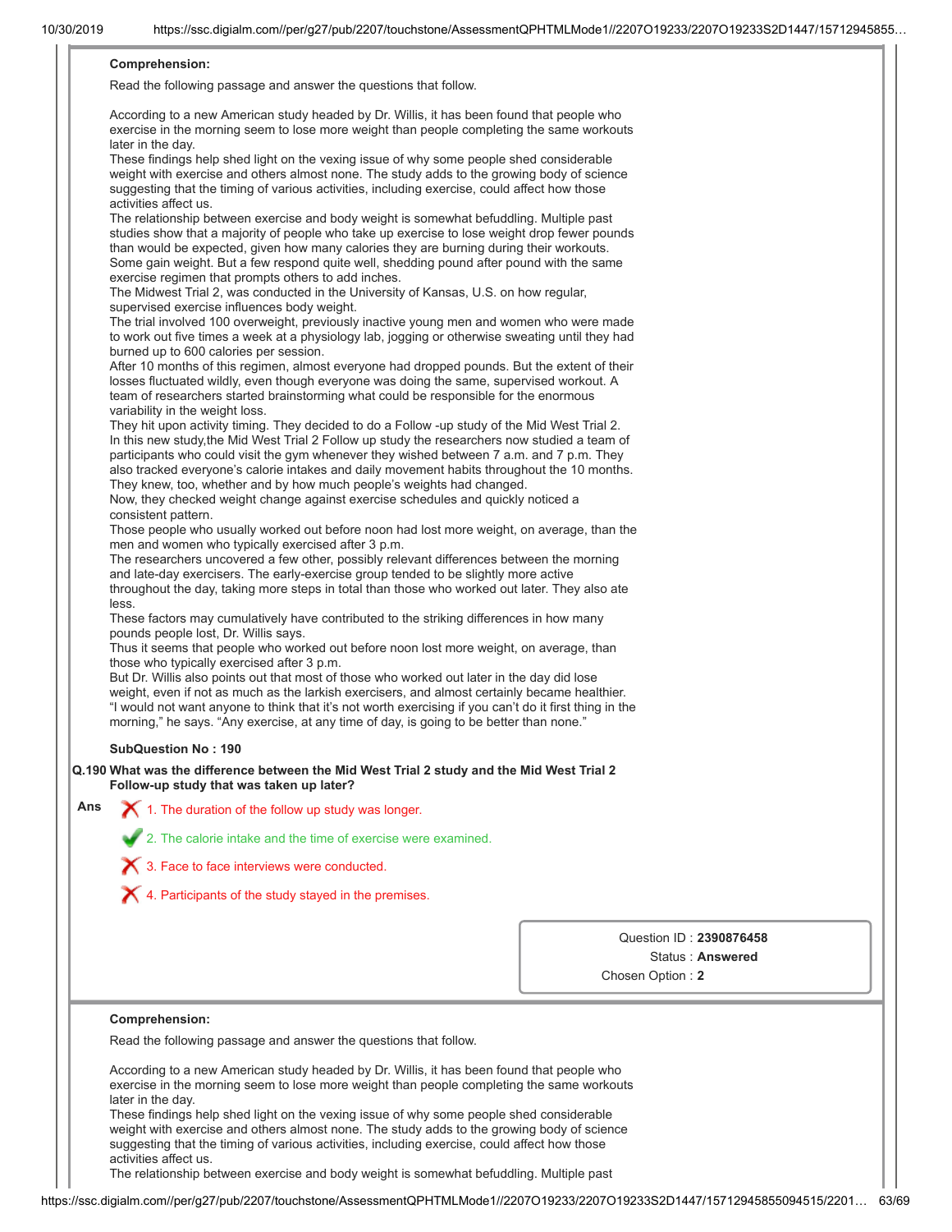**Comprehension:**

Read the following passage and answer the questions that follow.

According to a new American study headed by Dr. Willis, it has been found that people who exercise in the morning seem to lose more weight than people completing the same workouts later in the day.
These findings help shed light on the vexing issue of why some people shed considerable weight with exercise and others almost none. The study adds to the growing body of science suggesting that the timing of various activities, including exercise, could affect how those activities affect us.
The relationship between exercise and body weight is somewhat befuddling. Multiple past studies show that a majority of people who take up exercise to lose weight drop fewer pounds than would be expected, given how many calories they are burning during their workouts. Some gain weight. But a few respond quite well, shedding pound after pound with the same exercise regimen that prompts others to add inches.
The Midwest Trial 2, was conducted in the University of Kansas, U.S. on how regular, supervised exercise influences body weight.
The trial involved 100 overweight, previously inactive young men and women who were made to work out five times a week at a physiology lab, jogging or otherwise sweating until they had burned up to 600 calories per session.
After 10 months of this regimen, almost everyone had dropped pounds. But the extent of their losses fluctuated wildly, even though everyone was doing the same, supervised workout. A team of researchers started brainstorming what could be responsible for the enormous variability in the weight loss.
They hit upon activity timing. They decided to do a Follow -up study of the Mid West Trial 2. In this new study,the Mid West Trial 2 Follow up study the researchers now studied a team of participants who could visit the gym whenever they wished between 7 a.m. and 7 p.m. They also tracked everyone's calorie intakes and daily movement habits throughout the 10 months. They knew, too, whether and by how much people's weights had changed.
Now, they checked weight change against exercise schedules and quickly noticed a consistent pattern.
Those people who usually worked out before noon had lost more weight, on average, than the men and women who typically exercised after 3 p.m.
The researchers uncovered a few other, possibly relevant differences between the morning and late-day exercisers. The early-exercise group tended to be slightly more active throughout the day, taking more steps in total than those who worked out later. They also ate less.
These factors may cumulatively have contributed to the striking differences in how many pounds people lost, Dr. Willis says.
Thus it seems that people who worked out before noon lost more weight, on average, than those who typically exercised after 3 p.m.
But Dr. Willis also points out that most of those who worked out later in the day did lose weight, even if not as much as the larkish exercisers, and almost certainly became healthier. "I would not want anyone to think that it's not worth exercising if you can't do it first thing in the morning," he says. "Any exercise, at any time of day, is going to be better than none."

**SubQuestion No : 190**

**Q.190 What was the difference between the Mid West Trial 2 study and the Mid West Trial 2 Follow-up study that was taken up later?**

**Ans**

✗ 1. The duration of the follow up study was longer.

✓ 2. The calorie intake and the time of exercise were examined.

✗ 3. Face to face interviews were conducted.

✗ 4. Participants of the study stayed in the premises.

Question ID : **2390876458**
Status : **Answered**
Chosen Option : **2**

**Comprehension:**

Read the following passage and answer the questions that follow.

According to a new American study headed by Dr. Willis, it has been found that people who exercise in the morning seem to lose more weight than people completing the same workouts later in the day.
These findings help shed light on the vexing issue of why some people shed considerable weight with exercise and others almost none. The study adds to the growing body of science suggesting that the timing of various activities, including exercise, could affect how those activities affect us.
The relationship between exercise and body weight is somewhat befuddling. Multiple past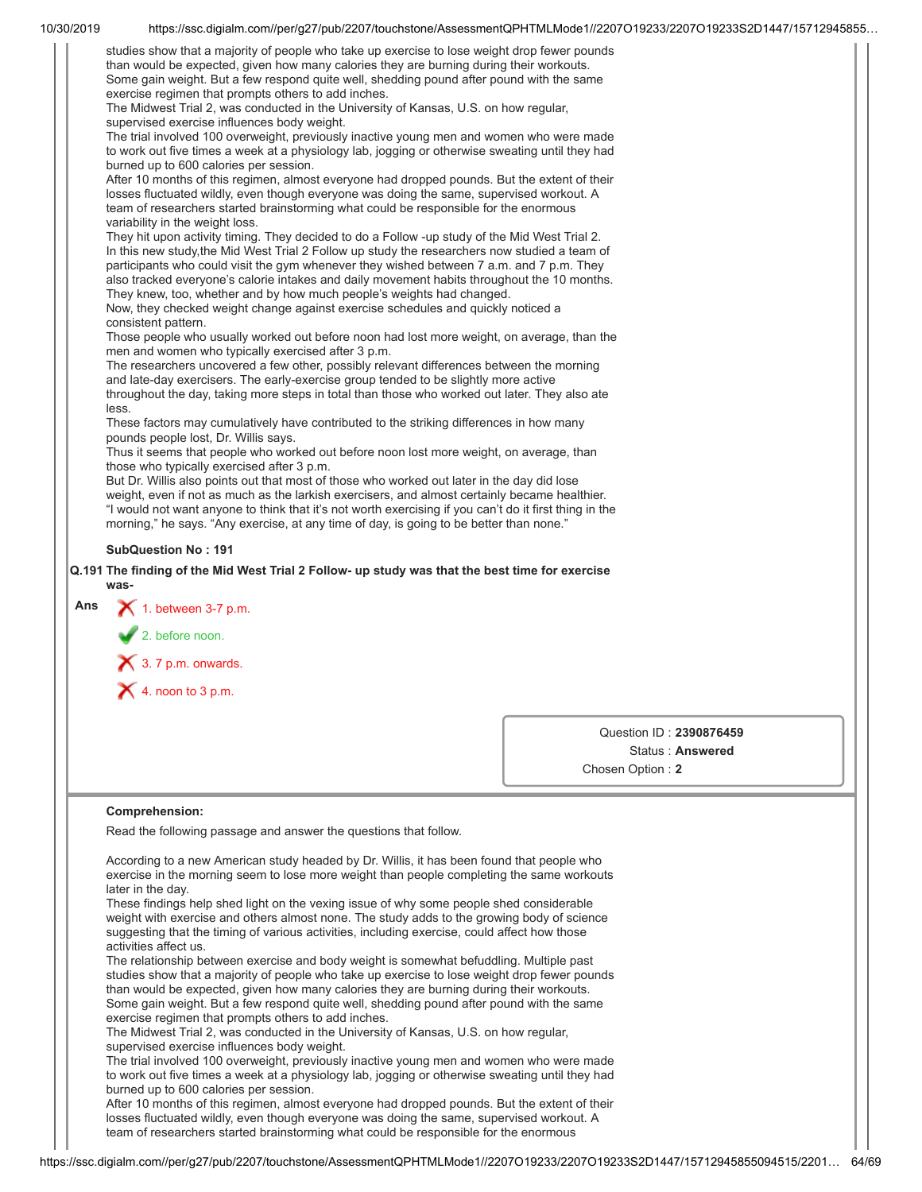studies show that a majority of people who take up exercise to lose weight drop fewer pounds than would be expected, given how many calories they are burning during their workouts. Some gain weight. But a few respond quite well, shedding pound after pound with the same exercise regimen that prompts others to add inches.
The Midwest Trial 2, was conducted in the University of Kansas, U.S. on how regular, supervised exercise influences body weight.
The trial involved 100 overweight, previously inactive young men and women who were made to work out five times a week at a physiology lab, jogging or otherwise sweating until they had burned up to 600 calories per session.
After 10 months of this regimen, almost everyone had dropped pounds. But the extent of their losses fluctuated wildly, even though everyone was doing the same, supervised workout. A team of researchers started brainstorming what could be responsible for the enormous variability in the weight loss.
They hit upon activity timing. They decided to do a Follow -up study of the Mid West Trial 2. In this new study,the Mid West Trial 2 Follow up study the researchers now studied a team of participants who could visit the gym whenever they wished between 7 a.m. and 7 p.m. They also tracked everyone's calorie intakes and daily movement habits throughout the 10 months. They knew, too, whether and by how much people's weights had changed.
Now, they checked weight change against exercise schedules and quickly noticed a consistent pattern.
Those people who usually worked out before noon had lost more weight, on average, than the men and women who typically exercised after 3 p.m.
The researchers uncovered a few other, possibly relevant differences between the morning and late-day exercisers. The early-exercise group tended to be slightly more active throughout the day, taking more steps in total than those who worked out later. They also ate less.
These factors may cumulatively have contributed to the striking differences in how many pounds people lost, Dr. Willis says.
Thus it seems that people who worked out before noon lost more weight, on average, than those who typically exercised after 3 p.m.
But Dr. Willis also points out that most of those who worked out later in the day did lose weight, even if not as much as the larkish exercisers, and almost certainly became healthier. "I would not want anyone to think that it's not worth exercising if you can't do it first thing in the morning," he says. "Any exercise, at any time of day, is going to be better than none."

**SubQuestion No : 191**

**Q.191 The finding of the Mid West Trial 2 Follow- up study was that the best time for exercise was-**

**Ans**
- ✗ 1. between 3-7 p.m.
- ✓ 2. before noon.
- ✗ 3. 7 p.m. onwards.
- ✗ 4. noon to 3 p.m.

Question ID : **2390876459**
Status : **Answered**
Chosen Option : **2**

**Comprehension:**

Read the following passage and answer the questions that follow.

According to a new American study headed by Dr. Willis, it has been found that people who exercise in the morning seem to lose more weight than people completing the same workouts later in the day.
These findings help shed light on the vexing issue of why some people shed considerable weight with exercise and others almost none. The study adds to the growing body of science suggesting that the timing of various activities, including exercise, could affect how those activities affect us.
The relationship between exercise and body weight is somewhat befuddling. Multiple past studies show that a majority of people who take up exercise to lose weight drop fewer pounds than would be expected, given how many calories they are burning during their workouts. Some gain weight. But a few respond quite well, shedding pound after pound with the same exercise regimen that prompts others to add inches.
The Midwest Trial 2, was conducted in the University of Kansas, U.S. on how regular, supervised exercise influences body weight.
The trial involved 100 overweight, previously inactive young men and women who were made to work out five times a week at a physiology lab, jogging or otherwise sweating until they had burned up to 600 calories per session.
After 10 months of this regimen, almost everyone had dropped pounds. But the extent of their losses fluctuated wildly, even though everyone was doing the same, supervised workout. A team of researchers started brainstorming what could be responsible for the enormous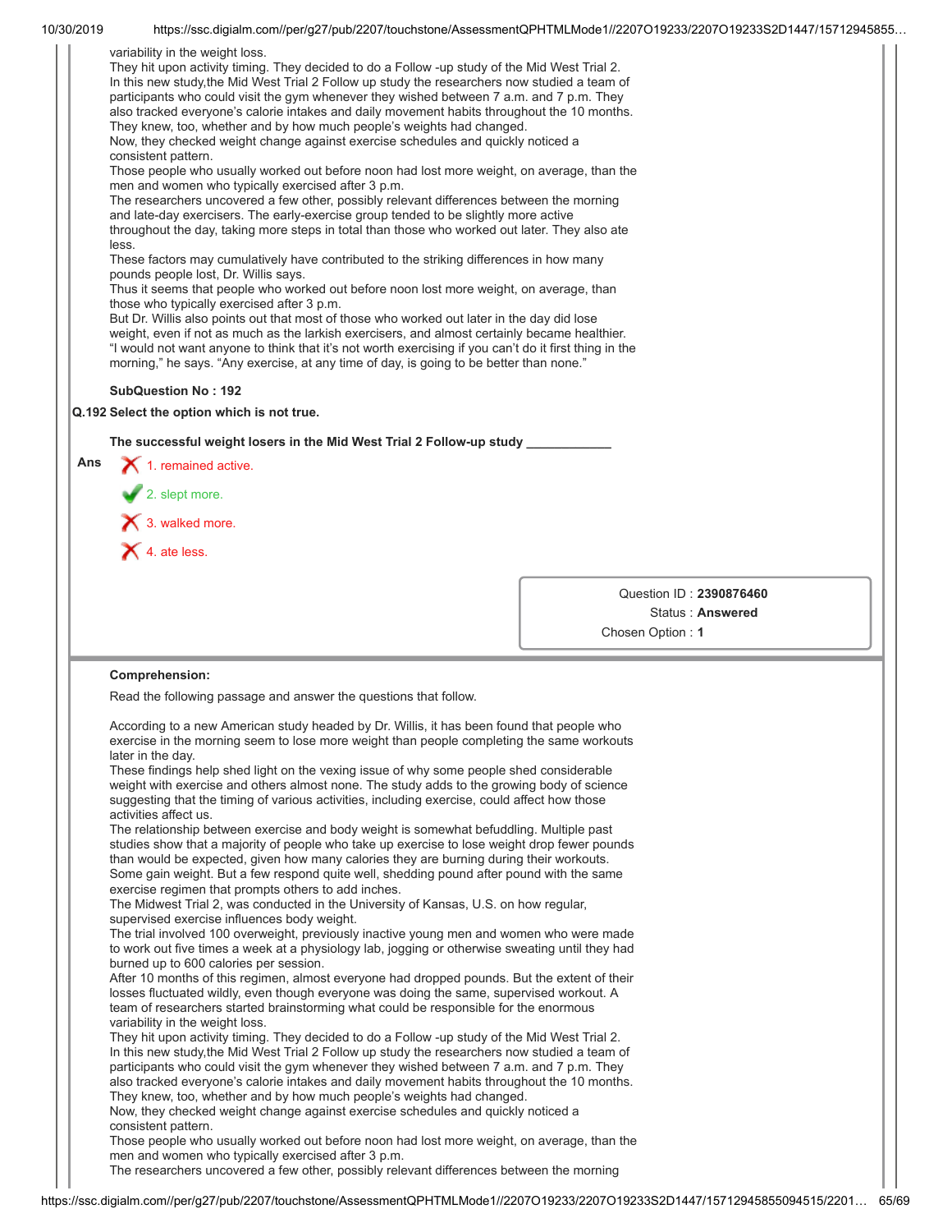variability in the weight loss.
They hit upon activity timing. They decided to do a Follow -up study of the Mid West Trial 2.
In this new study,the Mid West Trial 2 Follow up study the researchers now studied a team of participants who could visit the gym whenever they wished between 7 a.m. and 7 p.m. They also tracked everyone's calorie intakes and daily movement habits throughout the 10 months.
They knew, too, whether and by how much people's weights had changed.
Now, they checked weight change against exercise schedules and quickly noticed a consistent pattern.
Those people who usually worked out before noon had lost more weight, on average, than the men and women who typically exercised after 3 p.m.
The researchers uncovered a few other, possibly relevant differences between the morning and late-day exercisers. The early-exercise group tended to be slightly more active throughout the day, taking more steps in total than those who worked out later. They also ate less.
These factors may cumulatively have contributed to the striking differences in how many pounds people lost, Dr. Willis says.
Thus it seems that people who worked out before noon lost more weight, on average, than those who typically exercised after 3 p.m.
But Dr. Willis also points out that most of those who worked out later in the day did lose weight, even if not as much as the larkish exercisers, and almost certainly became healthier.
"I would not want anyone to think that it's not worth exercising if you can't do it first thing in the morning," he says. "Any exercise, at any time of day, is going to be better than none."

**SubQuestion No : 192**

**Q.192 Select the option which is not true.**

**The successful weight losers in the Mid West Trial 2 Follow-up study ____________**

Ans
✗ 1. remained active.

✓ 2. slept more.

✗ 3. walked more.

✗ 4. ate less.

Question ID : **2390876460**
Status : **Answered**
Chosen Option : **1**

---

**Comprehension:**

Read the following passage and answer the questions that follow.

According to a new American study headed by Dr. Willis, it has been found that people who exercise in the morning seem to lose more weight than people completing the same workouts later in the day.
These findings help shed light on the vexing issue of why some people shed considerable weight with exercise and others almost none. The study adds to the growing body of science suggesting that the timing of various activities, including exercise, could affect how those activities affect us.
The relationship between exercise and body weight is somewhat befuddling. Multiple past studies show that a majority of people who take up exercise to lose weight drop fewer pounds than would be expected, given how many calories they are burning during their workouts.
Some gain weight. But a few respond quite well, shedding pound after pound with the same exercise regimen that prompts others to add inches.
The Midwest Trial 2, was conducted in the University of Kansas, U.S. on how regular, supervised exercise influences body weight.
The trial involved 100 overweight, previously inactive young men and women who were made to work out five times a week at a physiology lab, jogging or otherwise sweating until they had burned up to 600 calories per session.
After 10 months of this regimen, almost everyone had dropped pounds. But the extent of their losses fluctuated wildly, even though everyone was doing the same, supervised workout. A team of researchers started brainstorming what could be responsible for the enormous variability in the weight loss.
They hit upon activity timing. They decided to do a Follow -up study of the Mid West Trial 2.
In this new study,the Mid West Trial 2 Follow up study the researchers now studied a team of participants who could visit the gym whenever they wished between 7 a.m. and 7 p.m. They also tracked everyone's calorie intakes and daily movement habits throughout the 10 months.
They knew, too, whether and by how much people's weights had changed.
Now, they checked weight change against exercise schedules and quickly noticed a consistent pattern.
Those people who usually worked out before noon had lost more weight, on average, than the men and women who typically exercised after 3 p.m.
The researchers uncovered a few other, possibly relevant differences between the morning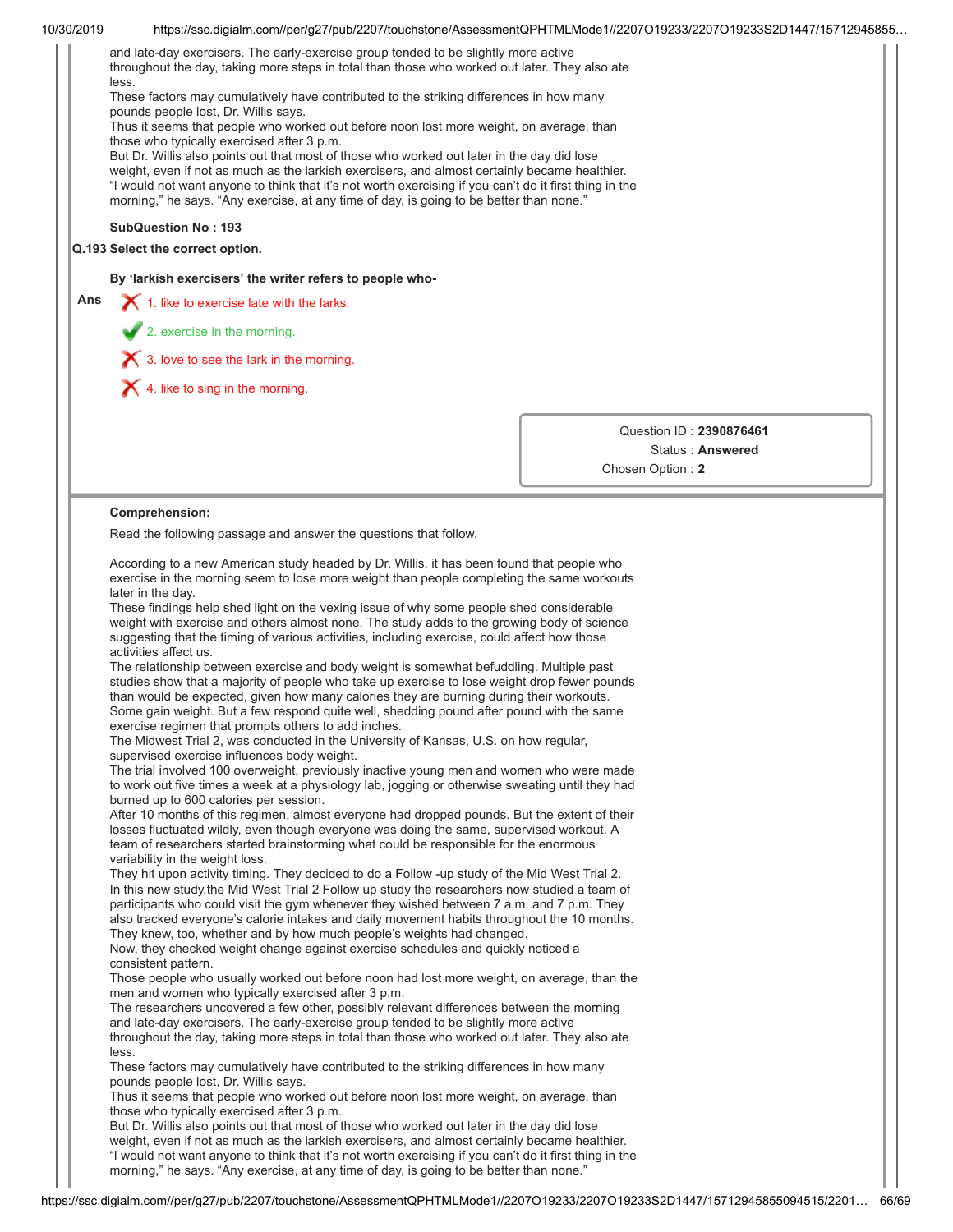and late-day exercisers. The early-exercise group tended to be slightly more active throughout the day, taking more steps in total than those who worked out later. They also ate less.
These factors may cumulatively have contributed to the striking differences in how many pounds people lost, Dr. Willis says.
Thus it seems that people who worked out before noon lost more weight, on average, than those who typically exercised after 3 p.m.
But Dr. Willis also points out that most of those who worked out later in the day did lose weight, even if not as much as the larkish exercisers, and almost certainly became healthier. "I would not want anyone to think that it's not worth exercising if you can't do it first thing in the morning," he says. "Any exercise, at any time of day, is going to be better than none."

**SubQuestion No : 193**

**Q.193 Select the correct option.**

**By 'larkish exercisers' the writer refers to people who-**

**Ans**

1. like to exercise late with the larks.
2. exercise in the morning.
3. love to see the lark in the morning.
4. like to sing in the morning.

Question ID : **2390876461**
Status : **Answered**
Chosen Option : **2**

**Comprehension:**

Read the following passage and answer the questions that follow.

According to a new American study headed by Dr. Willis, it has been found that people who exercise in the morning seem to lose more weight than people completing the same workouts later in the day.
These findings help shed light on the vexing issue of why some people shed considerable weight with exercise and others almost none. The study adds to the growing body of science suggesting that the timing of various activities, including exercise, could affect how those activities affect us.
The relationship between exercise and body weight is somewhat befuddling. Multiple past studies show that a majority of people who take up exercise to lose weight drop fewer pounds than would be expected, given how many calories they are burning during their workouts. Some gain weight. But a few respond quite well, shedding pound after pound with the same exercise regimen that prompts others to add inches.
The Midwest Trial 2, was conducted in the University of Kansas, U.S. on how regular, supervised exercise influences body weight.
The trial involved 100 overweight, previously inactive young men and women who were made to work out five times a week at a physiology lab, jogging or otherwise sweating until they had burned up to 600 calories per session.
After 10 months of this regimen, almost everyone had dropped pounds. But the extent of their losses fluctuated wildly, even though everyone was doing the same, supervised workout. A team of researchers started brainstorming what could be responsible for the enormous variability in the weight loss.
They hit upon activity timing. They decided to do a Follow -up study of the Mid West Trial 2. In this new study,the Mid West Trial 2 Follow up study the researchers now studied a team of participants who could visit the gym whenever they wished between 7 a.m. and 7 p.m. They also tracked everyone's calorie intakes and daily movement habits throughout the 10 months. They knew, too, whether and by how much people's weights had changed.
Now, they checked weight change against exercise schedules and quickly noticed a consistent pattern.
Those people who usually worked out before noon had lost more weight, on average, than the men and women who typically exercised after 3 p.m.
The researchers uncovered a few other, possibly relevant differences between the morning and late-day exercisers. The early-exercise group tended to be slightly more active throughout the day, taking more steps in total than those who worked out later. They also ate less.
These factors may cumulatively have contributed to the striking differences in how many pounds people lost, Dr. Willis says.
Thus it seems that people who worked out before noon lost more weight, on average, than those who typically exercised after 3 p.m.
But Dr. Willis also points out that most of those who worked out later in the day did lose weight, even if not as much as the larkish exercisers, and almost certainly became healthier. "I would not want anyone to think that it's not worth exercising if you can't do it first thing in the morning," he says. "Any exercise, at any time of day, is going to be better than none."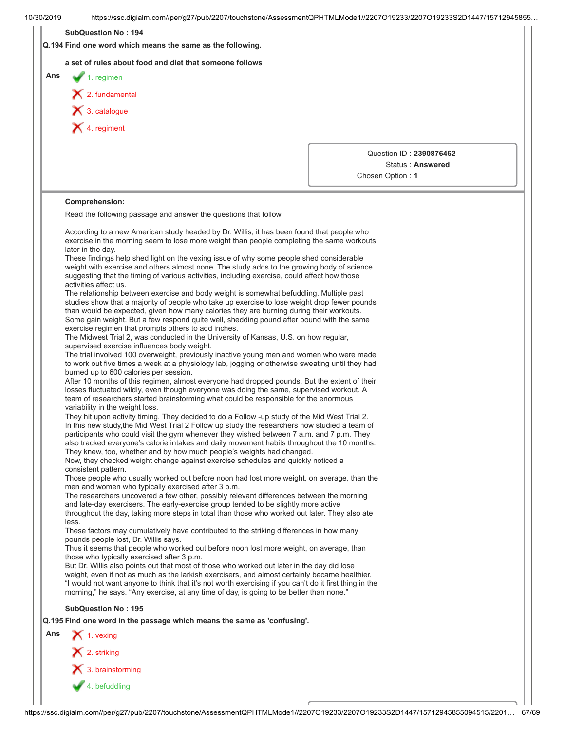**SubQuestion No : 194**

**Q.194 Find one word which means the same as the following.**

**a set of rules about food and diet that someone follows**

**Ans**

✔ 1. regimen

✘ 2. fundamental

✘ 3. catalogue

✘ 4. regiment

Question ID : **2390876462**
Status : **Answered**
Chosen Option : **1**

**Comprehension:**

Read the following passage and answer the questions that follow.

According to a new American study headed by Dr. Willis, it has been found that people who exercise in the morning seem to lose more weight than people completing the same workouts later in the day.
These findings help shed light on the vexing issue of why some people shed considerable weight with exercise and others almost none. The study adds to the growing body of science suggesting that the timing of various activities, including exercise, could affect how those activities affect us.
The relationship between exercise and body weight is somewhat befuddling. Multiple past studies show that a majority of people who take up exercise to lose weight drop fewer pounds than would be expected, given how many calories they are burning during their workouts. Some gain weight. But a few respond quite well, shedding pound after pound with the same exercise regimen that prompts others to add inches.
The Midwest Trial 2, was conducted in the University of Kansas, U.S. on how regular, supervised exercise influences body weight.
The trial involved 100 overweight, previously inactive young men and women who were made to work out five times a week at a physiology lab, jogging or otherwise sweating until they had burned up to 600 calories per session.
After 10 months of this regimen, almost everyone had dropped pounds. But the extent of their losses fluctuated wildly, even though everyone was doing the same, supervised workout. A team of researchers started brainstorming what could be responsible for the enormous variability in the weight loss.
They hit upon activity timing. They decided to do a Follow -up study of the Mid West Trial 2. In this new study,the Mid West Trial 2 Follow up study the researchers now studied a team of participants who could visit the gym whenever they wished between 7 a.m. and 7 p.m. They also tracked everyone's calorie intakes and daily movement habits throughout the 10 months. They knew, too, whether and by how much people's weights had changed.
Now, they checked weight change against exercise schedules and quickly noticed a consistent pattern.
Those people who usually worked out before noon had lost more weight, on average, than the men and women who typically exercised after 3 p.m.
The researchers uncovered a few other, possibly relevant differences between the morning and late-day exercisers. The early-exercise group tended to be slightly more active throughout the day, taking more steps in total than those who worked out later. They also ate less.
These factors may cumulatively have contributed to the striking differences in how many pounds people lost, Dr. Willis says.
Thus it seems that people who worked out before noon lost more weight, on average, than those who typically exercised after 3 p.m.
But Dr. Willis also points out that most of those who worked out later in the day did lose weight, even if not as much as the larkish exercisers, and almost certainly became healthier. "I would not want anyone to think that it's not worth exercising if you can't do it first thing in the morning," he says. "Any exercise, at any time of day, is going to be better than none."

**SubQuestion No : 195**

**Q.195 Find one word in the passage which means the same as 'confusing'.**

**Ans**

✘ 1. vexing

✘ 2. striking

✘ 3. brainstorming

✔ 4. befuddling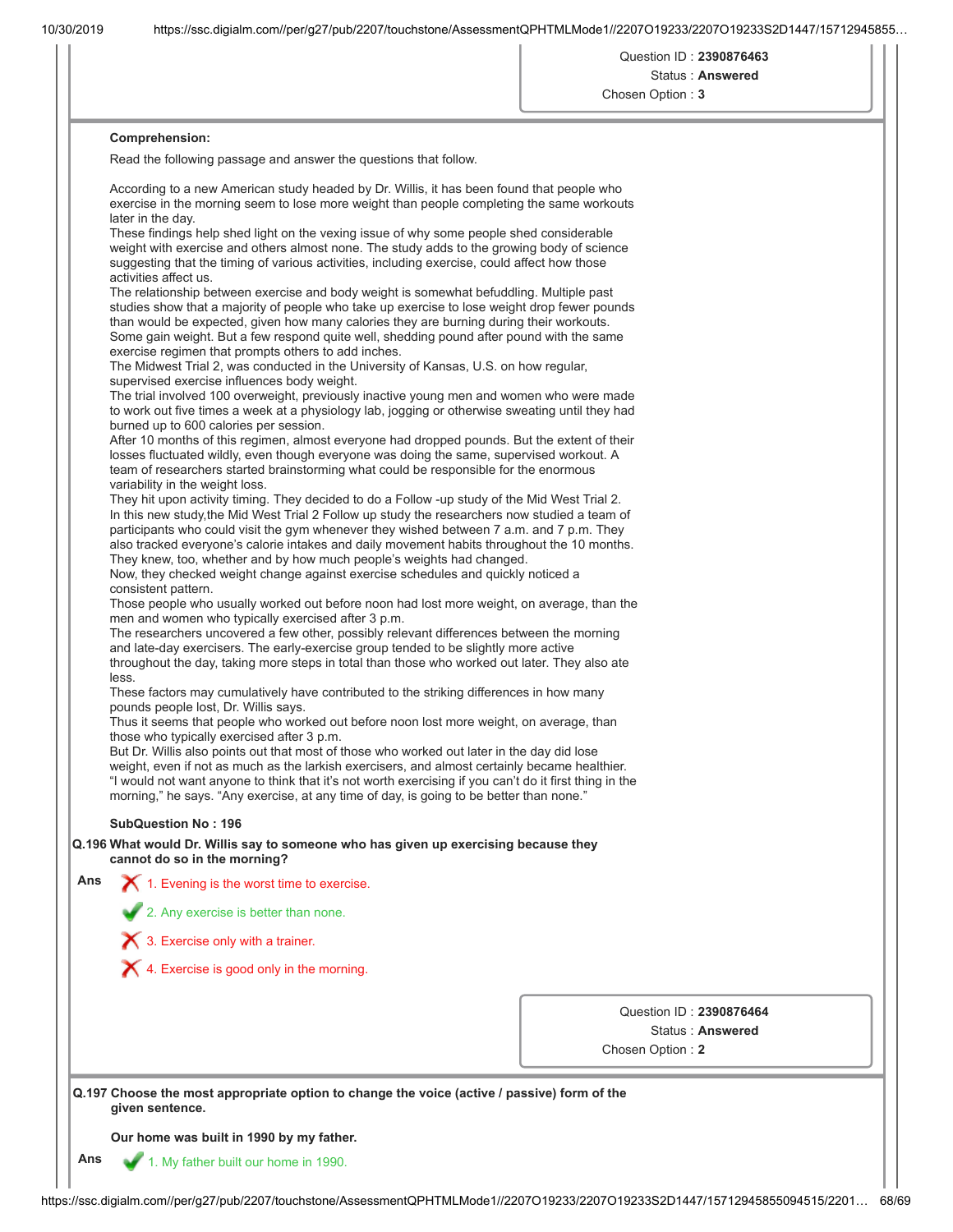Question ID : **2390876463**
Status : **Answered**
Chosen Option : **3**

**Comprehension:**

Read the following passage and answer the questions that follow.

According to a new American study headed by Dr. Willis, it has been found that people who exercise in the morning seem to lose more weight than people completing the same workouts later in the day.
These findings help shed light on the vexing issue of why some people shed considerable weight with exercise and others almost none. The study adds to the growing body of science suggesting that the timing of various activities, including exercise, could affect how those activities affect us.
The relationship between exercise and body weight is somewhat befuddling. Multiple past studies show that a majority of people who take up exercise to lose weight drop fewer pounds than would be expected, given how many calories they are burning during their workouts. Some gain weight. But a few respond quite well, shedding pound after pound with the same exercise regimen that prompts others to add inches.
The Midwest Trial 2, was conducted in the University of Kansas, U.S. on how regular, supervised exercise influences body weight.
The trial involved 100 overweight, previously inactive young men and women who were made to work out five times a week at a physiology lab, jogging or otherwise sweating until they had burned up to 600 calories per session.
After 10 months of this regimen, almost everyone had dropped pounds. But the extent of their losses fluctuated wildly, even though everyone was doing the same, supervised workout. A team of researchers started brainstorming what could be responsible for the enormous variability in the weight loss.
They hit upon activity timing. They decided to do a Follow -up study of the Mid West Trial 2. In this new study,the Mid West Trial 2 Follow up study the researchers now studied a team of participants who could visit the gym whenever they wished between 7 a.m. and 7 p.m. They also tracked everyone's calorie intakes and daily movement habits throughout the 10 months. They knew, too, whether and by how much people's weights had changed.
Now, they checked weight change against exercise schedules and quickly noticed a consistent pattern.
Those people who usually worked out before noon had lost more weight, on average, than the men and women who typically exercised after 3 p.m.
The researchers uncovered a few other, possibly relevant differences between the morning and late-day exercisers. The early-exercise group tended to be slightly more active throughout the day, taking more steps in total than those who worked out later. They also ate less.
These factors may cumulatively have contributed to the striking differences in how many pounds people lost, Dr. Willis says.
Thus it seems that people who worked out before noon lost more weight, on average, than those who typically exercised after 3 p.m.
But Dr. Willis also points out that most of those who worked out later in the day did lose weight, even if not as much as the larkish exercisers, and almost certainly became healthier. "I would not want anyone to think that it's not worth exercising if you can't do it first thing in the morning," he says. "Any exercise, at any time of day, is going to be better than none."

**SubQuestion No : 196**

**Q.196 What would Dr. Willis say to someone who has given up exercising because they cannot do so in the morning?**

**Ans**
1. Evening is the worst time to exercise. ✗
2. Any exercise is better than none. ✓
3. Exercise only with a trainer. ✗
4. Exercise is good only in the morning. ✗

Question ID : **2390876464**
Status : **Answered**
Chosen Option : **2**

**Q.197 Choose the most appropriate option to change the voice (active / passive) form of the given sentence.**

**Our home was built in 1990 by my father.**

**Ans**
1. My father built our home in 1990. ✓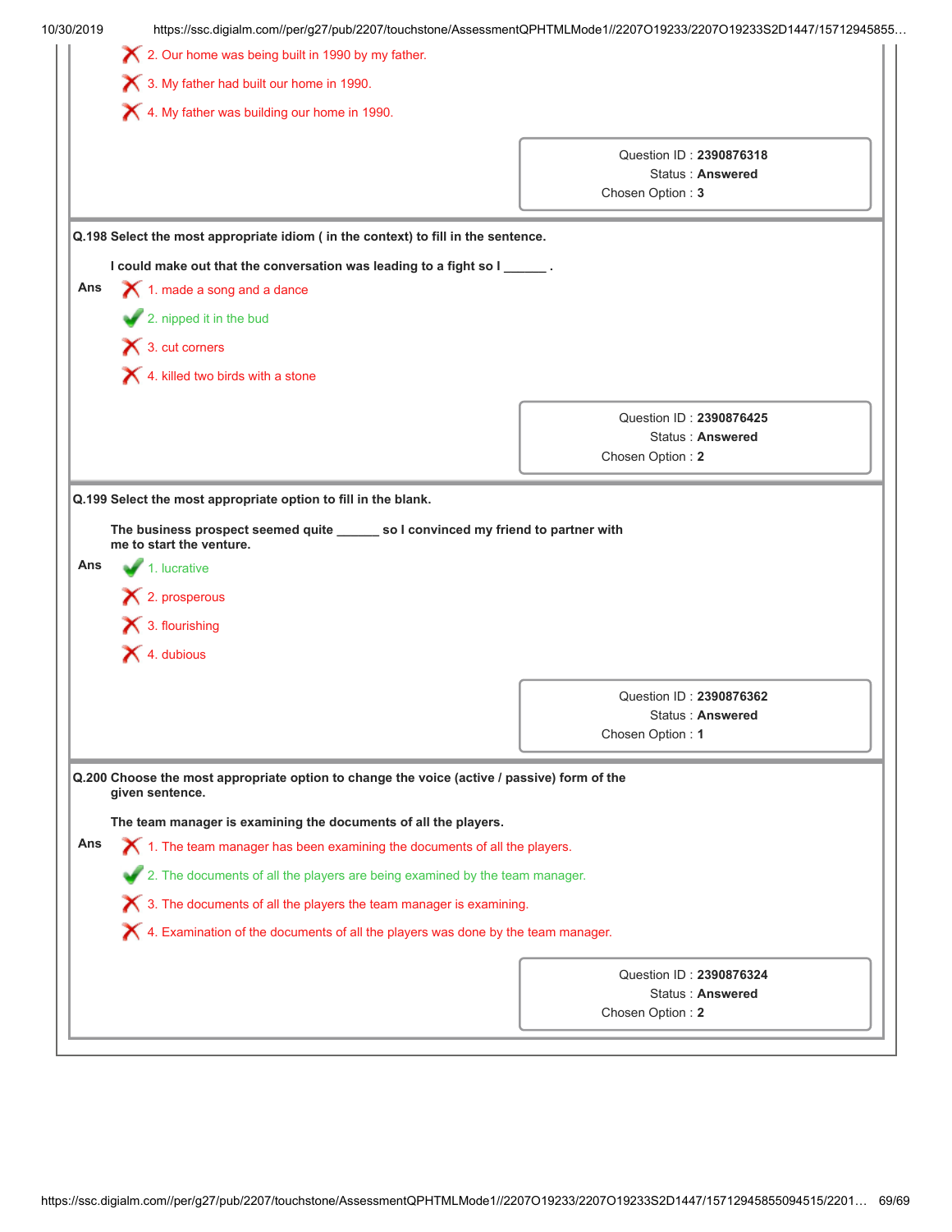2. Our home was being built in 1990 by my father.

3. My father had built our home in 1990.

4. My father was building our home in 1990.

Question ID : **2390876318**
Status : **Answered**
Chosen Option : **3**

**Q.198 Select the most appropriate idiom ( in the context) to fill in the sentence.**

**I could make out that the conversation was leading to a fight so I ______ .**

**Ans**

1. made a song and a dance

2. nipped it in the bud

3. cut corners

4. killed two birds with a stone

Question ID : **2390876425**
Status : **Answered**
Chosen Option : **2**

**Q.199 Select the most appropriate option to fill in the blank.**

**The business prospect seemed quite ______ so I convinced my friend to partner with me to start the venture.**

**Ans**

1. lucrative

2. prosperous

3. flourishing

4. dubious

Question ID : **2390876362**
Status : **Answered**
Chosen Option : **1**

**Q.200 Choose the most appropriate option to change the voice (active / passive) form of the given sentence.**

**The team manager is examining the documents of all the players.**

**Ans**

1. The team manager has been examining the documents of all the players.

2. The documents of all the players are being examined by the team manager.

3. The documents of all the players the team manager is examining.

4. Examination of the documents of all the players was done by the team manager.

Question ID : **2390876324**
Status : **Answered**
Chosen Option : **2**